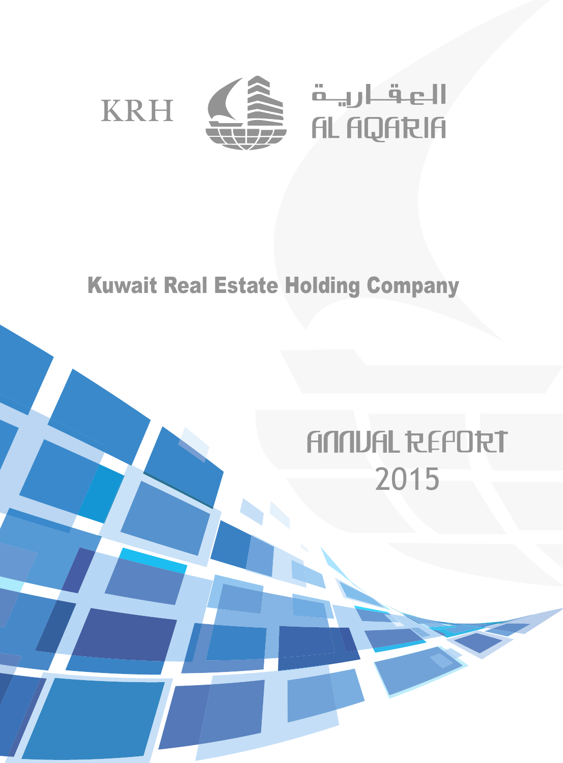KRH

العقارية

AL AQARIA

# Kuwait Real Estate Holding Company

# ANNUAL REPORT 2015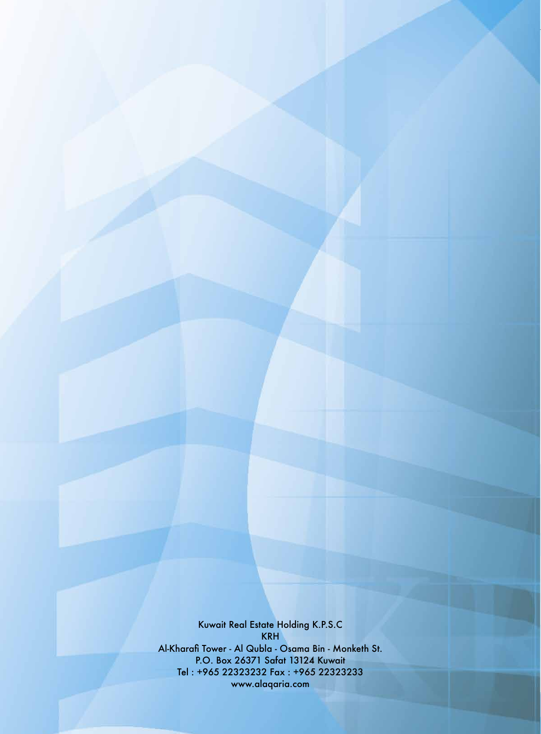Kuwait Real Estate Holding K.P.S.C

KRH

Al-Kharafi Tower - Al Qubla - Osama Bin - Monketh St.

P.O. Box 26371 Safat 13124 Kuwait

Tel : +965 22323232 Fax : +965 22323233

www.alaqaria.com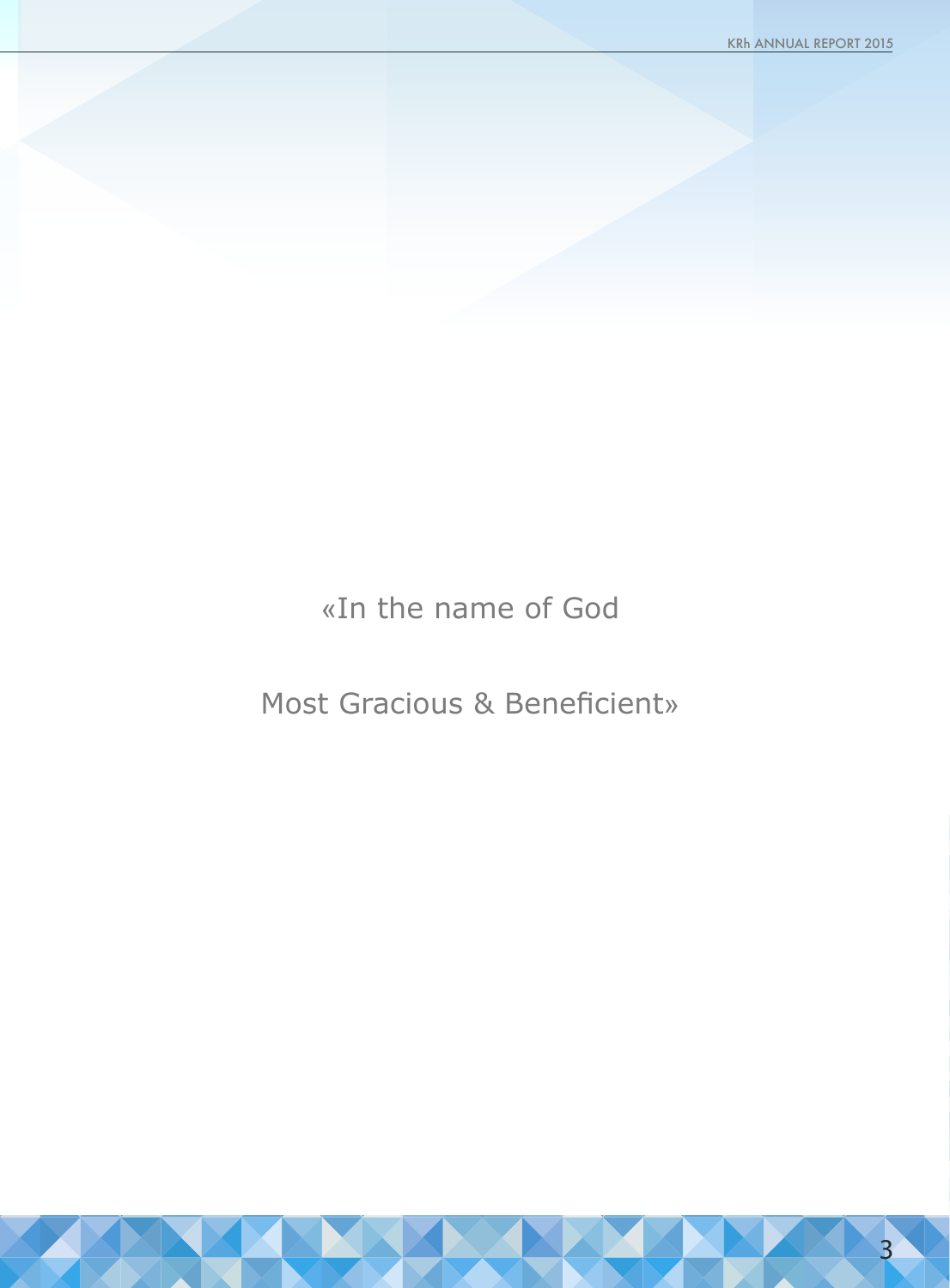«In the name of God

Most Gracious & Beneficient»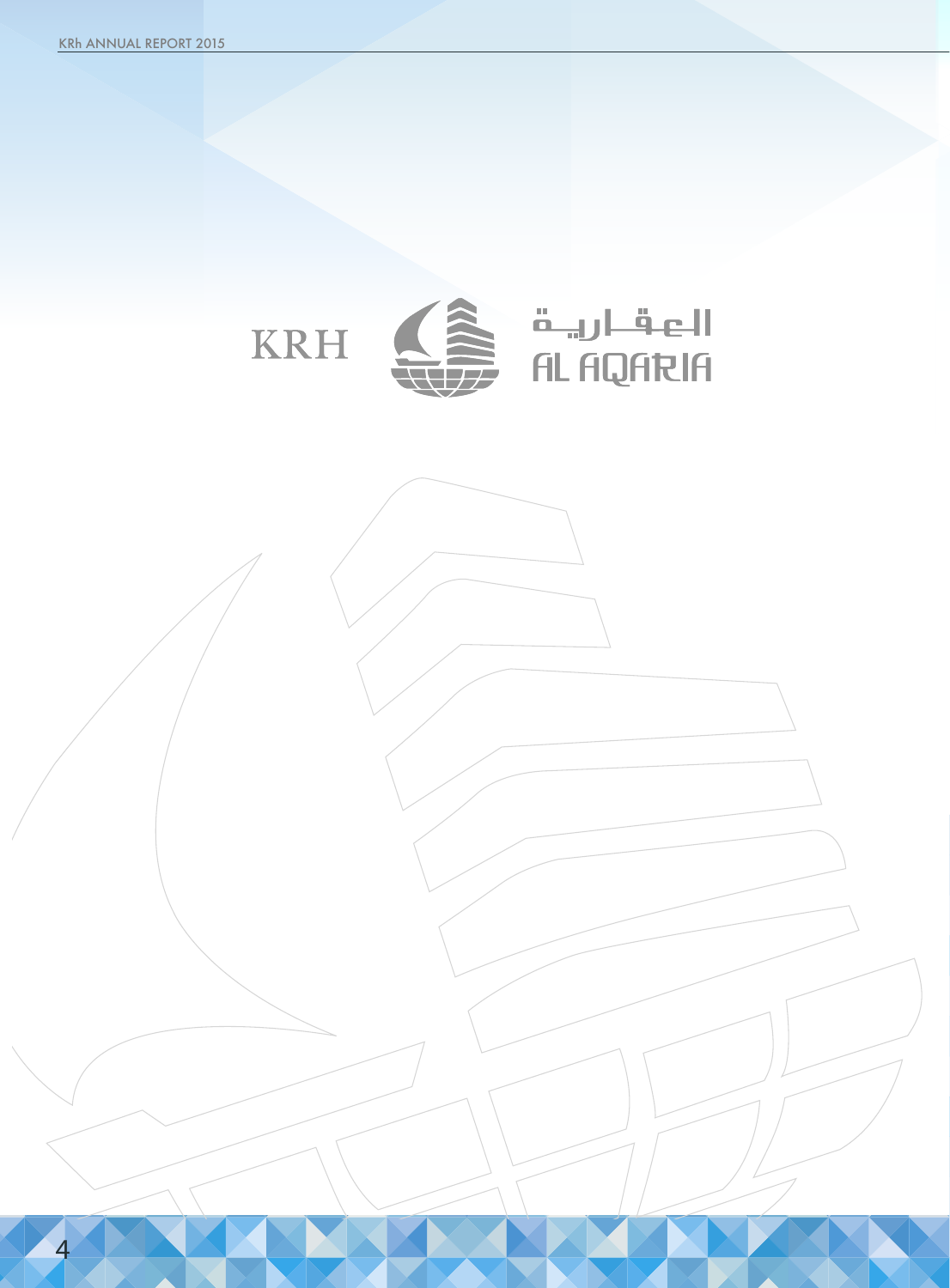KRH

العقارية

AL AQARIA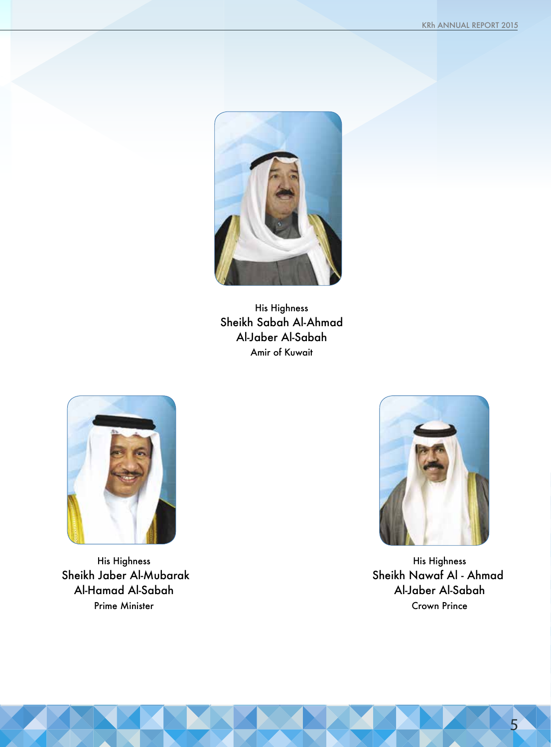His Highness
Sheikh Sabah Al-Ahmad
Al-Jaber Al-Sabah
Amir of Kuwait

His Highness
Sheikh Jaber Al-Mubarak
Al-Hamad Al-Sabah
Prime Minister

His Highness
Sheikh Nawaf Al - Ahmad
Al-Jaber Al-Sabah
Crown Prince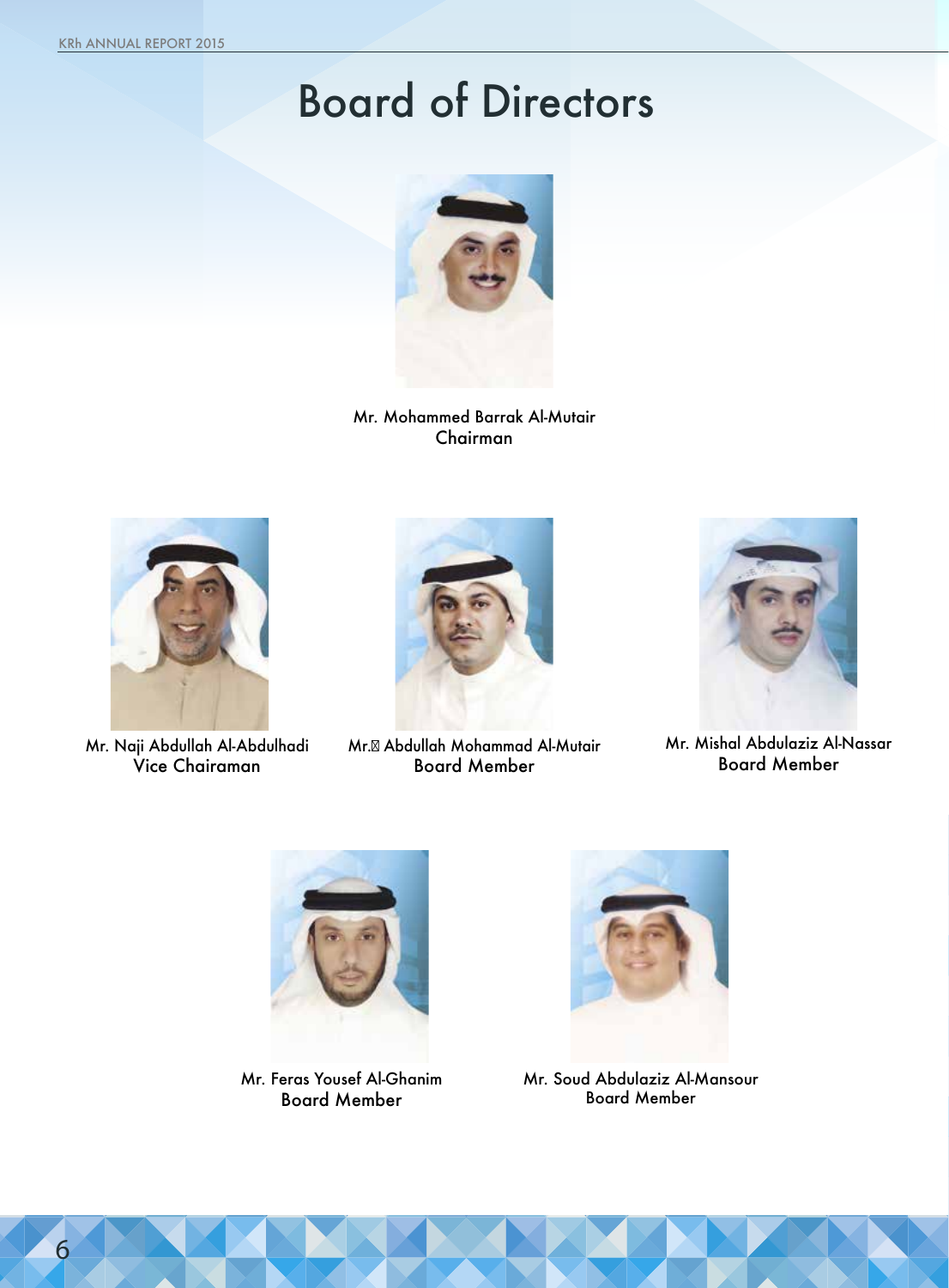# Board of Directors

Mr. Mohammed Barrak Al-Mutair
Chairman

Mr. Naji Abdullah Al-Abdulhadi
Vice Chairaman

Mr. Abdullah Mohammad Al-Mutair
Board Member

Mr. Mishal Abdulaziz Al-Nassar
Board Member

Mr. Feras Yousef Al-Ghanim
Board Member

Mr. Soud Abdulaziz Al-Mansour
Board Member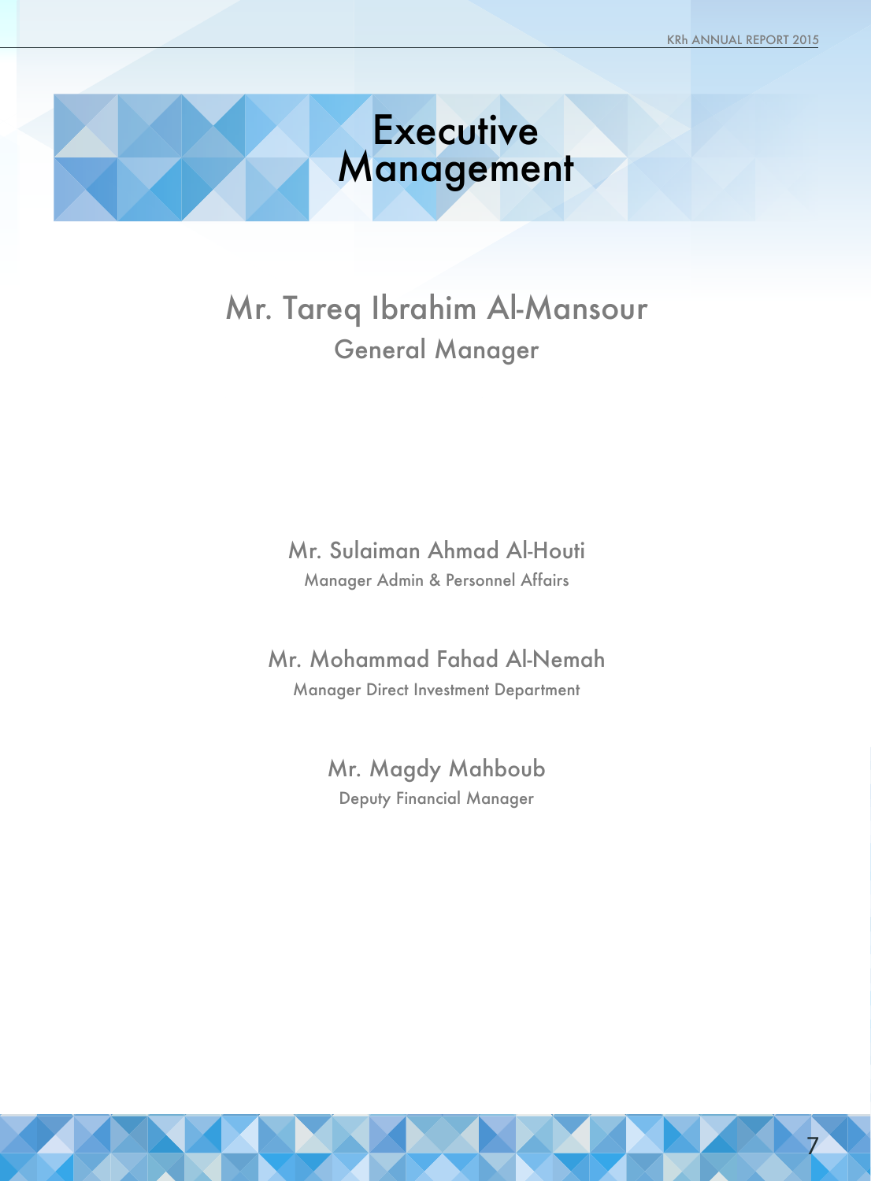# Executive Management

## Mr. Tareq Ibrahim Al-Mansour

General Manager

### Mr. Sulaiman Ahmad Al-Houti

Manager Admin & Personnel Affairs

### Mr. Mohammad Fahad Al-Nemah

Manager Direct Investment Department

### Mr. Magdy Mahboub

Deputy Financial Manager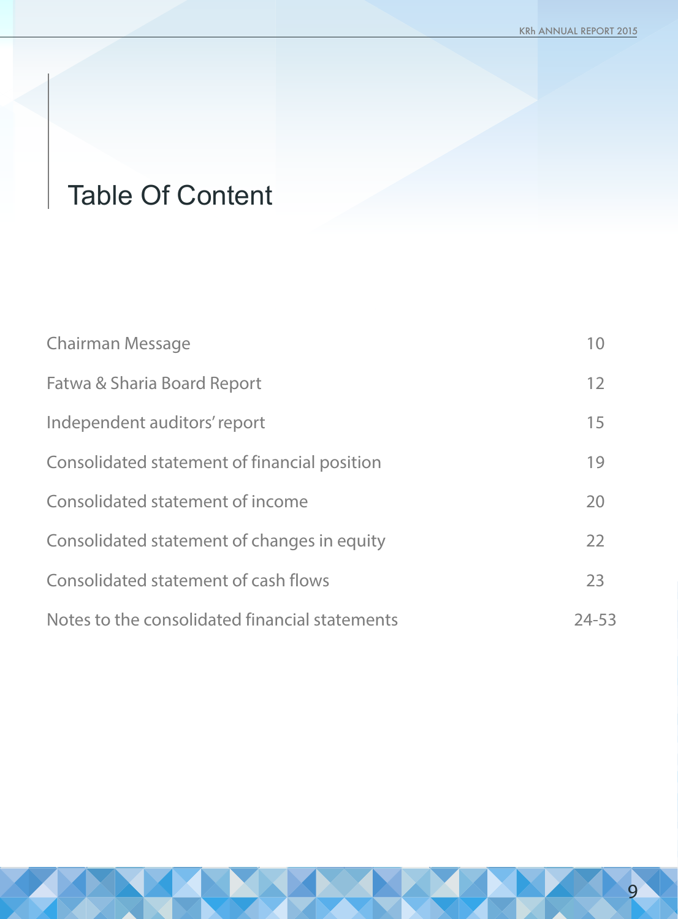# Table Of Content

| | |
|---|---|
| Chairman Message | 10 |
| Fatwa & Sharia Board Report | 12 |
| Independent auditors' report | 15 |
| Consolidated statement of financial position | 19 |
| Consolidated statement of income | 20 |
| Consolidated statement of changes in equity | 22 |
| Consolidated statement of cash flows | 23 |
| Notes to the consolidated financial statements | 24-53 |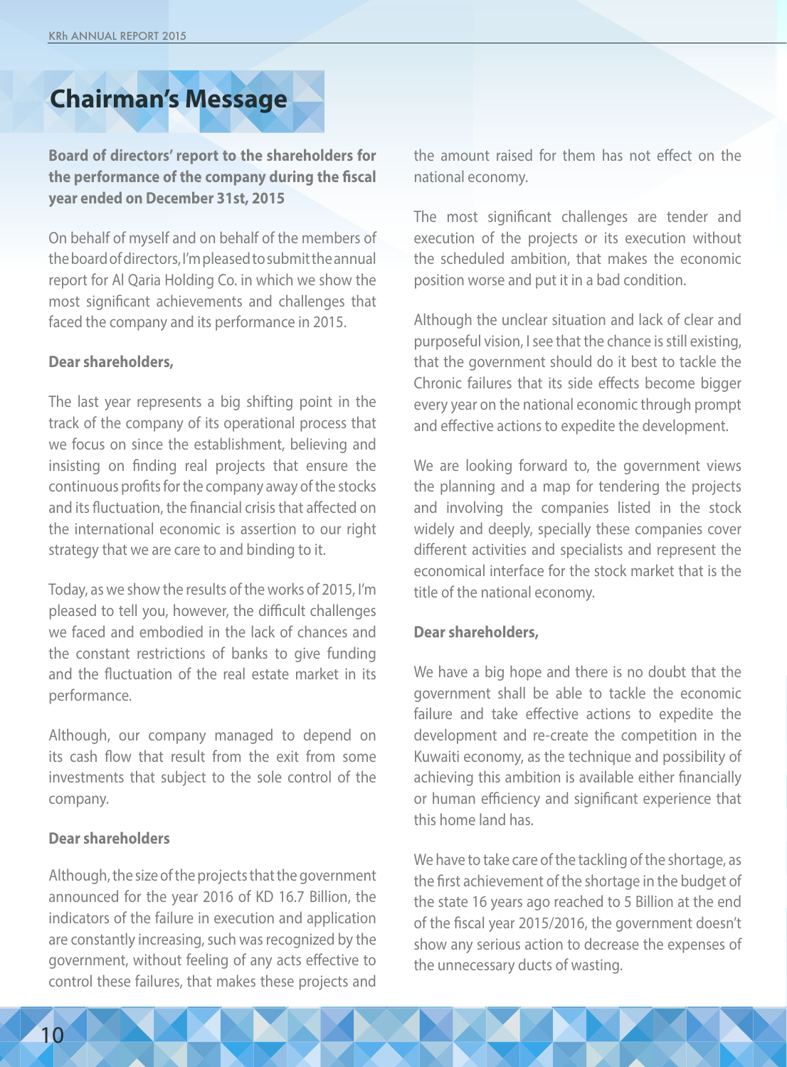# Chairman's Message

**Board of directors' report to the shareholders for the performance of the company during the fiscal year ended on December 31st, 2015**

On behalf of myself and on behalf of the members of the board of directors, I'm pleased to submit the annual report for Al Qaria Holding Co. in which we show the most significant achievements and challenges that faced the company and its performance in 2015.

**Dear shareholders,**

The last year represents a big shifting point in the track of the company of its operational process that we focus on since the establishment, believing and insisting on finding real projects that ensure the continuous profits for the company away of the stocks and its fluctuation, the financial crisis that affected on the international economic is assertion to our right strategy that we are care to and binding to it.

Today, as we show the results of the works of 2015, I'm pleased to tell you, however, the difficult challenges we faced and embodied in the lack of chances and the constant restrictions of banks to give funding and the fluctuation of the real estate market in its performance.

Although, our company managed to depend on its cash flow that result from the exit from some investments that subject to the sole control of the company.

**Dear shareholders**

Although, the size of the projects that the government announced for the year 2016 of KD 16.7 Billion, the indicators of the failure in execution and application are constantly increasing, such was recognized by the government, without feeling of any acts effective to control these failures, that makes these projects and the amount raised for them has not effect on the national economy.

The most significant challenges are tender and execution of the projects or its execution without the scheduled ambition, that makes the economic position worse and put it in a bad condition.

Although the unclear situation and lack of clear and purposeful vision, I see that the chance is still existing, that the government should do it best to tackle the Chronic failures that its side effects become bigger every year on the national economic through prompt and effective actions to expedite the development.

We are looking forward to, the government views the planning and a map for tendering the projects and involving the companies listed in the stock widely and deeply, specially these companies cover different activities and specialists and represent the economical interface for the stock market that is the title of the national economy.

**Dear shareholders,**

We have a big hope and there is no doubt that the government shall be able to tackle the economic failure and take effective actions to expedite the development and re-create the competition in the Kuwaiti economy, as the technique and possibility of achieving this ambition is available either financially or human efficiency and significant experience that this home land has.

We have to take care of the tackling of the shortage, as the first achievement of the shortage in the budget of the state 16 years ago reached to 5 Billion at the end of the fiscal year 2015/2016, the government doesn't show any serious action to decrease the expenses of the unnecessary ducts of wasting.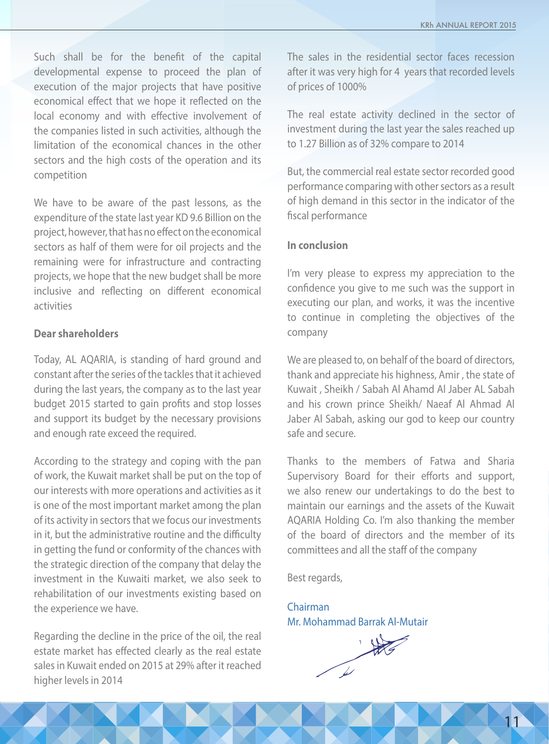Such shall be for the benefit of the capital developmental expense to proceed the plan of execution of the major projects that have positive economical effect that we hope it reflected on the local economy and with effective involvement of the companies listed in such activities, although the limitation of the economical chances in the other sectors and the high costs of the operation and its competition

We have to be aware of the past lessons, as the expenditure of the state last year KD 9.6 Billion on the project, however, that has no effect on the economical sectors as half of them were for oil projects and the remaining were for infrastructure and contracting projects, we hope that the new budget shall be more inclusive and reflecting on different economical activities

**Dear shareholders**

Today, AL AQARIA, is standing of hard ground and constant after the series of the tackles that it achieved during the last years, the company as to the last year budget 2015 started to gain profits and stop losses and support its budget by the necessary provisions and enough rate exceed the required.

According to the strategy and coping with the pan of work, the Kuwait market shall be put on the top of our interests with more operations and activities as it is one of the most important market among the plan of its activity in sectors that we focus our investments in it, but the administrative routine and the difficulty in getting the fund or conformity of the chances with the strategic direction of the company that delay the investment in the Kuwaiti market, we also seek to rehabilitation of our investments existing based on the experience we have.

Regarding the decline in the price of the oil, the real estate market has effected clearly as the real estate sales in Kuwait ended on 2015 at 29% after it reached higher levels in 2014

The sales in the residential sector faces recession after it was very high for 4 years that recorded levels of prices of 1000%

The real estate activity declined in the sector of investment during the last year the sales reached up to 1.27 Billion as of 32% compare to 2014

But, the commercial real estate sector recorded good performance comparing with other sectors as a result of high demand in this sector in the indicator of the fiscal performance

**In conclusion**

I'm very please to express my appreciation to the confidence you give to me such was the support in executing our plan, and works, it was the incentive to continue in completing the objectives of the company

We are pleased to, on behalf of the board of directors, thank and appreciate his highness, Amir , the state of Kuwait , Sheikh / Sabah Al Ahamd Al Jaber AL Sabah and his crown prince Sheikh/ Naeaf Al Ahmad Al Jaber Al Sabah, asking our god to keep our country safe and secure.

Thanks to the members of Fatwa and Sharia Supervisory Board for their efforts and support, we also renew our undertakings to do the best to maintain our earnings and the assets of the Kuwait AQARIA Holding Co. I'm also thanking the member of the board of directors and the member of its committees and all the staff of the company

Best regards,

Chairman
Mr. Mohammad Barrak Al-Mutair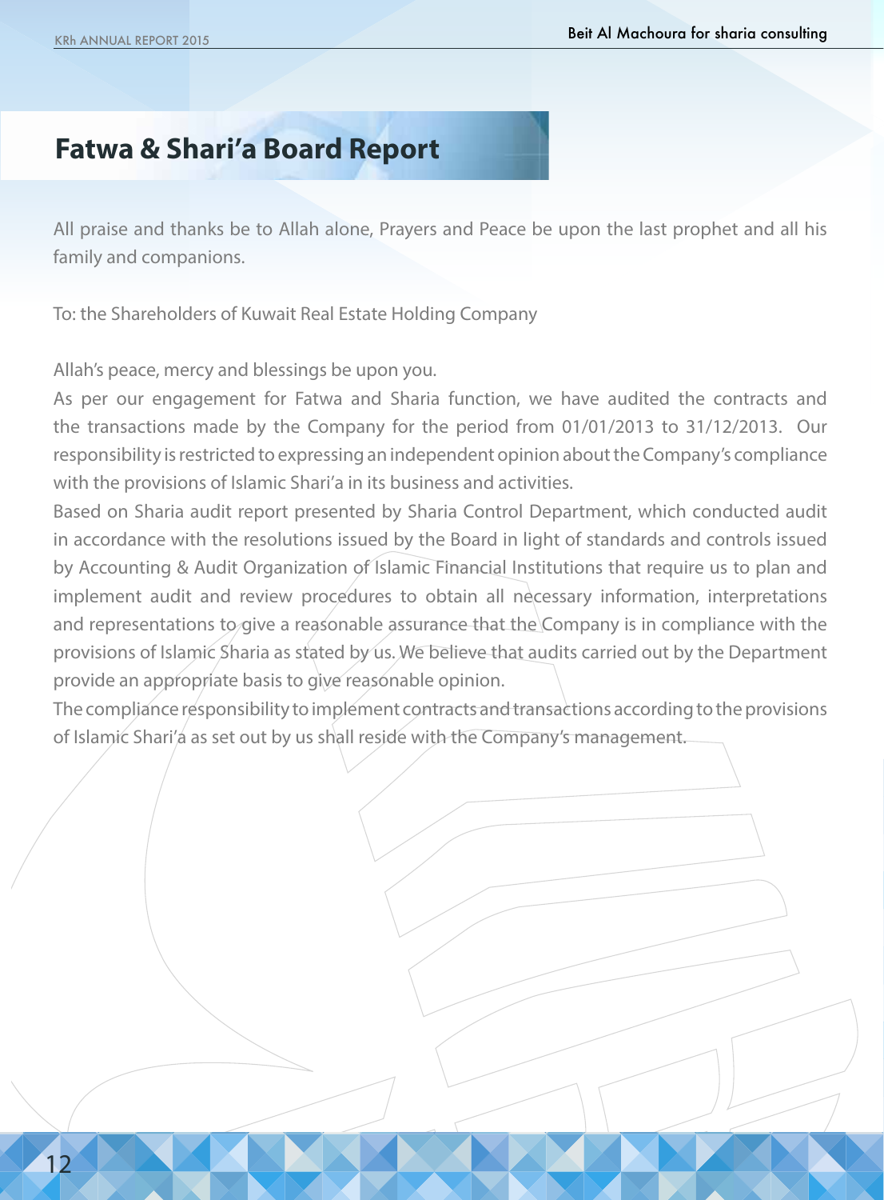# Fatwa & Shari'a Board Report

All praise and thanks be to Allah alone, Prayers and Peace be upon the last prophet and all his family and companions.

To: the Shareholders of Kuwait Real Estate Holding Company

Allah's peace, mercy and blessings be upon you.

As per our engagement for Fatwa and Sharia function, we have audited the contracts and the transactions made by the Company for the period from 01/01/2013 to 31/12/2013. Our responsibility is restricted to expressing an independent opinion about the Company's compliance with the provisions of Islamic Shari'a in its business and activities.

Based on Sharia audit report presented by Sharia Control Department, which conducted audit in accordance with the resolutions issued by the Board in light of standards and controls issued by Accounting & Audit Organization of Islamic Financial Institutions that require us to plan and implement audit and review procedures to obtain all necessary information, interpretations and representations to give a reasonable assurance that the Company is in compliance with the provisions of Islamic Sharia as stated by us. We believe that audits carried out by the Department provide an appropriate basis to give reasonable opinion.

The compliance responsibility to implement contracts and transactions according to the provisions of Islamic Shari'a as set out by us shall reside with the Company's management.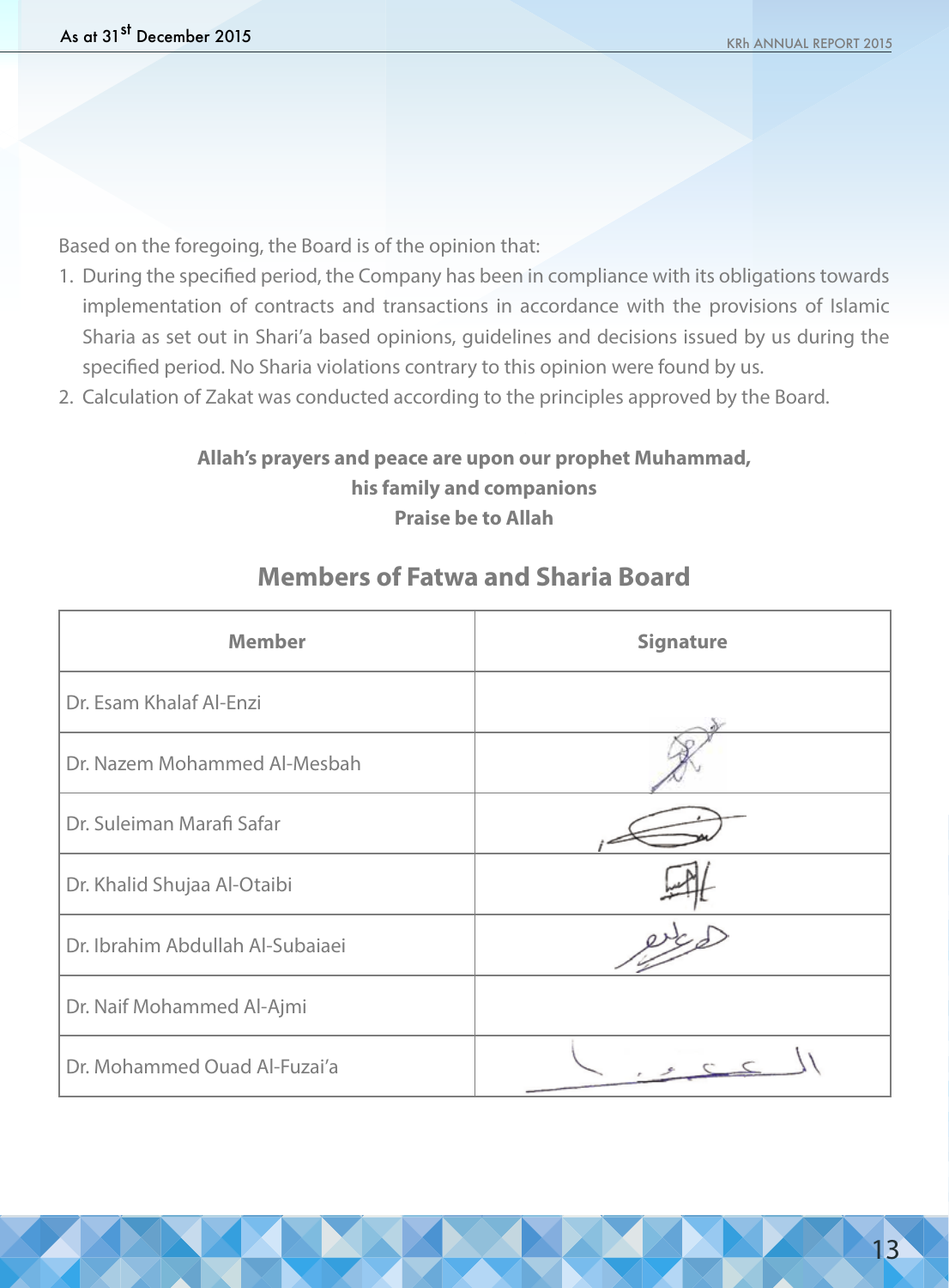Based on the foregoing, the Board is of the opinion that:

1. During the specified period, the Company has been in compliance with its obligations towards implementation of contracts and transactions in accordance with the provisions of Islamic Sharia as set out in Shari'a based opinions, guidelines and decisions issued by us during the specified period. No Sharia violations contrary to this opinion were found by us.
2. Calculation of Zakat was conducted according to the principles approved by the Board.

**Allah's prayers and peace are upon our prophet Muhammad, his family and companions Praise be to Allah**

## Members of Fatwa and Sharia Board

| Member | Signature |
|---|---|
| Dr. Esam Khalaf Al-Enzi | |
| Dr. Nazem Mohammed Al-Mesbah | |
| Dr. Suleiman Marafi Safar | |
| Dr. Khalid Shujaa Al-Otaibi | |
| Dr. Ibrahim Abdullah Al-Subaiaei | |
| Dr. Naif Mohammed Al-Ajmi | |
| Dr. Mohammed Ouad Al-Fuzai'a | |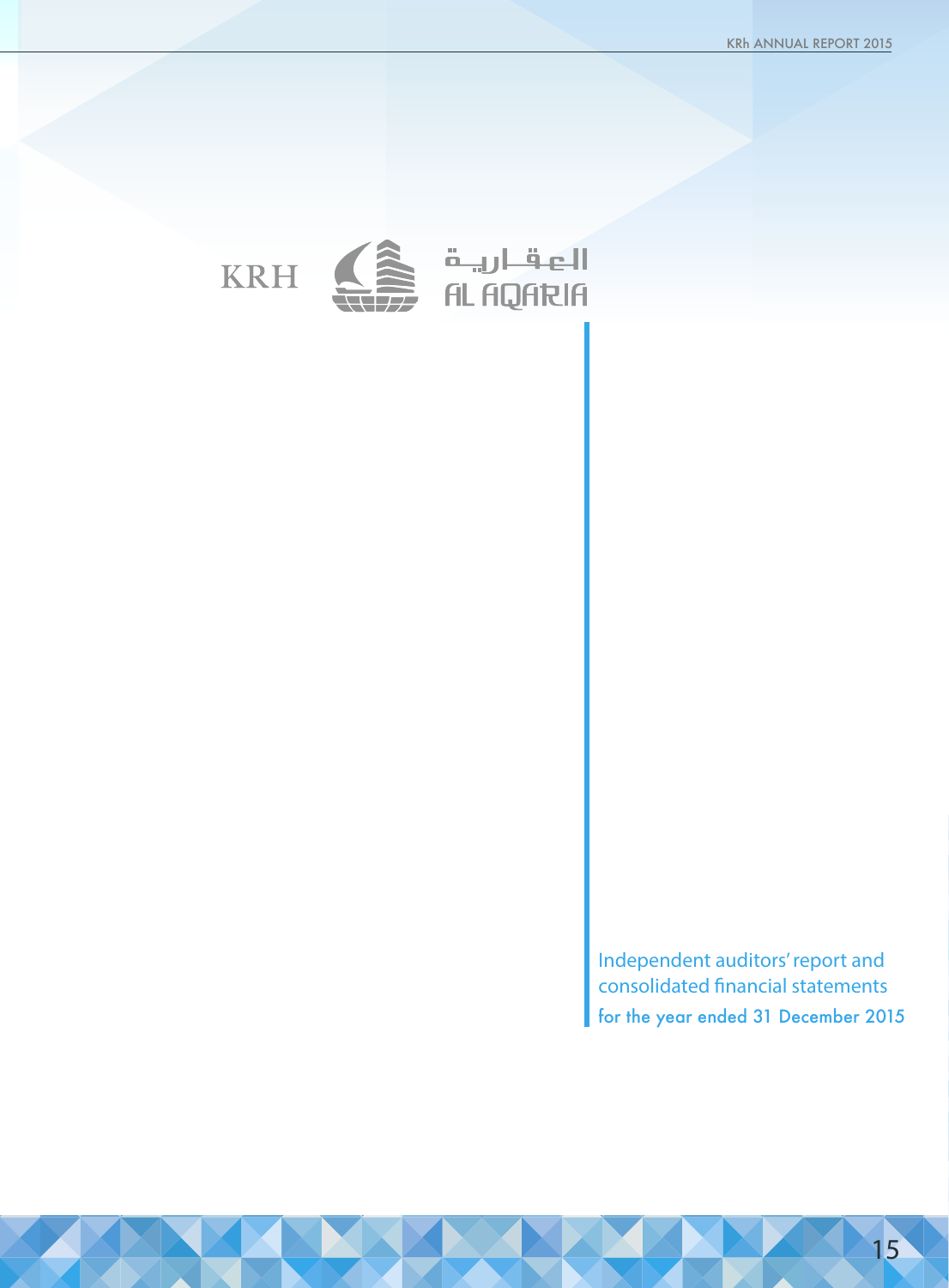KRH العقارية AL AQARIA

Independent auditors' report and consolidated financial statements

for the year ended 31 December 2015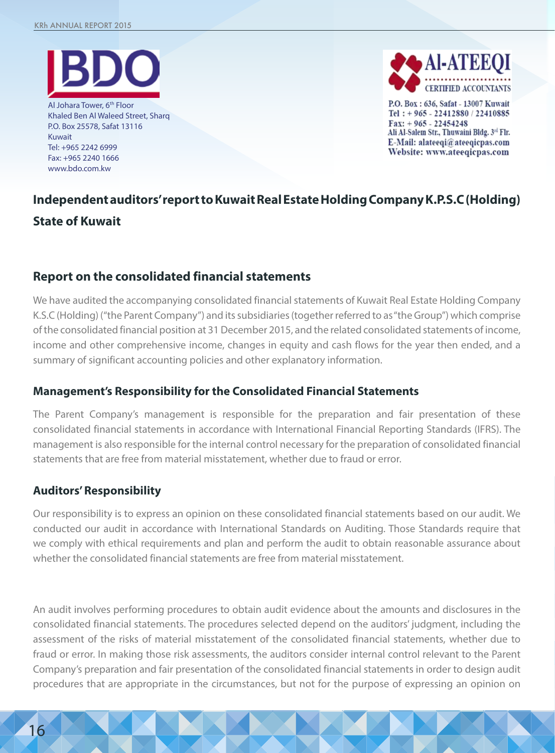BDO

Al Johara Tower, 6th Floor
Khaled Ben Al Waleed Street, Sharq
P.O. Box 25578, Safat 13116
Kuwait
Tel: +965 2242 6999
Fax: +965 2240 1666
www.bdo.com.kw

Al-ATEEQI
CERTIFIED ACCOUNTANTS

P.O. Box : 636, Safat - 13007 Kuwait
Tel : + 965 - 22412880 / 22410885
Fax: + 965 - 22454248
Ali Al-Salem Str., Thuwaini Bldg. 3rd Flr.
E-Mail: alateeqi@ateeqicpas.com
Website: www.ateeqicpas.com

# Independent auditors' report to Kuwait Real Estate Holding Company K.P.S.C (Holding) State of Kuwait

## Report on the consolidated financial statements

We have audited the accompanying consolidated financial statements of Kuwait Real Estate Holding Company K.S.C (Holding) ("the Parent Company") and its subsidiaries (together referred to as "the Group") which comprise of the consolidated financial position at 31 December 2015, and the related consolidated statements of income, income and other comprehensive income, changes in equity and cash flows for the year then ended, and a summary of significant accounting policies and other explanatory information.

### Management's Responsibility for the Consolidated Financial Statements

The Parent Company's management is responsible for the preparation and fair presentation of these consolidated financial statements in accordance with International Financial Reporting Standards (IFRS). The management is also responsible for the internal control necessary for the preparation of consolidated financial statements that are free from material misstatement, whether due to fraud or error.

### Auditors' Responsibility

Our responsibility is to express an opinion on these consolidated financial statements based on our audit. We conducted our audit in accordance with International Standards on Auditing. Those Standards require that we comply with ethical requirements and plan and perform the audit to obtain reasonable assurance about whether the consolidated financial statements are free from material misstatement.

An audit involves performing procedures to obtain audit evidence about the amounts and disclosures in the consolidated financial statements. The procedures selected depend on the auditors' judgment, including the assessment of the risks of material misstatement of the consolidated financial statements, whether due to fraud or error. In making those risk assessments, the auditors consider internal control relevant to the Parent Company's preparation and fair presentation of the consolidated financial statements in order to design audit procedures that are appropriate in the circumstances, but not for the purpose of expressing an opinion on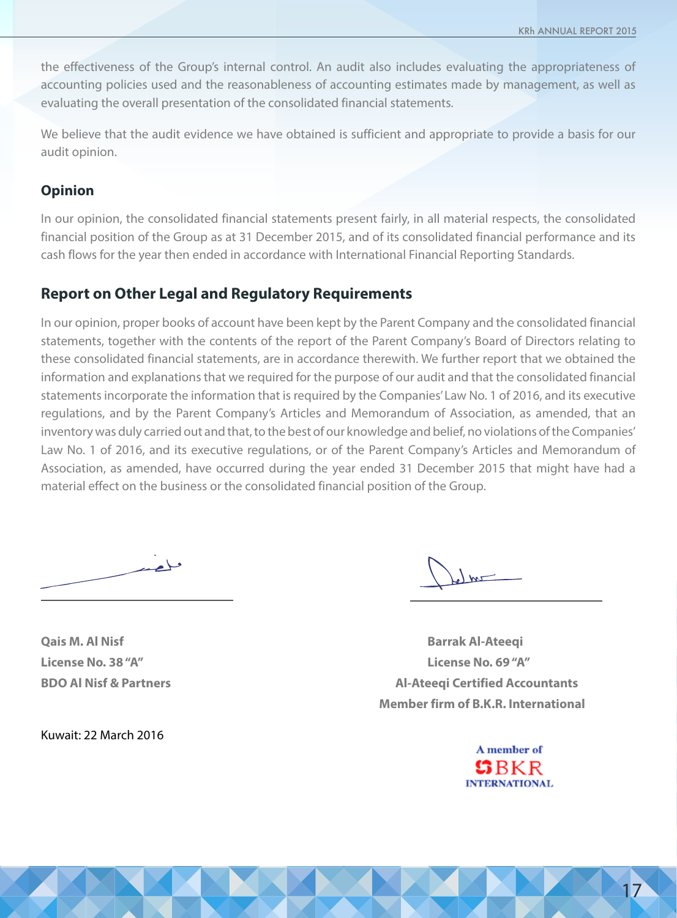the effectiveness of the Group's internal control. An audit also includes evaluating the appropriateness of accounting policies used and the reasonableness of accounting estimates made by management, as well as evaluating the overall presentation of the consolidated financial statements.

We believe that the audit evidence we have obtained is sufficient and appropriate to provide a basis for our audit opinion.

## Opinion

In our opinion, the consolidated financial statements present fairly, in all material respects, the consolidated financial position of the Group as at 31 December 2015, and of its consolidated financial performance and its cash flows for the year then ended in accordance with International Financial Reporting Standards.

## Report on Other Legal and Regulatory Requirements

In our opinion, proper books of account have been kept by the Parent Company and the consolidated financial statements, together with the contents of the report of the Parent Company's Board of Directors relating to these consolidated financial statements, are in accordance therewith. We further report that we obtained the information and explanations that we required for the purpose of our audit and that the consolidated financial statements incorporate the information that is required by the Companies' Law No. 1 of 2016, and its executive regulations, and by the Parent Company's Articles and Memorandum of Association, as amended, that an inventory was duly carried out and that, to the best of our knowledge and belief, no violations of the Companies' Law No. 1 of 2016, and its executive regulations, or of the Parent Company's Articles and Memorandum of Association, as amended, have occurred during the year ended 31 December 2015 that might have had a material effect on the business or the consolidated financial position of the Group.

**Qais M. Al Nisf**
**License No. 38 "A"**
**BDO Al Nisf & Partners**

**Barrak Al-Ateeqi**
**License No. 69 "A"**
**Al-Ateeqi Certified Accountants**
**Member firm of B.K.R. International**

Kuwait: 22 March 2016

A member of BKR INTERNATIONAL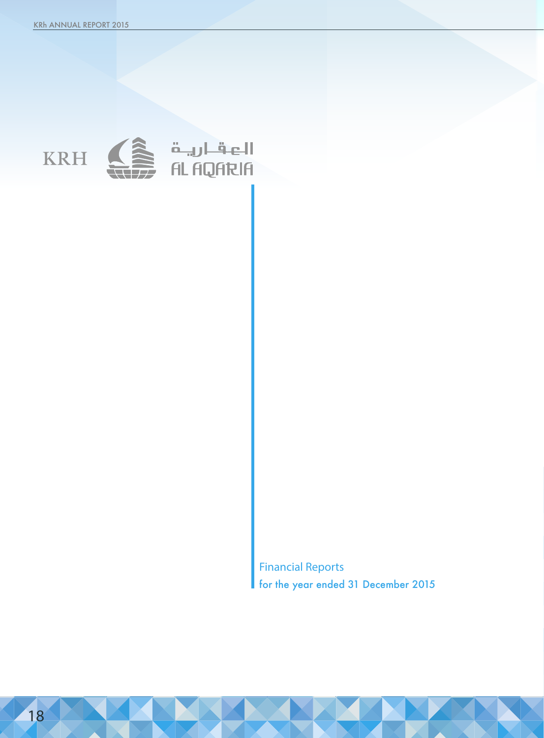KRH العقارية AL AQARIA

# Financial Reports

for the year ended 31 December 2015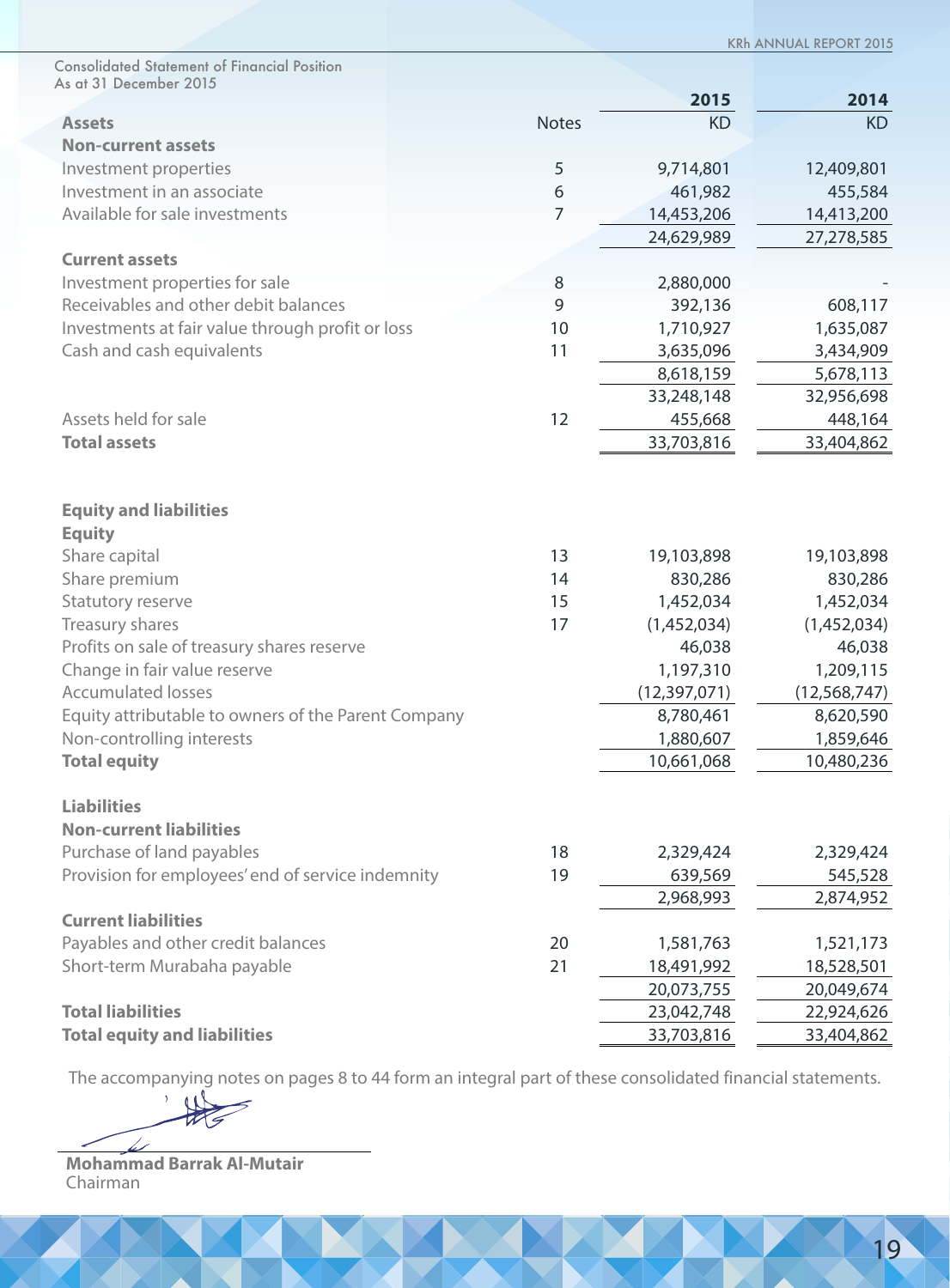Consolidated Statement of Financial Position
As at 31 December 2015

| Assets | Notes | 2015 KD | 2014 KD |
|---|---|---|---|
| **Non-current assets** | | | |
| Investment properties | 5 | 9,714,801 | 12,409,801 |
| Investment in an associate | 6 | 461,982 | 455,584 |
| Available for sale investments | 7 | 14,453,206 | 14,413,200 |
| | | 24,629,989 | 27,278,585 |
| **Current assets** | | | |
| Investment properties for sale | 8 | 2,880,000 | - |
| Receivables and other debit balances | 9 | 392,136 | 608,117 |
| Investments at fair value through profit or loss | 10 | 1,710,927 | 1,635,087 |
| Cash and cash equivalents | 11 | 3,635,096 | 3,434,909 |
| | | 8,618,159 | 5,678,113 |
| | | 33,248,148 | 32,956,698 |
| Assets held for sale | 12 | 455,668 | 448,164 |
| **Total assets** | | 33,703,816 | 33,404,862 |
| | | | |
| **Equity and liabilities** | | | |
| **Equity** | | | |
| Share capital | 13 | 19,103,898 | 19,103,898 |
| Share premium | 14 | 830,286 | 830,286 |
| Statutory reserve | 15 | 1,452,034 | 1,452,034 |
| Treasury shares | 17 | (1,452,034) | (1,452,034) |
| Profits on sale of treasury shares reserve | | 46,038 | 46,038 |
| Change in fair value reserve | | 1,197,310 | 1,209,115 |
| Accumulated losses | | (12,397,071) | (12,568,747) |
| Equity attributable to owners of the Parent Company | | 8,780,461 | 8,620,590 |
| Non-controlling interests | | 1,880,607 | 1,859,646 |
| **Total equity** | | 10,661,068 | 10,480,236 |
| | | | |
| **Liabilities** | | | |
| **Non-current liabilities** | | | |
| Purchase of land payables | 18 | 2,329,424 | 2,329,424 |
| Provision for employees' end of service indemnity | 19 | 639,569 | 545,528 |
| | | 2,968,993 | 2,874,952 |
| **Current liabilities** | | | |
| Payables and other credit balances | 20 | 1,581,763 | 1,521,173 |
| Short-term Murabaha payable | 21 | 18,491,992 | 18,528,501 |
| | | 20,073,755 | 20,049,674 |
| **Total liabilities** | | 23,042,748 | 22,924,626 |
| **Total equity and liabilities** | | 33,703,816 | 33,404,862 |

The accompanying notes on pages 8 to 44 form an integral part of these consolidated financial statements.

**Mohammad Barrak Al-Mutair**
Chairman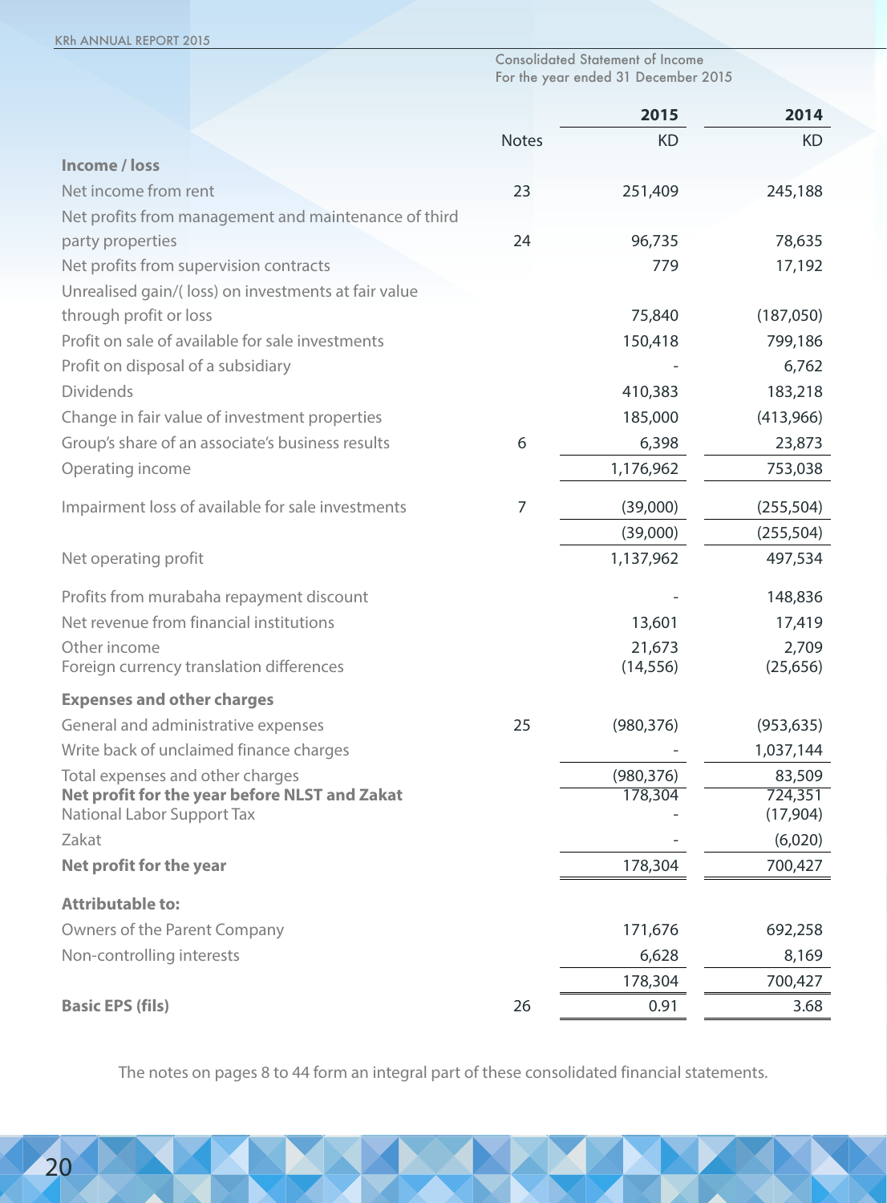Consolidated Statement of Income
For the year ended 31 December 2015

| | Notes | 2015 KD | 2014 KD |
|---|---|---|---|
| **Income / loss** | | | |
| Net income from rent | 23 | 251,409 | 245,188 |
| Net profits from management and maintenance of third party properties | 24 | 96,735 | 78,635 |
| Net profits from supervision contracts | | 779 | 17,192 |
| Unrealised gain/( loss) on investments at fair value through profit or loss | | 75,840 | (187,050) |
| Profit on sale of available for sale investments | | 150,418 | 799,186 |
| Profit on disposal of a subsidiary | | - | 6,762 |
| Dividends | | 410,383 | 183,218 |
| Change in fair value of investment properties | | 185,000 | (413,966) |
| Group's share of an associate's business results | 6 | 6,398 | 23,873 |
| Operating income | | 1,176,962 | 753,038 |
| Impairment loss of available for sale investments | 7 | (39,000) | (255,504) |
| | | (39,000) | (255,504) |
| Net operating profit | | 1,137,962 | 497,534 |
| Profits from murabaha repayment discount | | - | 148,836 |
| Net revenue from financial institutions | | 13,601 | 17,419 |
| Other income | | 21,673 | 2,709 |
| Foreign currency translation differences | | (14,556) | (25,656) |
| **Expenses and other charges** | | | |
| General and administrative expenses | 25 | (980,376) | (953,635) |
| Write back of unclaimed finance charges | | - | 1,037,144 |
| Total expenses and other charges | | (980,376) | 83,509 |
| **Net profit for the year before NLST and Zakat** | | 178,304 | 724,351 |
| National Labor Support Tax | | - | (17,904) |
| Zakat | | - | (6,020) |
| **Net profit for the year** | | 178,304 | 700,427 |
| **Attributable to:** | | | |
| Owners of the Parent Company | | 171,676 | 692,258 |
| Non-controlling interests | | 6,628 | 8,169 |
| | | 178,304 | 700,427 |
| **Basic EPS (fils)** | 26 | 0.91 | 3.68 |

The notes on pages 8 to 44 form an integral part of these consolidated financial statements.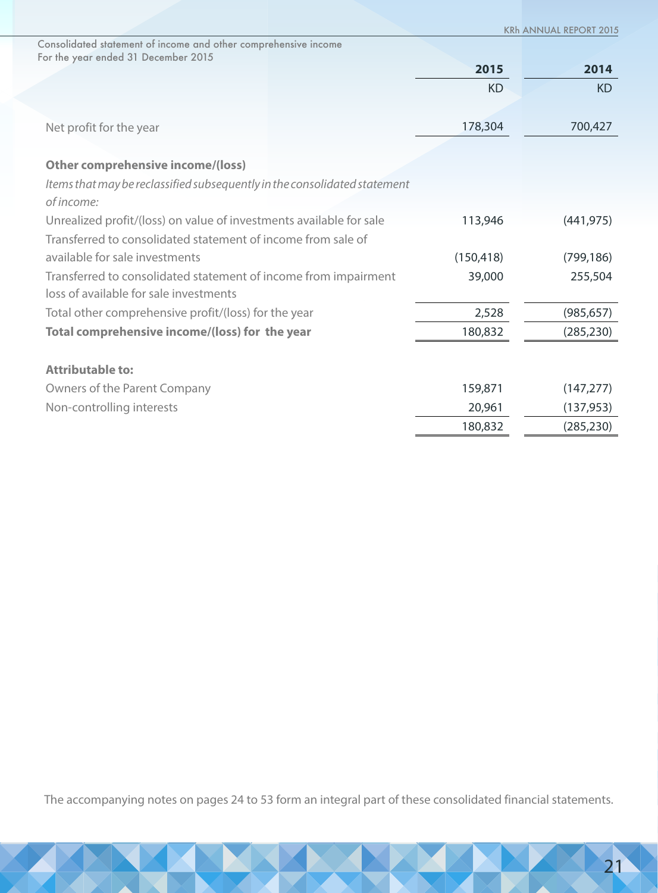Consolidated statement of income and other comprehensive income
For the year ended 31 December 2015

| | 2015 | 2014 |
|---|---|---|
| | KD | KD |
| Net profit for the year | 178,304 | 700,427 |
| **Other comprehensive income/(loss)** | | |
| *Items that may be reclassified subsequently in the consolidated statement of income:* | | |
| Unrealized profit/(loss) on value of investments available for sale | 113,946 | (441,975) |
| Transferred to consolidated statement of income from sale of available for sale investments | (150,418) | (799,186) |
| Transferred to consolidated statement of income from impairment loss of available for sale investments | 39,000 | 255,504 |
| Total other comprehensive profit/(loss) for the year | 2,528 | (985,657) |
| **Total comprehensive income/(loss) for the year** | 180,832 | (285,230) |
| **Attributable to:** | | |
| Owners of the Parent Company | 159,871 | (147,277) |
| Non-controlling interests | 20,961 | (137,953) |
| | 180,832 | (285,230) |

The accompanying notes on pages 24 to 53 form an integral part of these consolidated financial statements.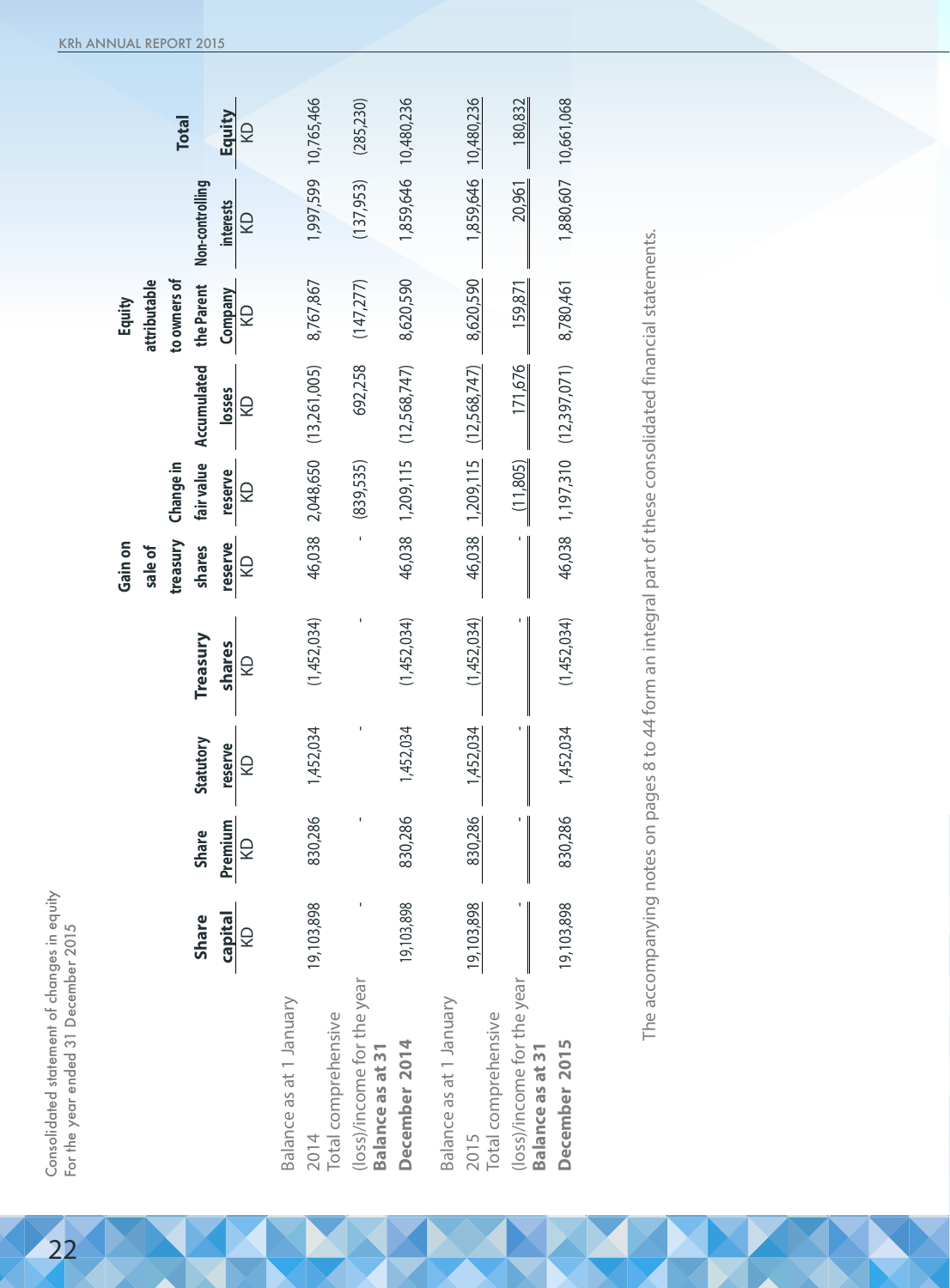Consolidated statement of changes in equity
For the year ended 31 December 2015

| | Share capital | Share Premium | Statutory reserve | Treasury shares | Gain on sale of treasury shares reserve | Change in fair value reserve | Accumulated losses | Equity attributable to owners of the Parent Company | Non-controlling interests | Total Equity |
|---|---|---|---|---|---|---|---|---|---|---|
| | KD | KD | KD | KD | KD | KD | KD | KD | KD | KD |
| Balance as at 1 January 2014 | 19,103,898 | 830,286 | 1,452,034 | (1,452,034) | 46,038 | 2,048,650 | (13,261,005) | 8,767,867 | 1,997,599 | 10,765,466 |
| Total comprehensive (loss)/income for the year | - | - | - | - | - | (839,535) | 692,258 | (147,277) | (137,953) | (285,230) |
| **Balance as at 31 December 2014** | 19,103,898 | 830,286 | 1,452,034 | (1,452,034) | 46,038 | 1,209,115 | (12,568,747) | 8,620,590 | 1,859,646 | 10,480,236 |
| Balance as at 1 January 2015 | 19,103,898 | 830,286 | 1,452,034 | (1,452,034) | 46,038 | 1,209,115 | (12,568,747) | 8,620,590 | 1,859,646 | 10,480,236 |
| Total comprehensive (loss)/income for the year | - | - | - | - | - | (11,805) | 171,676 | 159,871 | 20,961 | 180,832 |
| **Balance as at 31 December 2015** | 19,103,898 | 830,286 | 1,452,034 | (1,452,034) | 46,038 | 1,197,310 | (12,397,071) | 8,780,461 | 1,880,607 | 10,661,068 |

The accompanying notes on pages 8 to 44 form an integral part of these consolidated financial statements.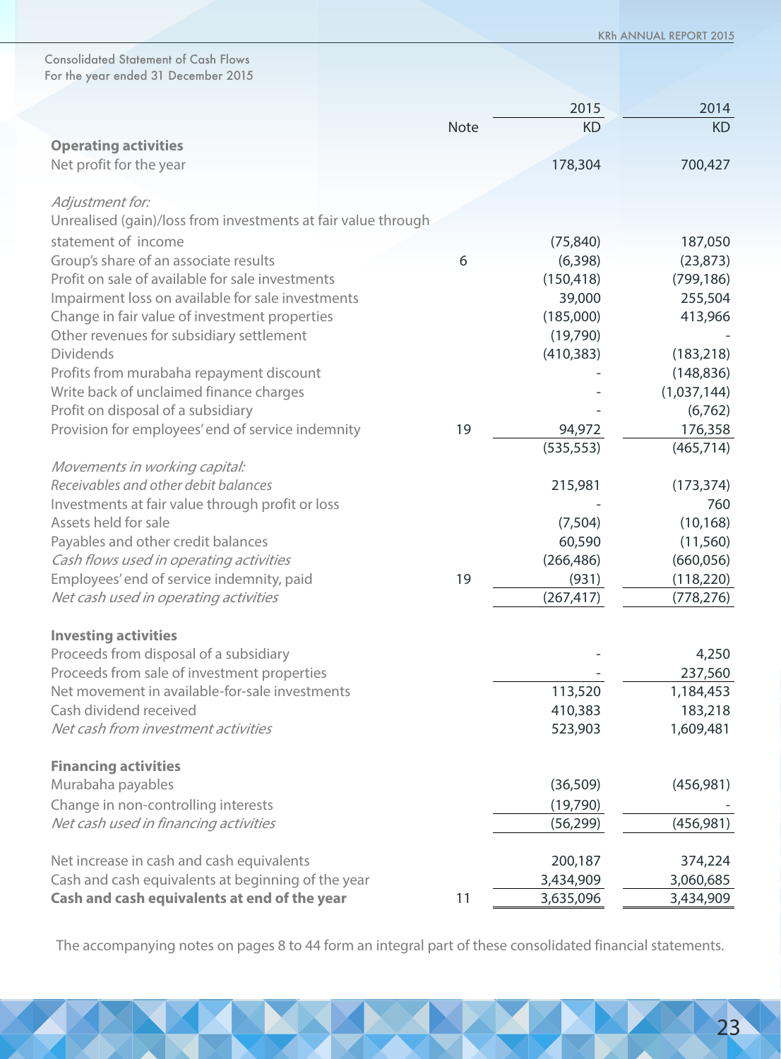Consolidated Statement of Cash Flows
For the year ended 31 December 2015

| | Note | 2015 KD | 2014 KD |
|---|---|---|---|
| **Operating activities** | | | |
| Net profit for the year | | 178,304 | 700,427 |
| *Adjustment for:* | | | |
| Unrealised (gain)/loss from investments at fair value through statement of income | | (75,840) | 187,050 |
| Group's share of an associate results | 6 | (6,398) | (23,873) |
| Profit on sale of available for sale investments | | (150,418) | (799,186) |
| Impairment loss on available for sale investments | | 39,000 | 255,504 |
| Change in fair value of investment properties | | (185,000) | 413,966 |
| Other revenues for subsidiary settlement | | (19,790) | - |
| Dividends | | (410,383) | (183,218) |
| Profits from murabaha repayment discount | | - | (148,836) |
| Write back of unclaimed finance charges | | - | (1,037,144) |
| Profit on disposal of a subsidiary | | - | (6,762) |
| Provision for employees' end of service indemnity | 19 | 94,972 | 176,358 |
| | | (535,553) | (465,714) |
| *Movements in working capital:* | | | |
| *Receivables and other debit balances* | | 215,981 | (173,374) |
| Investments at fair value through profit or loss | | - | 760 |
| Assets held for sale | | (7,504) | (10,168) |
| Payables and other credit balances | | 60,590 | (11,560) |
| *Cash flows used in operating activities* | | (266,486) | (660,056) |
| Employees' end of service indemnity, paid | 19 | (931) | (118,220) |
| *Net cash used in operating activities* | | (267,417) | (778,276) |
| **Investing activities** | | | |
| Proceeds from disposal of a subsidiary | | - | 4,250 |
| Proceeds from sale of investment properties | | - | 237,560 |
| Net movement in available-for-sale investments | | 113,520 | 1,184,453 |
| Cash dividend received | | 410,383 | 183,218 |
| *Net cash from investment activities* | | 523,903 | 1,609,481 |
| **Financing activities** | | | |
| Murabaha payables | | (36,509) | (456,981) |
| Change in non-controlling interests | | (19,790) | - |
| *Net cash used in financing activities* | | (56,299) | (456,981) |
| Net increase in cash and cash equivalents | | 200,187 | 374,224 |
| Cash and cash equivalents at beginning of the year | | 3,434,909 | 3,060,685 |
| **Cash and cash equivalents at end of the year** | 11 | 3,635,096 | 3,434,909 |

The accompanying notes on pages 8 to 44 form an integral part of these consolidated financial statements.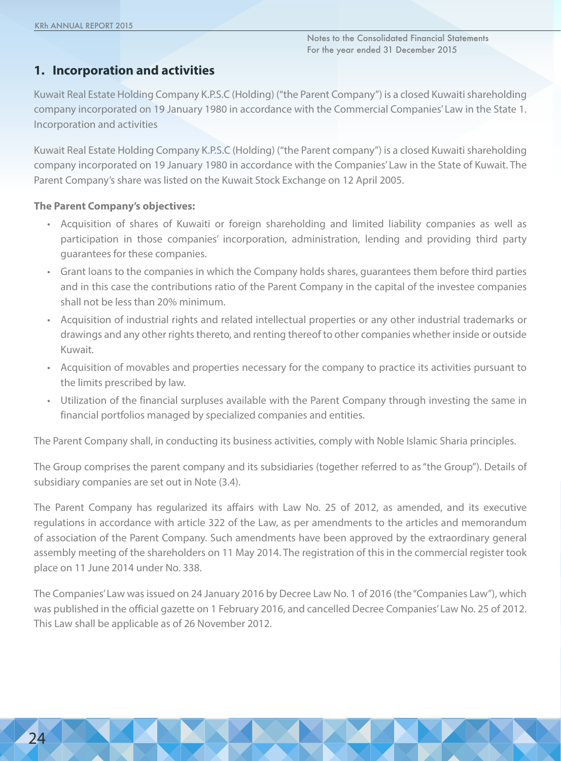## 1. Incorporation and activities

Kuwait Real Estate Holding Company K.P.S.C (Holding) ("the Parent Company") is a closed Kuwaiti shareholding company incorporated on 19 January 1980 in accordance with the Commercial Companies' Law in the State 1. Incorporation and activities

Kuwait Real Estate Holding Company K.P.S.C (Holding) ("the Parent company") is a closed Kuwaiti shareholding company incorporated on 19 January 1980 in accordance with the Companies' Law in the State of Kuwait. The Parent Company's share was listed on the Kuwait Stock Exchange on 12 April 2005.

**The Parent Company's objectives:**

- Acquisition of shares of Kuwaiti or foreign shareholding and limited liability companies as well as participation in those companies' incorporation, administration, lending and providing third party guarantees for these companies.
- Grant loans to the companies in which the Company holds shares, guarantees them before third parties and in this case the contributions ratio of the Parent Company in the capital of the investee companies shall not be less than 20% minimum.
- Acquisition of industrial rights and related intellectual properties or any other industrial trademarks or drawings and any other rights thereto, and renting thereof to other companies whether inside or outside Kuwait.
- Acquisition of movables and properties necessary for the company to practice its activities pursuant to the limits prescribed by law.
- Utilization of the financial surpluses available with the Parent Company through investing the same in financial portfolios managed by specialized companies and entities.

The Parent Company shall, in conducting its business activities, comply with Noble Islamic Sharia principles.

The Group comprises the parent company and its subsidiaries (together referred to as "the Group"). Details of subsidiary companies are set out in Note (3.4).

The Parent Company has regularized its affairs with Law No. 25 of 2012, as amended, and its executive regulations in accordance with article 322 of the Law, as per amendments to the articles and memorandum of association of the Parent Company. Such amendments have been approved by the extraordinary general assembly meeting of the shareholders on 11 May 2014. The registration of this in the commercial register took place on 11 June 2014 under No. 338.

The Companies' Law was issued on 24 January 2016 by Decree Law No. 1 of 2016 (the "Companies Law"), which was published in the official gazette on 1 February 2016, and cancelled Decree Companies' Law No. 25 of 2012. This Law shall be applicable as of 26 November 2012.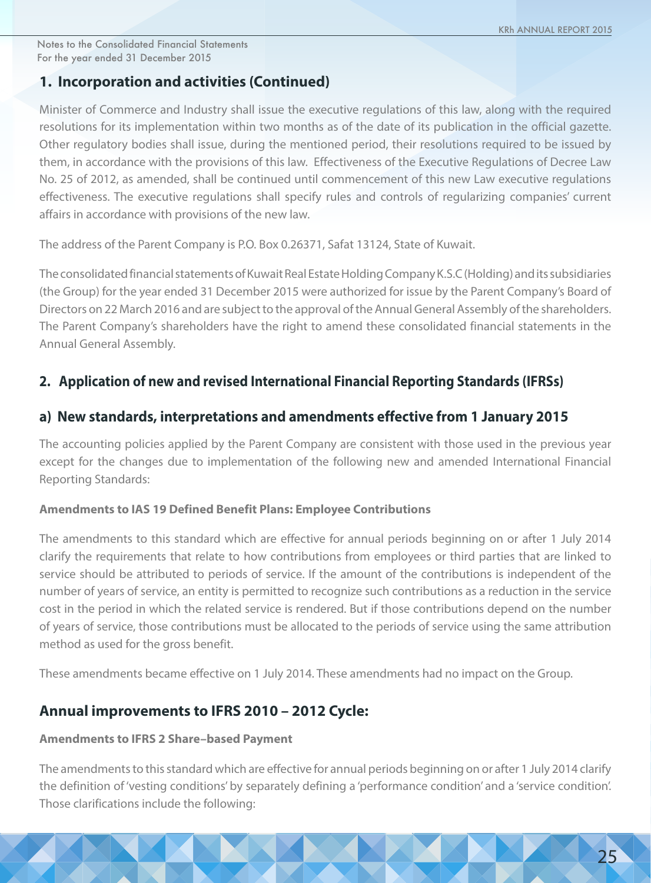## 1. Incorporation and activities (Continued)

Minister of Commerce and Industry shall issue the executive regulations of this law, along with the required resolutions for its implementation within two months as of the date of its publication in the official gazette. Other regulatory bodies shall issue, during the mentioned period, their resolutions required to be issued by them, in accordance with the provisions of this law. Effectiveness of the Executive Regulations of Decree Law No. 25 of 2012, as amended, shall be continued until commencement of this new Law executive regulations effectiveness. The executive regulations shall specify rules and controls of regularizing companies' current affairs in accordance with provisions of the new law.

The address of the Parent Company is P.O. Box 0.26371, Safat 13124, State of Kuwait.

The consolidated financial statements of Kuwait Real Estate Holding Company K.S.C (Holding) and its subsidiaries (the Group) for the year ended 31 December 2015 were authorized for issue by the Parent Company's Board of Directors on 22 March 2016 and are subject to the approval of the Annual General Assembly of the shareholders. The Parent Company's shareholders have the right to amend these consolidated financial statements in the Annual General Assembly.

## 2. Application of new and revised International Financial Reporting Standards (IFRSs)

### a) New standards, interpretations and amendments effective from 1 January 2015

The accounting policies applied by the Parent Company are consistent with those used in the previous year except for the changes due to implementation of the following new and amended International Financial Reporting Standards:

**Amendments to IAS 19 Defined Benefit Plans: Employee Contributions**

The amendments to this standard which are effective for annual periods beginning on or after 1 July 2014 clarify the requirements that relate to how contributions from employees or third parties that are linked to service should be attributed to periods of service. If the amount of the contributions is independent of the number of years of service, an entity is permitted to recognize such contributions as a reduction in the service cost in the period in which the related service is rendered. But if those contributions depend on the number of years of service, those contributions must be allocated to the periods of service using the same attribution method as used for the gross benefit.

These amendments became effective on 1 July 2014. These amendments had no impact on the Group.

### Annual improvements to IFRS 2010 – 2012 Cycle:

**Amendments to IFRS 2 Share–based Payment**

The amendments to this standard which are effective for annual periods beginning on or after 1 July 2014 clarify the definition of 'vesting conditions' by separately defining a 'performance condition' and a 'service condition'. Those clarifications include the following: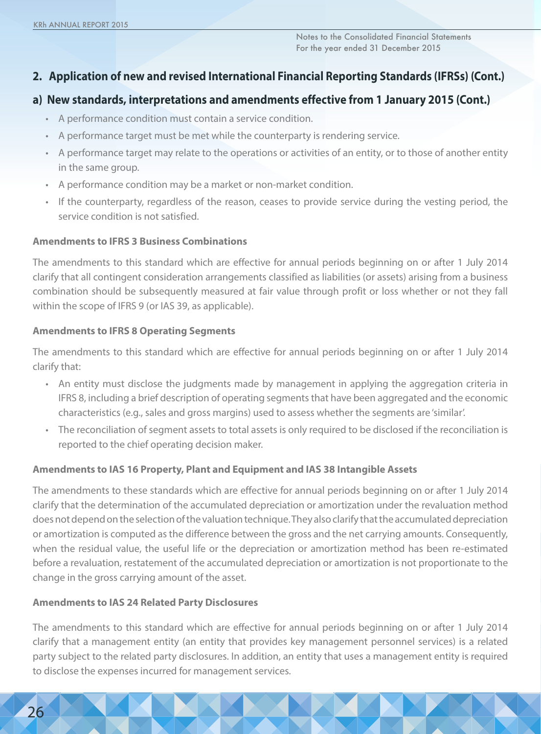## 2. Application of new and revised International Financial Reporting Standards (IFRSs) (Cont.)

### a) New standards, interpretations and amendments effective from 1 January 2015 (Cont.)

- A performance condition must contain a service condition.
- A performance target must be met while the counterparty is rendering service.
- A performance target may relate to the operations or activities of an entity, or to those of another entity in the same group.
- A performance condition may be a market or non-market condition.
- If the counterparty, regardless of the reason, ceases to provide service during the vesting period, the service condition is not satisfied.

**Amendments to IFRS 3 Business Combinations**

The amendments to this standard which are effective for annual periods beginning on or after 1 July 2014 clarify that all contingent consideration arrangements classified as liabilities (or assets) arising from a business combination should be subsequently measured at fair value through profit or loss whether or not they fall within the scope of IFRS 9 (or IAS 39, as applicable).

**Amendments to IFRS 8 Operating Segments**

The amendments to this standard which are effective for annual periods beginning on or after 1 July 2014 clarify that:

- An entity must disclose the judgments made by management in applying the aggregation criteria in IFRS 8, including a brief description of operating segments that have been aggregated and the economic characteristics (e.g., sales and gross margins) used to assess whether the segments are 'similar'.
- The reconciliation of segment assets to total assets is only required to be disclosed if the reconciliation is reported to the chief operating decision maker.

**Amendments to IAS 16 Property, Plant and Equipment and IAS 38 Intangible Assets**

The amendments to these standards which are effective for annual periods beginning on or after 1 July 2014 clarify that the determination of the accumulated depreciation or amortization under the revaluation method does not depend on the selection of the valuation technique. They also clarify that the accumulated depreciation or amortization is computed as the difference between the gross and the net carrying amounts. Consequently, when the residual value, the useful life or the depreciation or amortization method has been re-estimated before a revaluation, restatement of the accumulated depreciation or amortization is not proportionate to the change in the gross carrying amount of the asset.

**Amendments to IAS 24 Related Party Disclosures**

The amendments to this standard which are effective for annual periods beginning on or after 1 July 2014 clarify that a management entity (an entity that provides key management personnel services) is a related party subject to the related party disclosures. In addition, an entity that uses a management entity is required to disclose the expenses incurred for management services.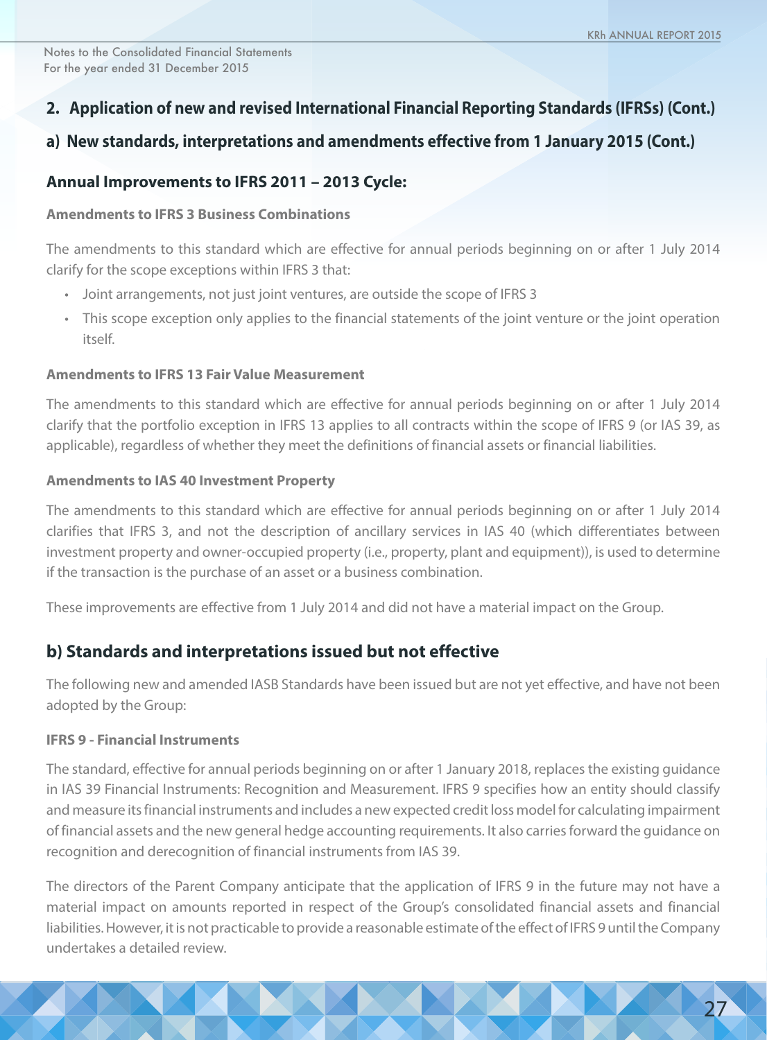## 2. Application of new and revised International Financial Reporting Standards (IFRSs) (Cont.)

## a) New standards, interpretations and amendments effective from 1 January 2015 (Cont.)

### Annual Improvements to IFRS 2011 – 2013 Cycle:

**Amendments to IFRS 3 Business Combinations**

The amendments to this standard which are effective for annual periods beginning on or after 1 July 2014 clarify for the scope exceptions within IFRS 3 that:

- Joint arrangements, not just joint ventures, are outside the scope of IFRS 3
- This scope exception only applies to the financial statements of the joint venture or the joint operation itself.

**Amendments to IFRS 13 Fair Value Measurement**

The amendments to this standard which are effective for annual periods beginning on or after 1 July 2014 clarify that the portfolio exception in IFRS 13 applies to all contracts within the scope of IFRS 9 (or IAS 39, as applicable), regardless of whether they meet the definitions of financial assets or financial liabilities.

**Amendments to IAS 40 Investment Property**

The amendments to this standard which are effective for annual periods beginning on or after 1 July 2014 clarifies that IFRS 3, and not the description of ancillary services in IAS 40 (which differentiates between investment property and owner-occupied property (i.e., property, plant and equipment)), is used to determine if the transaction is the purchase of an asset or a business combination.

These improvements are effective from 1 July 2014 and did not have a material impact on the Group.

## b) Standards and interpretations issued but not effective

The following new and amended IASB Standards have been issued but are not yet effective, and have not been adopted by the Group:

**IFRS 9 - Financial Instruments**

The standard, effective for annual periods beginning on or after 1 January 2018, replaces the existing guidance in IAS 39 Financial Instruments: Recognition and Measurement. IFRS 9 specifies how an entity should classify and measure its financial instruments and includes a new expected credit loss model for calculating impairment of financial assets and the new general hedge accounting requirements. It also carries forward the guidance on recognition and derecognition of financial instruments from IAS 39.

The directors of the Parent Company anticipate that the application of IFRS 9 in the future may not have a material impact on amounts reported in respect of the Group's consolidated financial assets and financial liabilities. However, it is not practicable to provide a reasonable estimate of the effect of IFRS 9 until the Company undertakes a detailed review.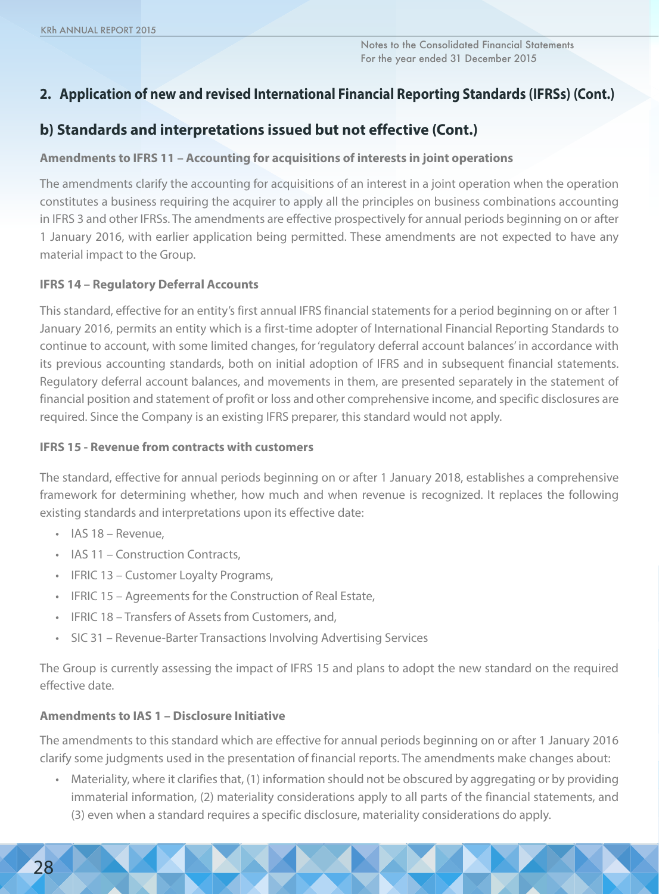## 2. Application of new and revised International Financial Reporting Standards (IFRSs) (Cont.)

## b) Standards and interpretations issued but not effective (Cont.)

### Amendments to IFRS 11 – Accounting for acquisitions of interests in joint operations

The amendments clarify the accounting for acquisitions of an interest in a joint operation when the operation constitutes a business requiring the acquirer to apply all the principles on business combinations accounting in IFRS 3 and other IFRSs. The amendments are effective prospectively for annual periods beginning on or after 1 January 2016, with earlier application being permitted. These amendments are not expected to have any material impact to the Group.

### IFRS 14 – Regulatory Deferral Accounts

This standard, effective for an entity's first annual IFRS financial statements for a period beginning on or after 1 January 2016, permits an entity which is a first-time adopter of International Financial Reporting Standards to continue to account, with some limited changes, for 'regulatory deferral account balances' in accordance with its previous accounting standards, both on initial adoption of IFRS and in subsequent financial statements. Regulatory deferral account balances, and movements in them, are presented separately in the statement of financial position and statement of profit or loss and other comprehensive income, and specific disclosures are required. Since the Company is an existing IFRS preparer, this standard would not apply.

### IFRS 15 - Revenue from contracts with customers

The standard, effective for annual periods beginning on or after 1 January 2018, establishes a comprehensive framework for determining whether, how much and when revenue is recognized. It replaces the following existing standards and interpretations upon its effective date:

- IAS 18 – Revenue,
- IAS 11 – Construction Contracts,
- IFRIC 13 – Customer Loyalty Programs,
- IFRIC 15 – Agreements for the Construction of Real Estate,
- IFRIC 18 – Transfers of Assets from Customers, and,
- SIC 31 – Revenue-Barter Transactions Involving Advertising Services

The Group is currently assessing the impact of IFRS 15 and plans to adopt the new standard on the required effective date.

### Amendments to IAS 1 – Disclosure Initiative

The amendments to this standard which are effective for annual periods beginning on or after 1 January 2016 clarify some judgments used in the presentation of financial reports. The amendments make changes about:

- Materiality, where it clarifies that, (1) information should not be obscured by aggregating or by providing immaterial information, (2) materiality considerations apply to all parts of the financial statements, and (3) even when a standard requires a specific disclosure, materiality considerations do apply.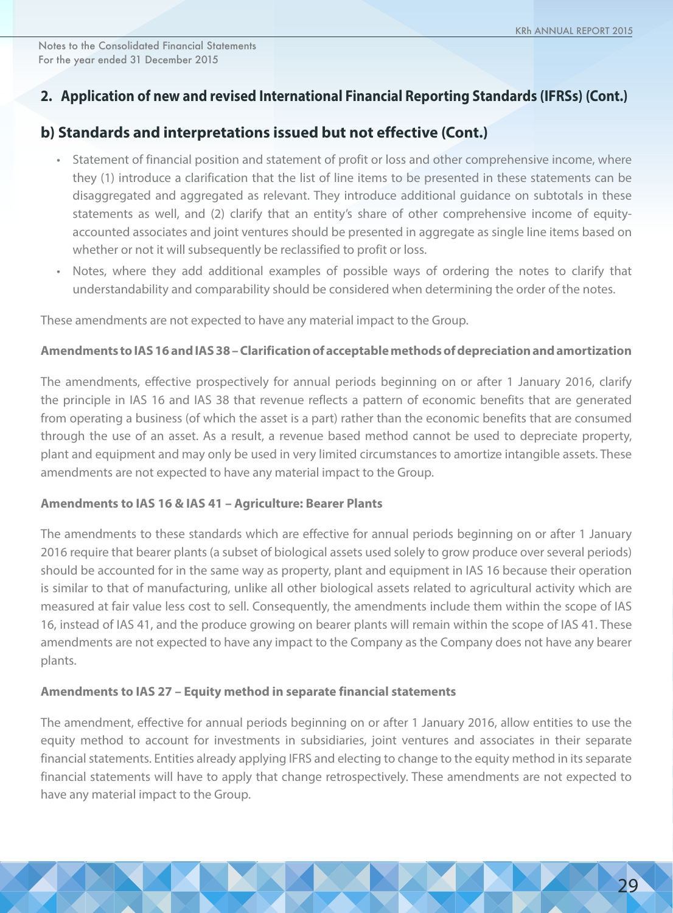## 2. Application of new and revised International Financial Reporting Standards (IFRSs) (Cont.)

## b) Standards and interpretations issued but not effective (Cont.)

- Statement of financial position and statement of profit or loss and other comprehensive income, where they (1) introduce a clarification that the list of line items to be presented in these statements can be disaggregated and aggregated as relevant. They introduce additional guidance on subtotals in these statements as well, and (2) clarify that an entity's share of other comprehensive income of equity-accounted associates and joint ventures should be presented in aggregate as single line items based on whether or not it will subsequently be reclassified to profit or loss.
- Notes, where they add additional examples of possible ways of ordering the notes to clarify that understandability and comparability should be considered when determining the order of the notes.

These amendments are not expected to have any material impact to the Group.

**Amendments to IAS 16 and IAS 38 – Clarification of acceptable methods of depreciation and amortization**

The amendments, effective prospectively for annual periods beginning on or after 1 January 2016, clarify the principle in IAS 16 and IAS 38 that revenue reflects a pattern of economic benefits that are generated from operating a business (of which the asset is a part) rather than the economic benefits that are consumed through the use of an asset. As a result, a revenue based method cannot be used to depreciate property, plant and equipment and may only be used in very limited circumstances to amortize intangible assets. These amendments are not expected to have any material impact to the Group.

**Amendments to IAS 16 & IAS 41 – Agriculture: Bearer Plants**

The amendments to these standards which are effective for annual periods beginning on or after 1 January 2016 require that bearer plants (a subset of biological assets used solely to grow produce over several periods) should be accounted for in the same way as property, plant and equipment in IAS 16 because their operation is similar to that of manufacturing, unlike all other biological assets related to agricultural activity which are measured at fair value less cost to sell. Consequently, the amendments include them within the scope of IAS 16, instead of IAS 41, and the produce growing on bearer plants will remain within the scope of IAS 41. These amendments are not expected to have any impact to the Company as the Company does not have any bearer plants.

**Amendments to IAS 27 – Equity method in separate financial statements**

The amendment, effective for annual periods beginning on or after 1 January 2016, allow entities to use the equity method to account for investments in subsidiaries, joint ventures and associates in their separate financial statements. Entities already applying IFRS and electing to change to the equity method in its separate financial statements will have to apply that change retrospectively. These amendments are not expected to have any material impact to the Group.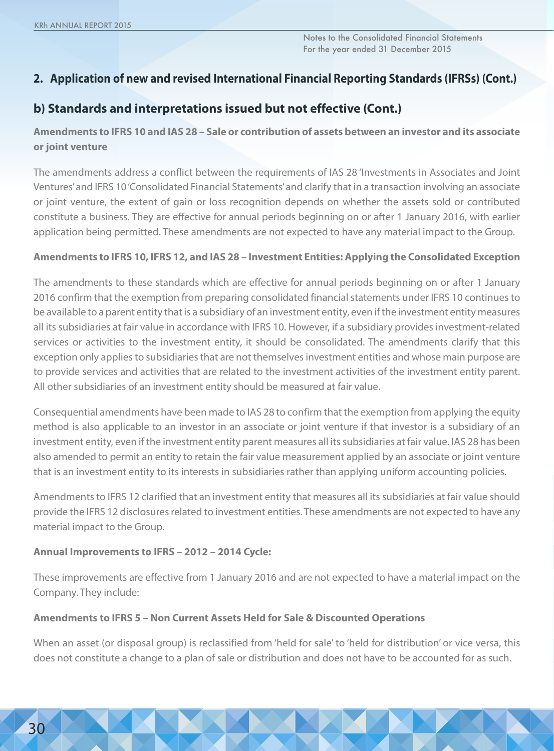## 2. Application of new and revised International Financial Reporting Standards (IFRSs) (Cont.)

## b) Standards and interpretations issued but not effective (Cont.)

### Amendments to IFRS 10 and IAS 28 – Sale or contribution of assets between an investor and its associate or joint venture

The amendments address a conflict between the requirements of IAS 28 'Investments in Associates and Joint Ventures' and IFRS 10 'Consolidated Financial Statements' and clarify that in a transaction involving an associate or joint venture, the extent of gain or loss recognition depends on whether the assets sold or contributed constitute a business. They are effective for annual periods beginning on or after 1 January 2016, with earlier application being permitted. These amendments are not expected to have any material impact to the Group.

**Amendments to IFRS 10, IFRS 12, and IAS 28 – Investment Entities: Applying the Consolidated Exception**

The amendments to these standards which are effective for annual periods beginning on or after 1 January 2016 confirm that the exemption from preparing consolidated financial statements under IFRS 10 continues to be available to a parent entity that is a subsidiary of an investment entity, even if the investment entity measures all its subsidiaries at fair value in accordance with IFRS 10. However, if a subsidiary provides investment-related services or activities to the investment entity, it should be consolidated. The amendments clarify that this exception only applies to subsidiaries that are not themselves investment entities and whose main purpose are to provide services and activities that are related to the investment activities of the investment entity parent. All other subsidiaries of an investment entity should be measured at fair value.

Consequential amendments have been made to IAS 28 to confirm that the exemption from applying the equity method is also applicable to an investor in an associate or joint venture if that investor is a subsidiary of an investment entity, even if the investment entity parent measures all its subsidiaries at fair value. IAS 28 has been also amended to permit an entity to retain the fair value measurement applied by an associate or joint venture that is an investment entity to its interests in subsidiaries rather than applying uniform accounting policies.

Amendments to IFRS 12 clarified that an investment entity that measures all its subsidiaries at fair value should provide the IFRS 12 disclosures related to investment entities. These amendments are not expected to have any material impact to the Group.

**Annual Improvements to IFRS – 2012 – 2014 Cycle:**

These improvements are effective from 1 January 2016 and are not expected to have a material impact on the Company. They include:

**Amendments to IFRS 5 – Non Current Assets Held for Sale & Discounted Operations**

When an asset (or disposal group) is reclassified from 'held for sale' to 'held for distribution' or vice versa, this does not constitute a change to a plan of sale or distribution and does not have to be accounted for as such.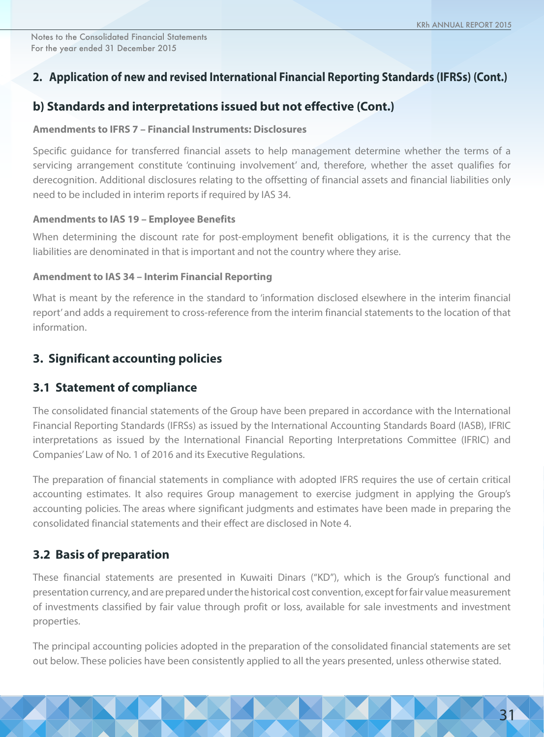## 2. Application of new and revised International Financial Reporting Standards (IFRSs) (Cont.)

### b) Standards and interpretations issued but not effective (Cont.)

**Amendments to IFRS 7 – Financial Instruments: Disclosures**

Specific guidance for transferred financial assets to help management determine whether the terms of a servicing arrangement constitute 'continuing involvement' and, therefore, whether the asset qualifies for derecognition. Additional disclosures relating to the offsetting of financial assets and financial liabilities only need to be included in interim reports if required by IAS 34.

**Amendments to IAS 19 – Employee Benefits**

When determining the discount rate for post-employment benefit obligations, it is the currency that the liabilities are denominated in that is important and not the country where they arise.

**Amendment to IAS 34 – Interim Financial Reporting**

What is meant by the reference in the standard to 'information disclosed elsewhere in the interim financial report' and adds a requirement to cross-reference from the interim financial statements to the location of that information.

## 3. Significant accounting policies

### 3.1 Statement of compliance

The consolidated financial statements of the Group have been prepared in accordance with the International Financial Reporting Standards (IFRSs) as issued by the International Accounting Standards Board (IASB), IFRIC interpretations as issued by the International Financial Reporting Interpretations Committee (IFRIC) and Companies' Law of No. 1 of 2016 and its Executive Regulations.

The preparation of financial statements in compliance with adopted IFRS requires the use of certain critical accounting estimates. It also requires Group management to exercise judgment in applying the Group's accounting policies. The areas where significant judgments and estimates have been made in preparing the consolidated financial statements and their effect are disclosed in Note 4.

### 3.2 Basis of preparation

These financial statements are presented in Kuwaiti Dinars ("KD"), which is the Group's functional and presentation currency, and are prepared under the historical cost convention, except for fair value measurement of investments classified by fair value through profit or loss, available for sale investments and investment properties.

The principal accounting policies adopted in the preparation of the consolidated financial statements are set out below. These policies have been consistently applied to all the years presented, unless otherwise stated.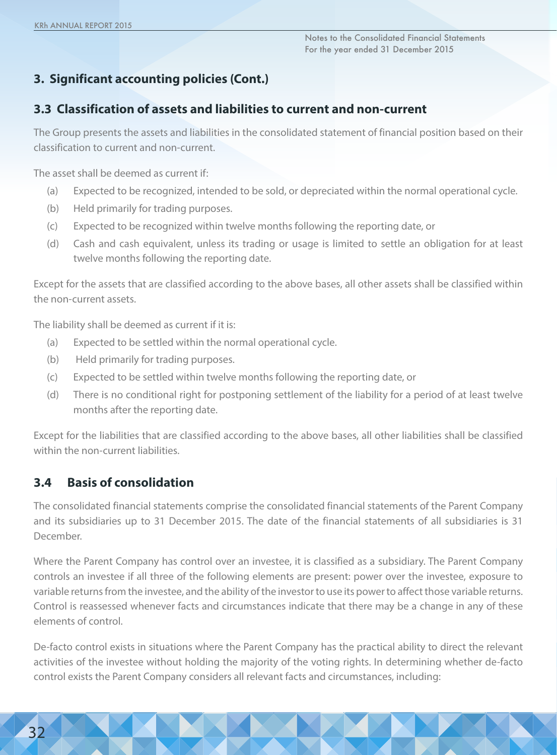## 3. Significant accounting policies (Cont.)

### 3.3 Classification of assets and liabilities to current and non-current

The Group presents the assets and liabilities in the consolidated statement of financial position based on their classification to current and non-current.

The asset shall be deemed as current if:

(a) Expected to be recognized, intended to be sold, or depreciated within the normal operational cycle.

(b) Held primarily for trading purposes.

(c) Expected to be recognized within twelve months following the reporting date, or

(d) Cash and cash equivalent, unless its trading or usage is limited to settle an obligation for at least twelve months following the reporting date.

Except for the assets that are classified according to the above bases, all other assets shall be classified within the non-current assets.

The liability shall be deemed as current if it is:

(a) Expected to be settled within the normal operational cycle.

(b) Held primarily for trading purposes.

(c) Expected to be settled within twelve months following the reporting date, or

(d) There is no conditional right for postponing settlement of the liability for a period of at least twelve months after the reporting date.

Except for the liabilities that are classified according to the above bases, all other liabilities shall be classified within the non-current liabilities.

### 3.4 Basis of consolidation

The consolidated financial statements comprise the consolidated financial statements of the Parent Company and its subsidiaries up to 31 December 2015. The date of the financial statements of all subsidiaries is 31 December.

Where the Parent Company has control over an investee, it is classified as a subsidiary. The Parent Company controls an investee if all three of the following elements are present: power over the investee, exposure to variable returns from the investee, and the ability of the investor to use its power to affect those variable returns. Control is reassessed whenever facts and circumstances indicate that there may be a change in any of these elements of control.

De-facto control exists in situations where the Parent Company has the practical ability to direct the relevant activities of the investee without holding the majority of the voting rights. In determining whether de-facto control exists the Parent Company considers all relevant facts and circumstances, including: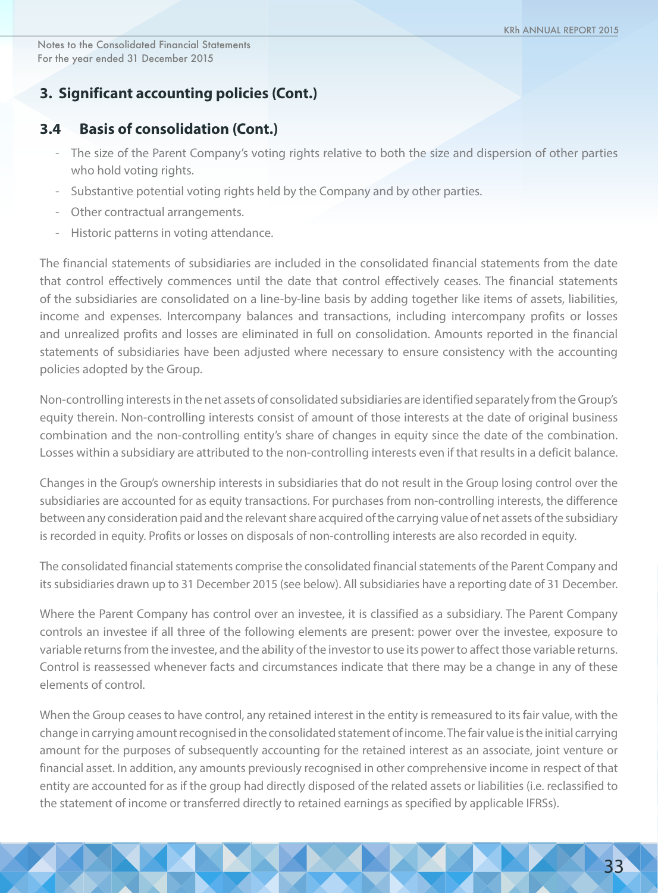## 3. Significant accounting policies (Cont.)

### 3.4 Basis of consolidation (Cont.)

- The size of the Parent Company's voting rights relative to both the size and dispersion of other parties who hold voting rights.
- Substantive potential voting rights held by the Company and by other parties.
- Other contractual arrangements.
- Historic patterns in voting attendance.

The financial statements of subsidiaries are included in the consolidated financial statements from the date that control effectively commences until the date that control effectively ceases. The financial statements of the subsidiaries are consolidated on a line-by-line basis by adding together like items of assets, liabilities, income and expenses. Intercompany balances and transactions, including intercompany profits or losses and unrealized profits and losses are eliminated in full on consolidation. Amounts reported in the financial statements of subsidiaries have been adjusted where necessary to ensure consistency with the accounting policies adopted by the Group.

Non-controlling interests in the net assets of consolidated subsidiaries are identified separately from the Group's equity therein. Non-controlling interests consist of amount of those interests at the date of original business combination and the non-controlling entity's share of changes in equity since the date of the combination. Losses within a subsidiary are attributed to the non-controlling interests even if that results in a deficit balance.

Changes in the Group's ownership interests in subsidiaries that do not result in the Group losing control over the subsidiaries are accounted for as equity transactions. For purchases from non-controlling interests, the difference between any consideration paid and the relevant share acquired of the carrying value of net assets of the subsidiary is recorded in equity. Profits or losses on disposals of non-controlling interests are also recorded in equity.

The consolidated financial statements comprise the consolidated financial statements of the Parent Company and its subsidiaries drawn up to 31 December 2015 (see below). All subsidiaries have a reporting date of 31 December.

Where the Parent Company has control over an investee, it is classified as a subsidiary. The Parent Company controls an investee if all three of the following elements are present: power over the investee, exposure to variable returns from the investee, and the ability of the investor to use its power to affect those variable returns. Control is reassessed whenever facts and circumstances indicate that there may be a change in any of these elements of control.

When the Group ceases to have control, any retained interest in the entity is remeasured to its fair value, with the change in carrying amount recognised in the consolidated statement of income. The fair value is the initial carrying amount for the purposes of subsequently accounting for the retained interest as an associate, joint venture or financial asset. In addition, any amounts previously recognised in other comprehensive income in respect of that entity are accounted for as if the group had directly disposed of the related assets or liabilities (i.e. reclassified to the statement of income or transferred directly to retained earnings as specified by applicable IFRSs).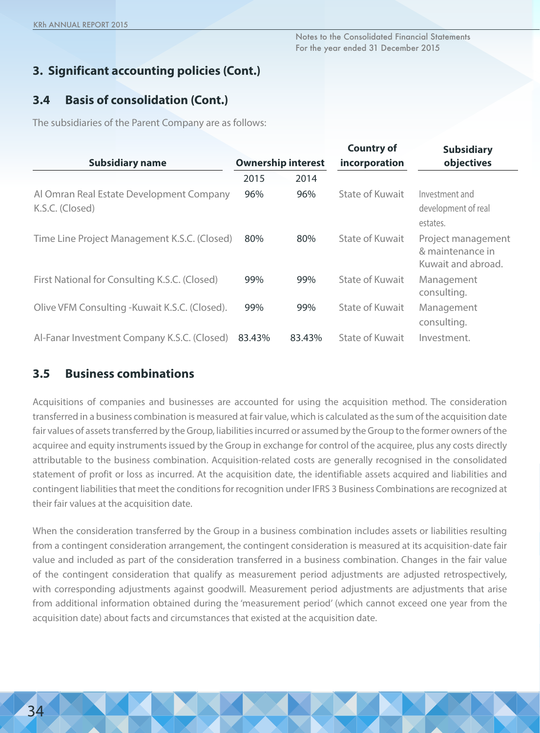## 3. Significant accounting policies (Cont.)

### 3.4 Basis of consolidation (Cont.)

The subsidiaries of the Parent Company are as follows:

| Subsidiary name | Ownership interest | | Country of incorporation | Subsidiary objectives |
|---|---|---|---|---|
| | 2015 | 2014 | | |
| Al Omran Real Estate Development Company K.S.C. (Closed) | 96% | 96% | State of Kuwait | Investment and development of real estates. |
| Time Line Project Management K.S.C. (Closed) | 80% | 80% | State of Kuwait | Project management & maintenance in Kuwait and abroad. |
| First National for Consulting K.S.C. (Closed) | 99% | 99% | State of Kuwait | Management consulting. |
| Olive VFM Consulting -Kuwait K.S.C. (Closed). | 99% | 99% | State of Kuwait | Management consulting. |
| Al-Fanar Investment Company K.S.C. (Closed) | 83.43% | 83.43% | State of Kuwait | Investment. |

### 3.5 Business combinations

Acquisitions of companies and businesses are accounted for using the acquisition method. The consideration transferred in a business combination is measured at fair value, which is calculated as the sum of the acquisition date fair values of assets transferred by the Group, liabilities incurred or assumed by the Group to the former owners of the acquiree and equity instruments issued by the Group in exchange for control of the acquiree, plus any costs directly attributable to the business combination. Acquisition-related costs are generally recognised in the consolidated statement of profit or loss as incurred. At the acquisition date, the identifiable assets acquired and liabilities and contingent liabilities that meet the conditions for recognition under IFRS 3 Business Combinations are recognized at their fair values at the acquisition date.

When the consideration transferred by the Group in a business combination includes assets or liabilities resulting from a contingent consideration arrangement, the contingent consideration is measured at its acquisition-date fair value and included as part of the consideration transferred in a business combination. Changes in the fair value of the contingent consideration that qualify as measurement period adjustments are adjusted retrospectively, with corresponding adjustments against goodwill. Measurement period adjustments are adjustments that arise from additional information obtained during the 'measurement period' (which cannot exceed one year from the acquisition date) about facts and circumstances that existed at the acquisition date.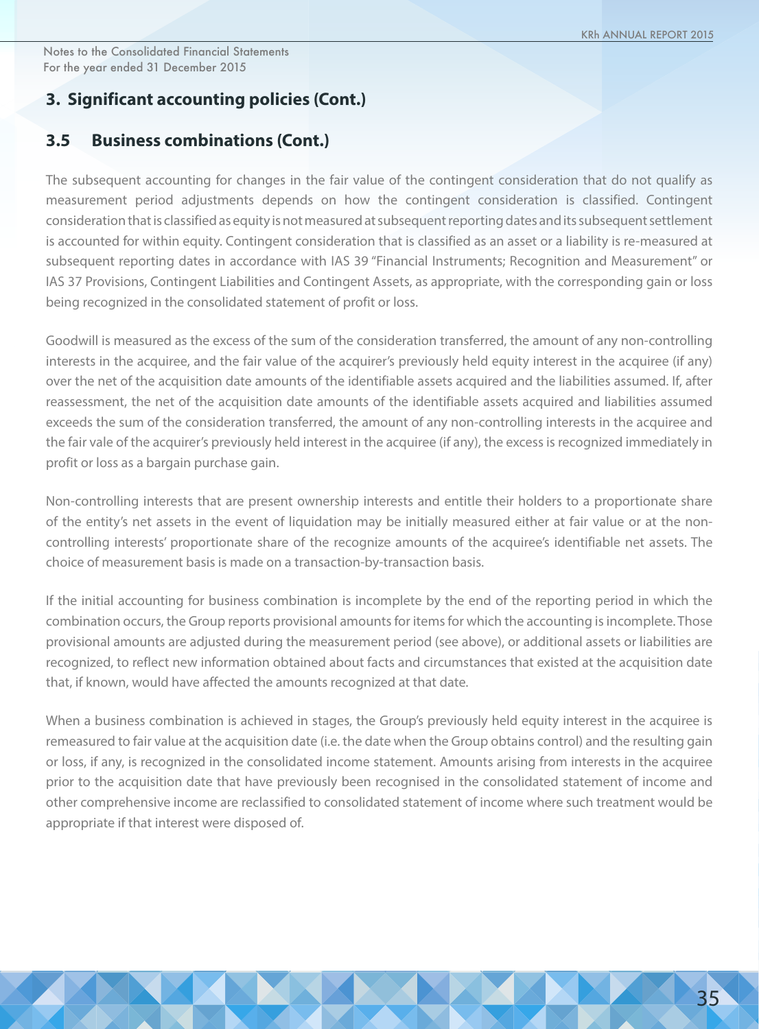## 3. Significant accounting policies (Cont.)

### 3.5 Business combinations (Cont.)

The subsequent accounting for changes in the fair value of the contingent consideration that do not qualify as measurement period adjustments depends on how the contingent consideration is classified. Contingent consideration that is classified as equity is not measured at subsequent reporting dates and its subsequent settlement is accounted for within equity. Contingent consideration that is classified as an asset or a liability is re-measured at subsequent reporting dates in accordance with IAS 39 "Financial Instruments; Recognition and Measurement" or IAS 37 Provisions, Contingent Liabilities and Contingent Assets, as appropriate, with the corresponding gain or loss being recognized in the consolidated statement of profit or loss.

Goodwill is measured as the excess of the sum of the consideration transferred, the amount of any non-controlling interests in the acquiree, and the fair value of the acquirer's previously held equity interest in the acquiree (if any) over the net of the acquisition date amounts of the identifiable assets acquired and the liabilities assumed. If, after reassessment, the net of the acquisition date amounts of the identifiable assets acquired and liabilities assumed exceeds the sum of the consideration transferred, the amount of any non-controlling interests in the acquiree and the fair vale of the acquirer's previously held interest in the acquiree (if any), the excess is recognized immediately in profit or loss as a bargain purchase gain.

Non-controlling interests that are present ownership interests and entitle their holders to a proportionate share of the entity's net assets in the event of liquidation may be initially measured either at fair value or at the non-controlling interests' proportionate share of the recognize amounts of the acquiree's identifiable net assets. The choice of measurement basis is made on a transaction-by-transaction basis.

If the initial accounting for business combination is incomplete by the end of the reporting period in which the combination occurs, the Group reports provisional amounts for items for which the accounting is incomplete. Those provisional amounts are adjusted during the measurement period (see above), or additional assets or liabilities are recognized, to reflect new information obtained about facts and circumstances that existed at the acquisition date that, if known, would have affected the amounts recognized at that date.

When a business combination is achieved in stages, the Group's previously held equity interest in the acquiree is remeasured to fair value at the acquisition date (i.e. the date when the Group obtains control) and the resulting gain or loss, if any, is recognized in the consolidated income statement. Amounts arising from interests in the acquiree prior to the acquisition date that have previously been recognised in the consolidated statement of income and other comprehensive income are reclassified to consolidated statement of income where such treatment would be appropriate if that interest were disposed of.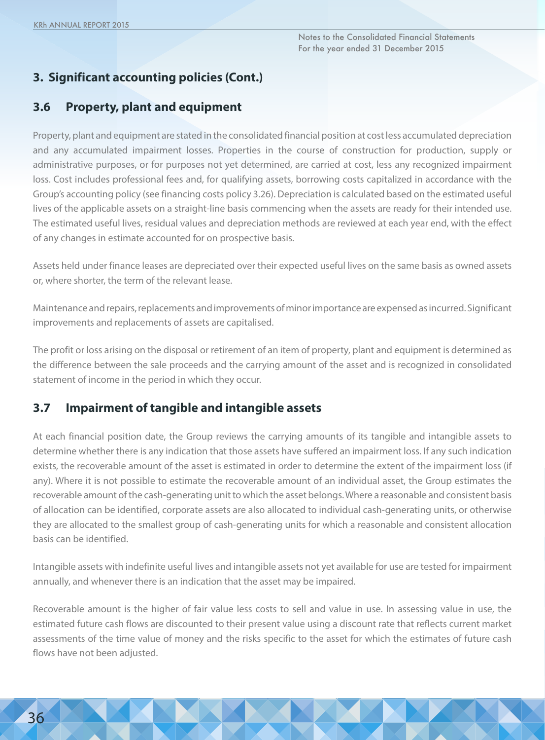## 3. Significant accounting policies (Cont.)

### 3.6 Property, plant and equipment

Property, plant and equipment are stated in the consolidated financial position at cost less accumulated depreciation and any accumulated impairment losses. Properties in the course of construction for production, supply or administrative purposes, or for purposes not yet determined, are carried at cost, less any recognized impairment loss. Cost includes professional fees and, for qualifying assets, borrowing costs capitalized in accordance with the Group's accounting policy (see financing costs policy 3.26). Depreciation is calculated based on the estimated useful lives of the applicable assets on a straight-line basis commencing when the assets are ready for their intended use. The estimated useful lives, residual values and depreciation methods are reviewed at each year end, with the effect of any changes in estimate accounted for on prospective basis.

Assets held under finance leases are depreciated over their expected useful lives on the same basis as owned assets or, where shorter, the term of the relevant lease.

Maintenance and repairs, replacements and improvements of minor importance are expensed as incurred. Significant improvements and replacements of assets are capitalised.

The profit or loss arising on the disposal or retirement of an item of property, plant and equipment is determined as the difference between the sale proceeds and the carrying amount of the asset and is recognized in consolidated statement of income in the period in which they occur.

### 3.7 Impairment of tangible and intangible assets

At each financial position date, the Group reviews the carrying amounts of its tangible and intangible assets to determine whether there is any indication that those assets have suffered an impairment loss. If any such indication exists, the recoverable amount of the asset is estimated in order to determine the extent of the impairment loss (if any). Where it is not possible to estimate the recoverable amount of an individual asset, the Group estimates the recoverable amount of the cash-generating unit to which the asset belongs. Where a reasonable and consistent basis of allocation can be identified, corporate assets are also allocated to individual cash-generating units, or otherwise they are allocated to the smallest group of cash-generating units for which a reasonable and consistent allocation basis can be identified.

Intangible assets with indefinite useful lives and intangible assets not yet available for use are tested for impairment annually, and whenever there is an indication that the asset may be impaired.

Recoverable amount is the higher of fair value less costs to sell and value in use. In assessing value in use, the estimated future cash flows are discounted to their present value using a discount rate that reflects current market assessments of the time value of money and the risks specific to the asset for which the estimates of future cash flows have not been adjusted.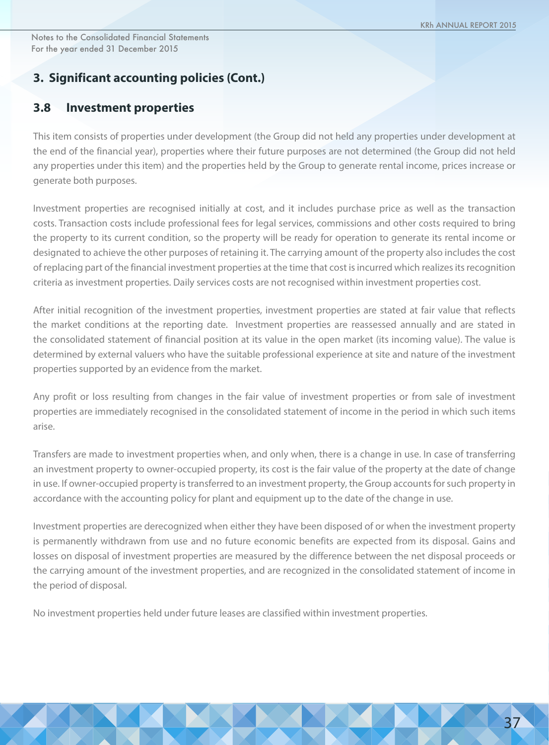## 3. Significant accounting policies (Cont.)

### 3.8 Investment properties

This item consists of properties under development (the Group did not held any properties under development at the end of the financial year), properties where their future purposes are not determined (the Group did not held any properties under this item) and the properties held by the Group to generate rental income, prices increase or generate both purposes.

Investment properties are recognised initially at cost, and it includes purchase price as well as the transaction costs. Transaction costs include professional fees for legal services, commissions and other costs required to bring the property to its current condition, so the property will be ready for operation to generate its rental income or designated to achieve the other purposes of retaining it. The carrying amount of the property also includes the cost of replacing part of the financial investment properties at the time that cost is incurred which realizes its recognition criteria as investment properties. Daily services costs are not recognised within investment properties cost.

After initial recognition of the investment properties, investment properties are stated at fair value that reflects the market conditions at the reporting date. Investment properties are reassessed annually and are stated in the consolidated statement of financial position at its value in the open market (its incoming value). The value is determined by external valuers who have the suitable professional experience at site and nature of the investment properties supported by an evidence from the market.

Any profit or loss resulting from changes in the fair value of investment properties or from sale of investment properties are immediately recognised in the consolidated statement of income in the period in which such items arise.

Transfers are made to investment properties when, and only when, there is a change in use. In case of transferring an investment property to owner-occupied property, its cost is the fair value of the property at the date of change in use. If owner-occupied property is transferred to an investment property, the Group accounts for such property in accordance with the accounting policy for plant and equipment up to the date of the change in use.

Investment properties are derecognized when either they have been disposed of or when the investment property is permanently withdrawn from use and no future economic benefits are expected from its disposal. Gains and losses on disposal of investment properties are measured by the difference between the net disposal proceeds or the carrying amount of the investment properties, and are recognized in the consolidated statement of income in the period of disposal.

No investment properties held under future leases are classified within investment properties.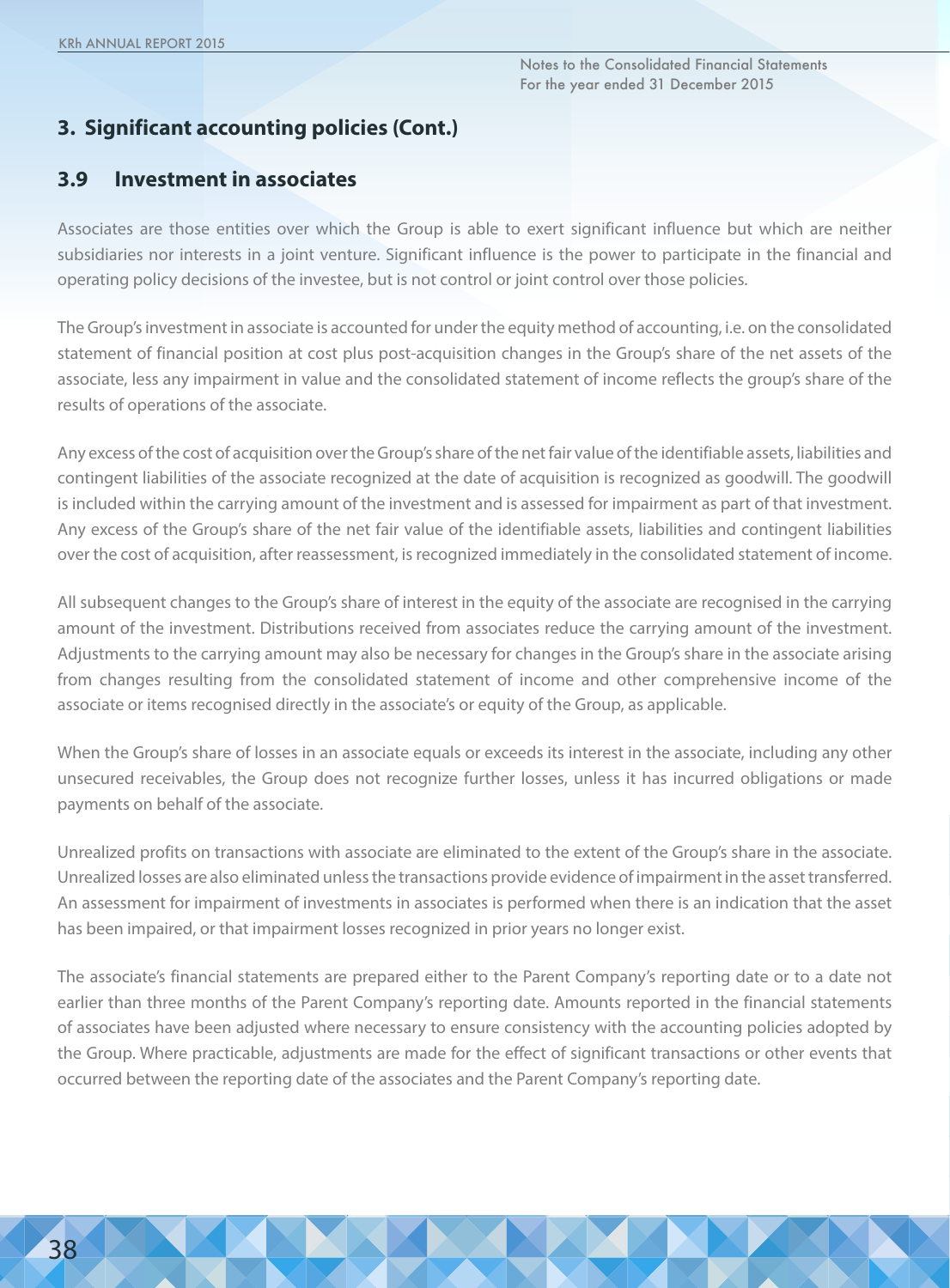## 3. Significant accounting policies (Cont.)

### 3.9 Investment in associates

Associates are those entities over which the Group is able to exert significant influence but which are neither subsidiaries nor interests in a joint venture. Significant influence is the power to participate in the financial and operating policy decisions of the investee, but is not control or joint control over those policies.

The Group's investment in associate is accounted for under the equity method of accounting, i.e. on the consolidated statement of financial position at cost plus post-acquisition changes in the Group's share of the net assets of the associate, less any impairment in value and the consolidated statement of income reflects the group's share of the results of operations of the associate.

Any excess of the cost of acquisition over the Group's share of the net fair value of the identifiable assets, liabilities and contingent liabilities of the associate recognized at the date of acquisition is recognized as goodwill. The goodwill is included within the carrying amount of the investment and is assessed for impairment as part of that investment. Any excess of the Group's share of the net fair value of the identifiable assets, liabilities and contingent liabilities over the cost of acquisition, after reassessment, is recognized immediately in the consolidated statement of income.

All subsequent changes to the Group's share of interest in the equity of the associate are recognised in the carrying amount of the investment. Distributions received from associates reduce the carrying amount of the investment. Adjustments to the carrying amount may also be necessary for changes in the Group's share in the associate arising from changes resulting from the consolidated statement of income and other comprehensive income of the associate or items recognised directly in the associate's or equity of the Group, as applicable.

When the Group's share of losses in an associate equals or exceeds its interest in the associate, including any other unsecured receivables, the Group does not recognize further losses, unless it has incurred obligations or made payments on behalf of the associate.

Unrealized profits on transactions with associate are eliminated to the extent of the Group's share in the associate. Unrealized losses are also eliminated unless the transactions provide evidence of impairment in the asset transferred. An assessment for impairment of investments in associates is performed when there is an indication that the asset has been impaired, or that impairment losses recognized in prior years no longer exist.

The associate's financial statements are prepared either to the Parent Company's reporting date or to a date not earlier than three months of the Parent Company's reporting date. Amounts reported in the financial statements of associates have been adjusted where necessary to ensure consistency with the accounting policies adopted by the Group. Where practicable, adjustments are made for the effect of significant transactions or other events that occurred between the reporting date of the associates and the Parent Company's reporting date.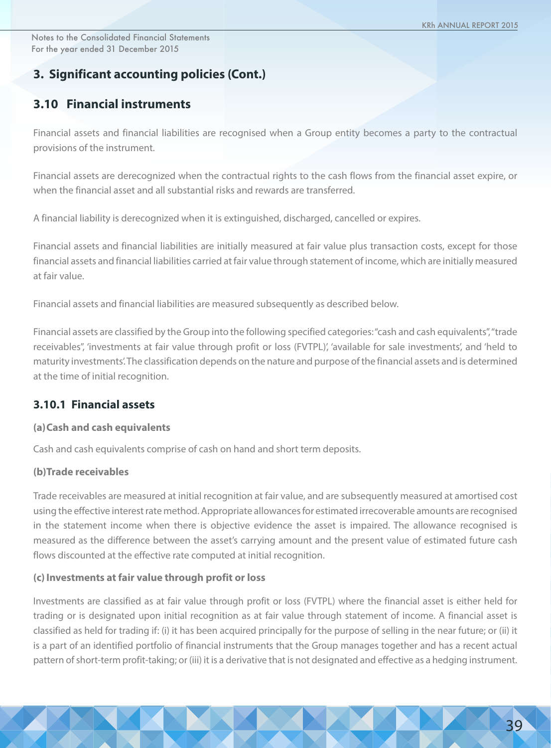## 3. Significant accounting policies (Cont.)

### 3.10 Financial instruments

Financial assets and financial liabilities are recognised when a Group entity becomes a party to the contractual provisions of the instrument.

Financial assets are derecognized when the contractual rights to the cash flows from the financial asset expire, or when the financial asset and all substantial risks and rewards are transferred.

A financial liability is derecognized when it is extinguished, discharged, cancelled or expires.

Financial assets and financial liabilities are initially measured at fair value plus transaction costs, except for those financial assets and financial liabilities carried at fair value through statement of income, which are initially measured at fair value.

Financial assets and financial liabilities are measured subsequently as described below.

Financial assets are classified by the Group into the following specified categories: "cash and cash equivalents", "trade receivables", 'investments at fair value through profit or loss (FVTPL)', 'available for sale investments', and 'held to maturity investments'. The classification depends on the nature and purpose of the financial assets and is determined at the time of initial recognition.

#### 3.10.1 Financial assets

**(a) Cash and cash equivalents**

Cash and cash equivalents comprise of cash on hand and short term deposits.

**(b) Trade receivables**

Trade receivables are measured at initial recognition at fair value, and are subsequently measured at amortised cost using the effective interest rate method. Appropriate allowances for estimated irrecoverable amounts are recognised in the statement income when there is objective evidence the asset is impaired. The allowance recognised is measured as the difference between the asset's carrying amount and the present value of estimated future cash flows discounted at the effective rate computed at initial recognition.

**(c) Investments at fair value through profit or loss**

Investments are classified as at fair value through profit or loss (FVTPL) where the financial asset is either held for trading or is designated upon initial recognition as at fair value through statement of income. A financial asset is classified as held for trading if: (i) it has been acquired principally for the purpose of selling in the near future; or (ii) it is a part of an identified portfolio of financial instruments that the Group manages together and has a recent actual pattern of short-term profit-taking; or (iii) it is a derivative that is not designated and effective as a hedging instrument.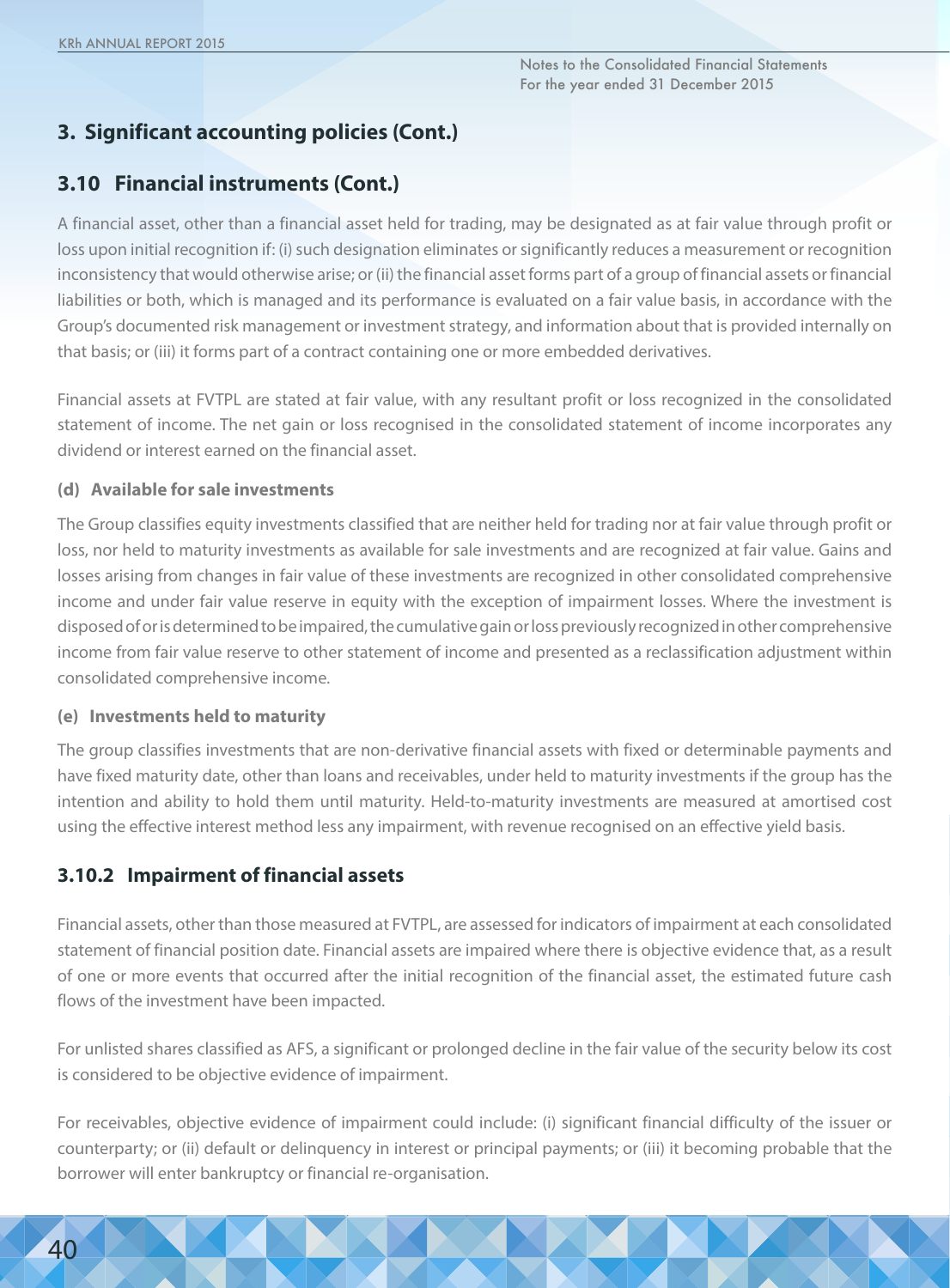## 3. Significant accounting policies (Cont.)

### 3.10 Financial instruments (Cont.)

A financial asset, other than a financial asset held for trading, may be designated as at fair value through profit or loss upon initial recognition if: (i) such designation eliminates or significantly reduces a measurement or recognition inconsistency that would otherwise arise; or (ii) the financial asset forms part of a group of financial assets or financial liabilities or both, which is managed and its performance is evaluated on a fair value basis, in accordance with the Group's documented risk management or investment strategy, and information about that is provided internally on that basis; or (iii) it forms part of a contract containing one or more embedded derivatives.

Financial assets at FVTPL are stated at fair value, with any resultant profit or loss recognized in the consolidated statement of income. The net gain or loss recognised in the consolidated statement of income incorporates any dividend or interest earned on the financial asset.

#### (d) Available for sale investments

The Group classifies equity investments classified that are neither held for trading nor at fair value through profit or loss, nor held to maturity investments as available for sale investments and are recognized at fair value. Gains and losses arising from changes in fair value of these investments are recognized in other consolidated comprehensive income and under fair value reserve in equity with the exception of impairment losses. Where the investment is disposed of or is determined to be impaired, the cumulative gain or loss previously recognized in other comprehensive income from fair value reserve to other statement of income and presented as a reclassification adjustment within consolidated comprehensive income.

#### (e) Investments held to maturity

The group classifies investments that are non-derivative financial assets with fixed or determinable payments and have fixed maturity date, other than loans and receivables, under held to maturity investments if the group has the intention and ability to hold them until maturity. Held-to-maturity investments are measured at amortised cost using the effective interest method less any impairment, with revenue recognised on an effective yield basis.

### 3.10.2 Impairment of financial assets

Financial assets, other than those measured at FVTPL, are assessed for indicators of impairment at each consolidated statement of financial position date. Financial assets are impaired where there is objective evidence that, as a result of one or more events that occurred after the initial recognition of the financial asset, the estimated future cash flows of the investment have been impacted.

For unlisted shares classified as AFS, a significant or prolonged decline in the fair value of the security below its cost is considered to be objective evidence of impairment.

For receivables, objective evidence of impairment could include: (i) significant financial difficulty of the issuer or counterparty; or (ii) default or delinquency in interest or principal payments; or (iii) it becoming probable that the borrower will enter bankruptcy or financial re-organisation.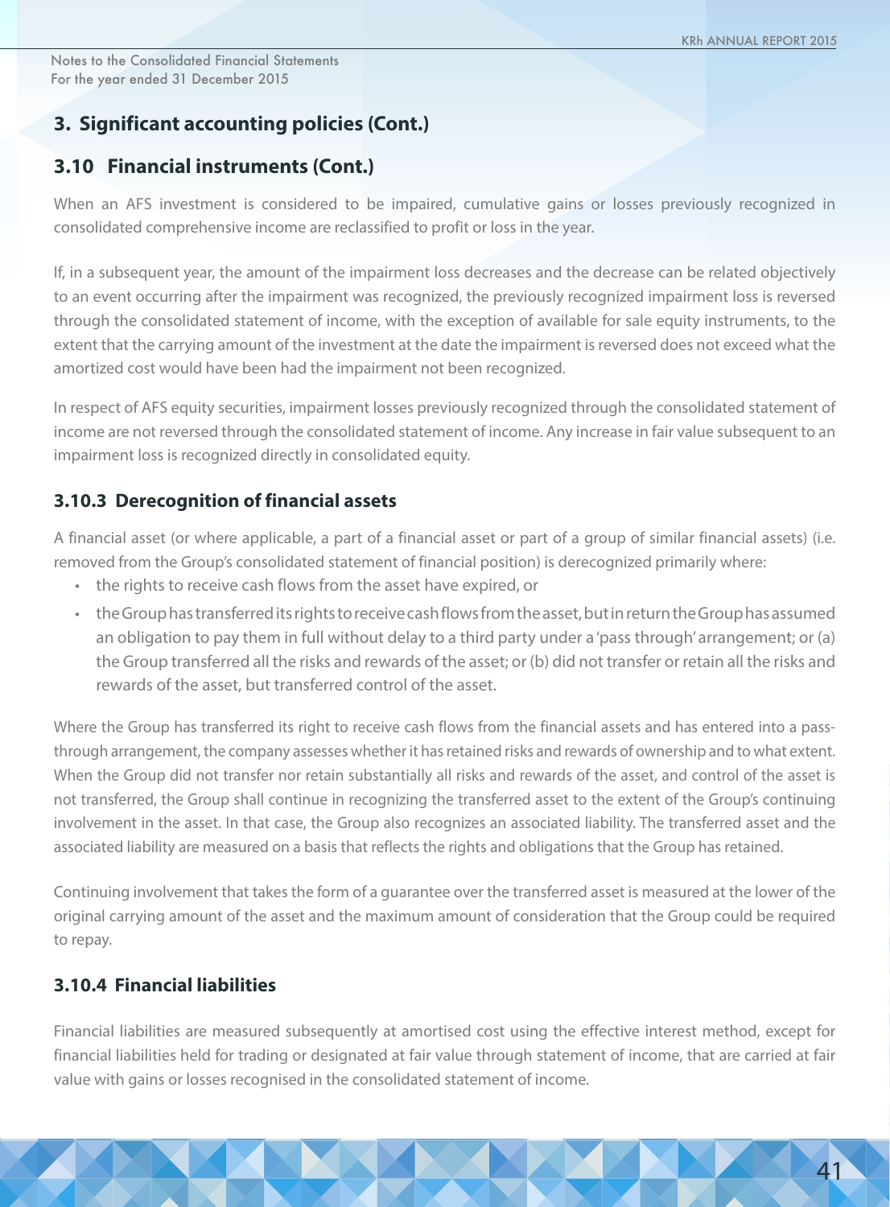## 3. Significant accounting policies (Cont.)

## 3.10 Financial instruments (Cont.)

When an AFS investment is considered to be impaired, cumulative gains or losses previously recognized in consolidated comprehensive income are reclassified to profit or loss in the year.

If, in a subsequent year, the amount of the impairment loss decreases and the decrease can be related objectively to an event occurring after the impairment was recognized, the previously recognized impairment loss is reversed through the consolidated statement of income, with the exception of available for sale equity instruments, to the extent that the carrying amount of the investment at the date the impairment is reversed does not exceed what the amortized cost would have been had the impairment not been recognized.

In respect of AFS equity securities, impairment losses previously recognized through the consolidated statement of income are not reversed through the consolidated statement of income. Any increase in fair value subsequent to an impairment loss is recognized directly in consolidated equity.

### 3.10.3 Derecognition of financial assets

A financial asset (or where applicable, a part of a financial asset or part of a group of similar financial assets) (i.e. removed from the Group's consolidated statement of financial position) is derecognized primarily where:

- the rights to receive cash flows from the asset have expired, or
- the Group has transferred its rights to receive cash flows from the asset, but in return the Group has assumed an obligation to pay them in full without delay to a third party under a 'pass through' arrangement; or (a) the Group transferred all the risks and rewards of the asset; or (b) did not transfer or retain all the risks and rewards of the asset, but transferred control of the asset.

Where the Group has transferred its right to receive cash flows from the financial assets and has entered into a pass-through arrangement, the company assesses whether it has retained risks and rewards of ownership and to what extent. When the Group did not transfer nor retain substantially all risks and rewards of the asset, and control of the asset is not transferred, the Group shall continue in recognizing the transferred asset to the extent of the Group's continuing involvement in the asset. In that case, the Group also recognizes an associated liability. The transferred asset and the associated liability are measured on a basis that reflects the rights and obligations that the Group has retained.

Continuing involvement that takes the form of a guarantee over the transferred asset is measured at the lower of the original carrying amount of the asset and the maximum amount of consideration that the Group could be required to repay.

### 3.10.4 Financial liabilities

Financial liabilities are measured subsequently at amortised cost using the effective interest method, except for financial liabilities held for trading or designated at fair value through statement of income, that are carried at fair value with gains or losses recognised in the consolidated statement of income.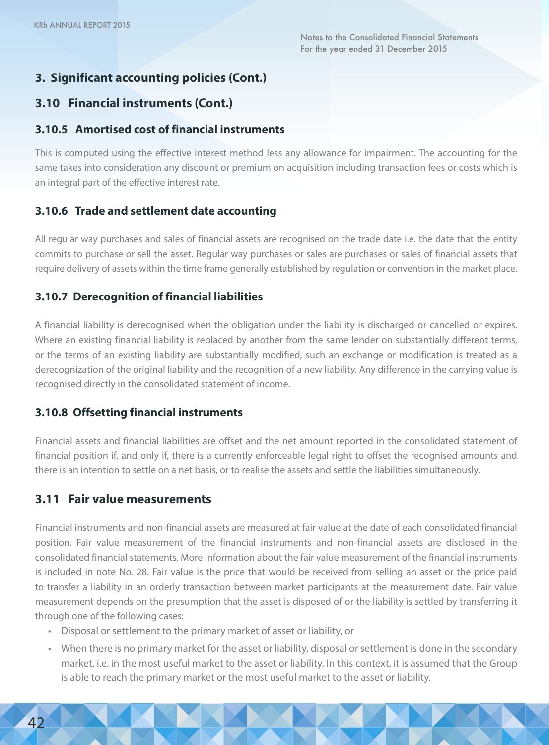## 3. Significant accounting policies (Cont.)

### 3.10 Financial instruments (Cont.)

#### 3.10.5 Amortised cost of financial instruments

This is computed using the effective interest method less any allowance for impairment. The accounting for the same takes into consideration any discount or premium on acquisition including transaction fees or costs which is an integral part of the effective interest rate.

#### 3.10.6 Trade and settlement date accounting

All regular way purchases and sales of financial assets are recognised on the trade date i.e. the date that the entity commits to purchase or sell the asset. Regular way purchases or sales are purchases or sales of financial assets that require delivery of assets within the time frame generally established by regulation or convention in the market place.

#### 3.10.7 Derecognition of financial liabilities

A financial liability is derecognised when the obligation under the liability is discharged or cancelled or expires. Where an existing financial liability is replaced by another from the same lender on substantially different terms, or the terms of an existing liability are substantially modified, such an exchange or modification is treated as a derecognization of the original liability and the recognition of a new liability. Any difference in the carrying value is recognised directly in the consolidated statement of income.

#### 3.10.8 Offsetting financial instruments

Financial assets and financial liabilities are offset and the net amount reported in the consolidated statement of financial position if, and only if, there is a currently enforceable legal right to offset the recognised amounts and there is an intention to settle on a net basis, or to realise the assets and settle the liabilities simultaneously.

### 3.11 Fair value measurements

Financial instruments and non-financial assets are measured at fair value at the date of each consolidated financial position. Fair value measurement of the financial instruments and non-financial assets are disclosed in the consolidated financial statements. More information about the fair value measurement of the financial instruments is included in note No. 28. Fair value is the price that would be received from selling an asset or the price paid to transfer a liability in an orderly transaction between market participants at the measurement date. Fair value measurement depends on the presumption that the asset is disposed of or the liability is settled by transferring it through one of the following cases:

- Disposal or settlement to the primary market of asset or liability, or
- When there is no primary market for the asset or liability, disposal or settlement is done in the secondary market, i.e. in the most useful market to the asset or liability. In this context, it is assumed that the Group is able to reach the primary market or the most useful market to the asset or liability.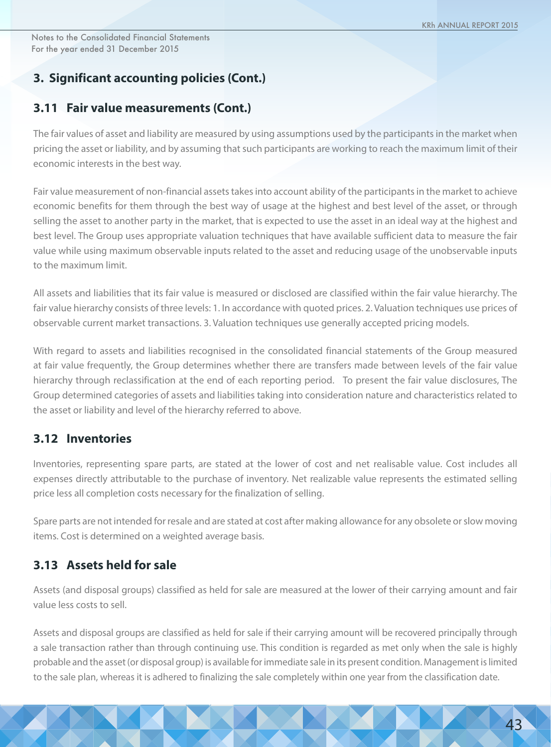## 3. Significant accounting policies (Cont.)

### 3.11 Fair value measurements (Cont.)

The fair values of asset and liability are measured by using assumptions used by the participants in the market when pricing the asset or liability, and by assuming that such participants are working to reach the maximum limit of their economic interests in the best way.

Fair value measurement of non-financial assets takes into account ability of the participants in the market to achieve economic benefits for them through the best way of usage at the highest and best level of the asset, or through selling the asset to another party in the market, that is expected to use the asset in an ideal way at the highest and best level. The Group uses appropriate valuation techniques that have available sufficient data to measure the fair value while using maximum observable inputs related to the asset and reducing usage of the unobservable inputs to the maximum limit.

All assets and liabilities that its fair value is measured or disclosed are classified within the fair value hierarchy. The fair value hierarchy consists of three levels: 1. In accordance with quoted prices. 2. Valuation techniques use prices of observable current market transactions. 3. Valuation techniques use generally accepted pricing models.

With regard to assets and liabilities recognised in the consolidated financial statements of the Group measured at fair value frequently, the Group determines whether there are transfers made between levels of the fair value hierarchy through reclassification at the end of each reporting period. To present the fair value disclosures, The Group determined categories of assets and liabilities taking into consideration nature and characteristics related to the asset or liability and level of the hierarchy referred to above.

### 3.12 Inventories

Inventories, representing spare parts, are stated at the lower of cost and net realisable value. Cost includes all expenses directly attributable to the purchase of inventory. Net realizable value represents the estimated selling price less all completion costs necessary for the finalization of selling.

Spare parts are not intended for resale and are stated at cost after making allowance for any obsolete or slow moving items. Cost is determined on a weighted average basis.

### 3.13 Assets held for sale

Assets (and disposal groups) classified as held for sale are measured at the lower of their carrying amount and fair value less costs to sell.

Assets and disposal groups are classified as held for sale if their carrying amount will be recovered principally through a sale transaction rather than through continuing use. This condition is regarded as met only when the sale is highly probable and the asset (or disposal group) is available for immediate sale in its present condition. Management is limited to the sale plan, whereas it is adhered to finalizing the sale completely within one year from the classification date.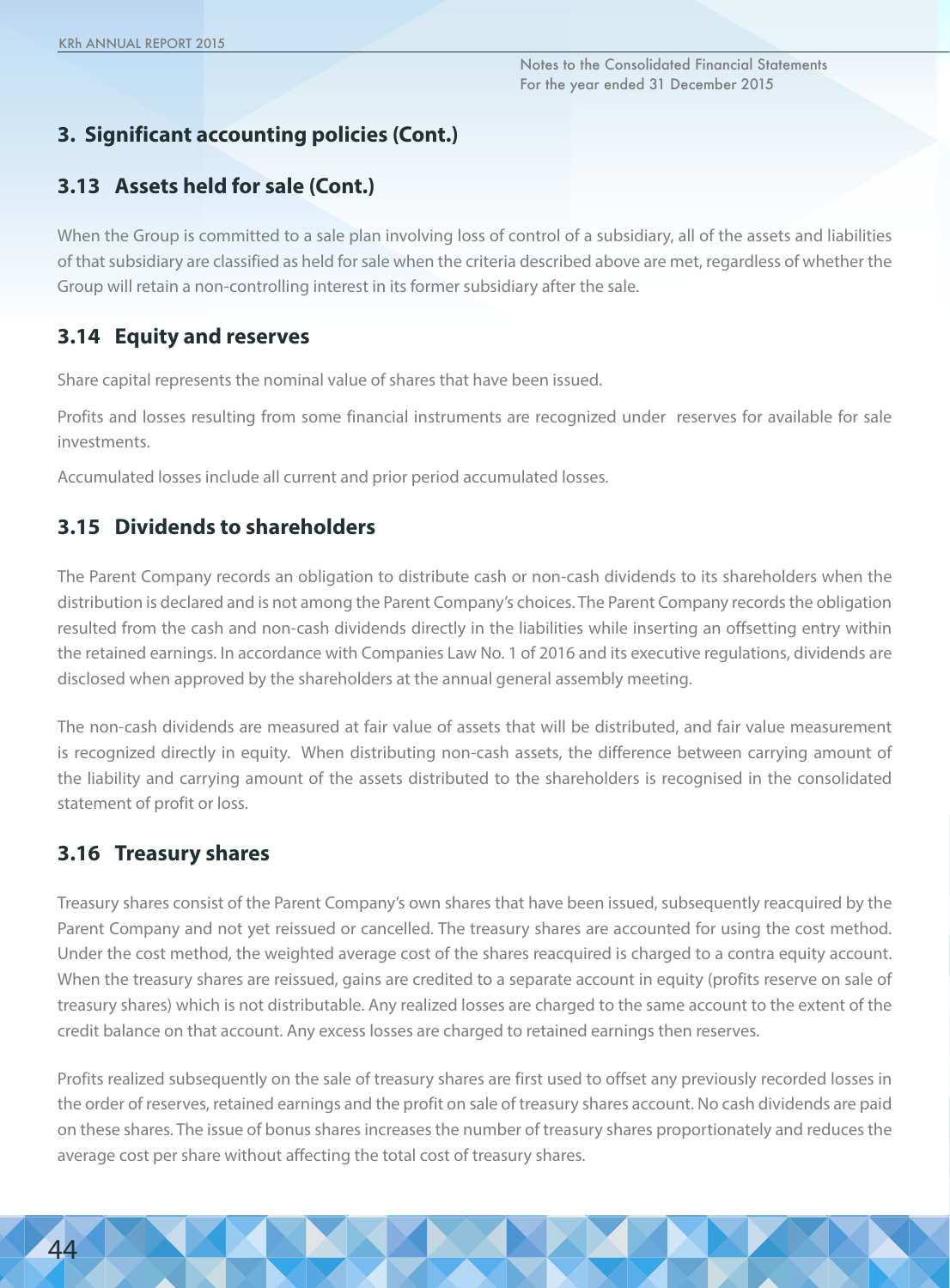## 3. Significant accounting policies (Cont.)

### 3.13 Assets held for sale (Cont.)

When the Group is committed to a sale plan involving loss of control of a subsidiary, all of the assets and liabilities of that subsidiary are classified as held for sale when the criteria described above are met, regardless of whether the Group will retain a non-controlling interest in its former subsidiary after the sale.

### 3.14 Equity and reserves

Share capital represents the nominal value of shares that have been issued.

Profits and losses resulting from some financial instruments are recognized under reserves for available for sale investments.

Accumulated losses include all current and prior period accumulated losses.

### 3.15 Dividends to shareholders

The Parent Company records an obligation to distribute cash or non-cash dividends to its shareholders when the distribution is declared and is not among the Parent Company's choices. The Parent Company records the obligation resulted from the cash and non-cash dividends directly in the liabilities while inserting an offsetting entry within the retained earnings. In accordance with Companies Law No. 1 of 2016 and its executive regulations, dividends are disclosed when approved by the shareholders at the annual general assembly meeting.

The non-cash dividends are measured at fair value of assets that will be distributed, and fair value measurement is recognized directly in equity. When distributing non-cash assets, the difference between carrying amount of the liability and carrying amount of the assets distributed to the shareholders is recognised in the consolidated statement of profit or loss.

### 3.16 Treasury shares

Treasury shares consist of the Parent Company's own shares that have been issued, subsequently reacquired by the Parent Company and not yet reissued or cancelled. The treasury shares are accounted for using the cost method. Under the cost method, the weighted average cost of the shares reacquired is charged to a contra equity account. When the treasury shares are reissued, gains are credited to a separate account in equity (profits reserve on sale of treasury shares) which is not distributable. Any realized losses are charged to the same account to the extent of the credit balance on that account. Any excess losses are charged to retained earnings then reserves.

Profits realized subsequently on the sale of treasury shares are first used to offset any previously recorded losses in the order of reserves, retained earnings and the profit on sale of treasury shares account. No cash dividends are paid on these shares. The issue of bonus shares increases the number of treasury shares proportionately and reduces the average cost per share without affecting the total cost of treasury shares.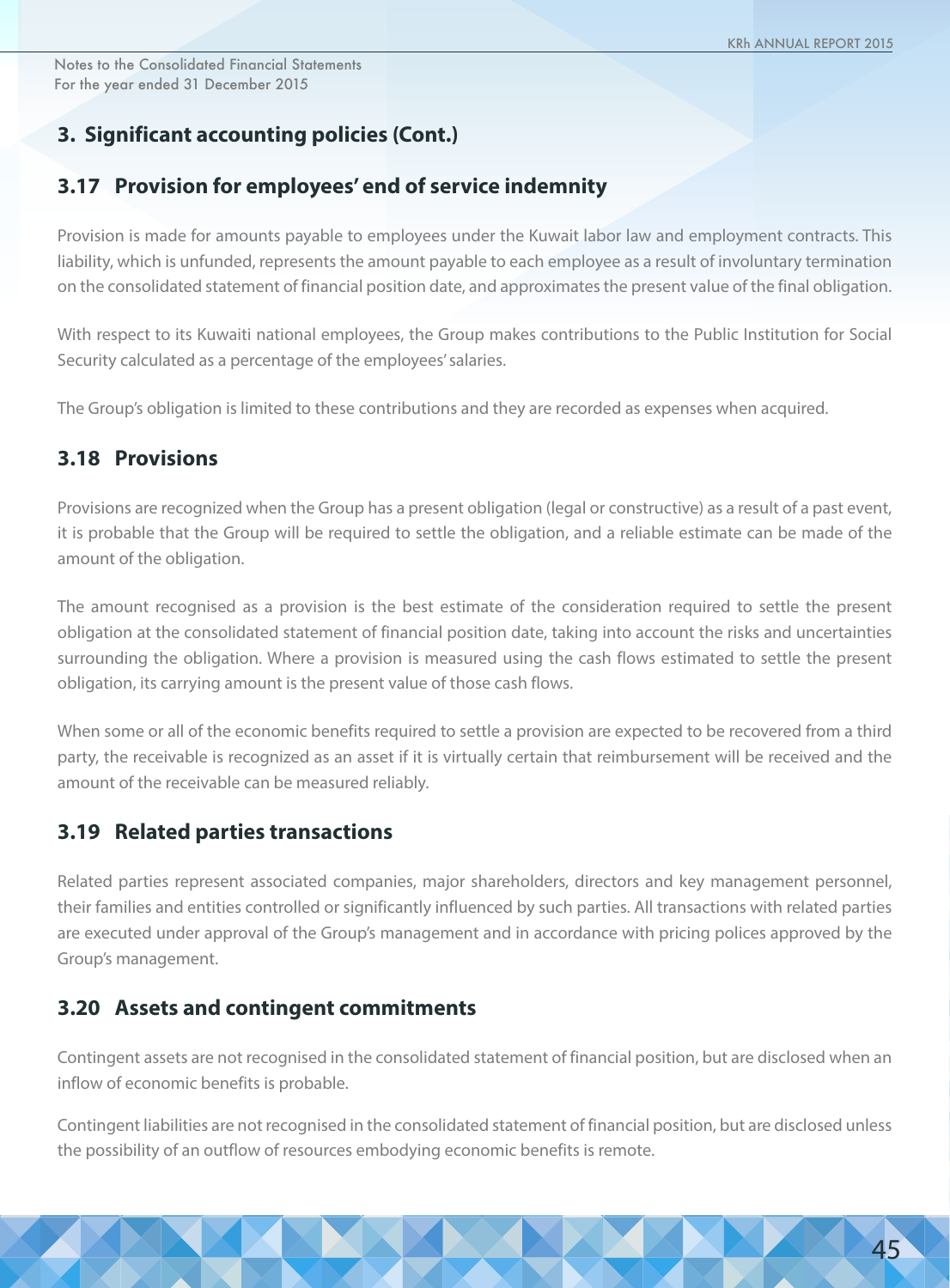## 3. Significant accounting policies (Cont.)

### 3.17 Provision for employees' end of service indemnity

Provision is made for amounts payable to employees under the Kuwait labor law and employment contracts. This liability, which is unfunded, represents the amount payable to each employee as a result of involuntary termination on the consolidated statement of financial position date, and approximates the present value of the final obligation.

With respect to its Kuwaiti national employees, the Group makes contributions to the Public Institution for Social Security calculated as a percentage of the employees' salaries.

The Group's obligation is limited to these contributions and they are recorded as expenses when acquired.

### 3.18 Provisions

Provisions are recognized when the Group has a present obligation (legal or constructive) as a result of a past event, it is probable that the Group will be required to settle the obligation, and a reliable estimate can be made of the amount of the obligation.

The amount recognised as a provision is the best estimate of the consideration required to settle the present obligation at the consolidated statement of financial position date, taking into account the risks and uncertainties surrounding the obligation. Where a provision is measured using the cash flows estimated to settle the present obligation, its carrying amount is the present value of those cash flows.

When some or all of the economic benefits required to settle a provision are expected to be recovered from a third party, the receivable is recognized as an asset if it is virtually certain that reimbursement will be received and the amount of the receivable can be measured reliably.

### 3.19 Related parties transactions

Related parties represent associated companies, major shareholders, directors and key management personnel, their families and entities controlled or significantly influenced by such parties. All transactions with related parties are executed under approval of the Group's management and in accordance with pricing polices approved by the Group's management.

### 3.20 Assets and contingent commitments

Contingent assets are not recognised in the consolidated statement of financial position, but are disclosed when an inflow of economic benefits is probable.

Contingent liabilities are not recognised in the consolidated statement of financial position, but are disclosed unless the possibility of an outflow of resources embodying economic benefits is remote.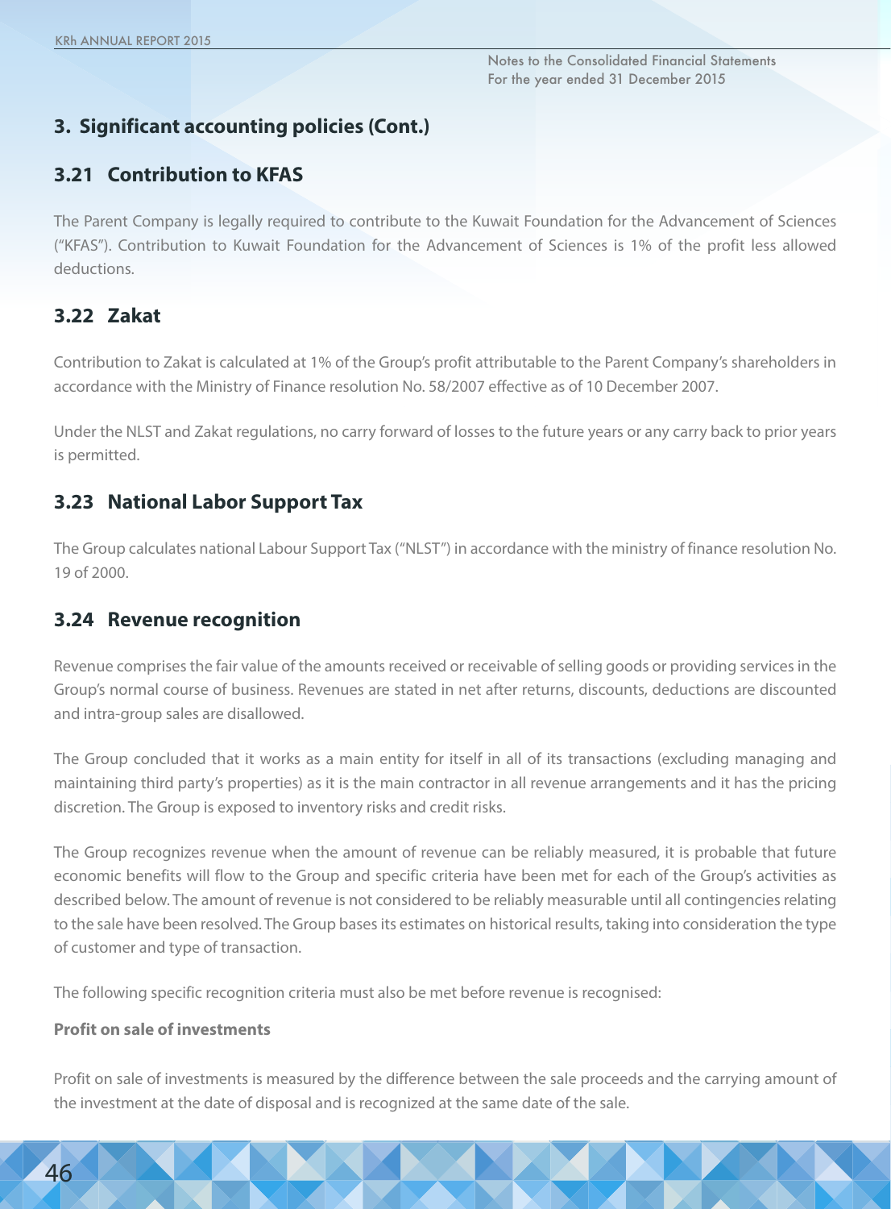## 3. Significant accounting policies (Cont.)

### 3.21 Contribution to KFAS

The Parent Company is legally required to contribute to the Kuwait Foundation for the Advancement of Sciences ("KFAS"). Contribution to Kuwait Foundation for the Advancement of Sciences is 1% of the profit less allowed deductions.

### 3.22 Zakat

Contribution to Zakat is calculated at 1% of the Group's profit attributable to the Parent Company's shareholders in accordance with the Ministry of Finance resolution No. 58/2007 effective as of 10 December 2007.

Under the NLST and Zakat regulations, no carry forward of losses to the future years or any carry back to prior years is permitted.

### 3.23 National Labor Support Tax

The Group calculates national Labour Support Tax ("NLST") in accordance with the ministry of finance resolution No. 19 of 2000.

### 3.24 Revenue recognition

Revenue comprises the fair value of the amounts received or receivable of selling goods or providing services in the Group's normal course of business. Revenues are stated in net after returns, discounts, deductions are discounted and intra-group sales are disallowed.

The Group concluded that it works as a main entity for itself in all of its transactions (excluding managing and maintaining third party's properties) as it is the main contractor in all revenue arrangements and it has the pricing discretion. The Group is exposed to inventory risks and credit risks.

The Group recognizes revenue when the amount of revenue can be reliably measured, it is probable that future economic benefits will flow to the Group and specific criteria have been met for each of the Group's activities as described below. The amount of revenue is not considered to be reliably measurable until all contingencies relating to the sale have been resolved. The Group bases its estimates on historical results, taking into consideration the type of customer and type of transaction.

The following specific recognition criteria must also be met before revenue is recognised:

**Profit on sale of investments**

Profit on sale of investments is measured by the difference between the sale proceeds and the carrying amount of the investment at the date of disposal and is recognized at the same date of the sale.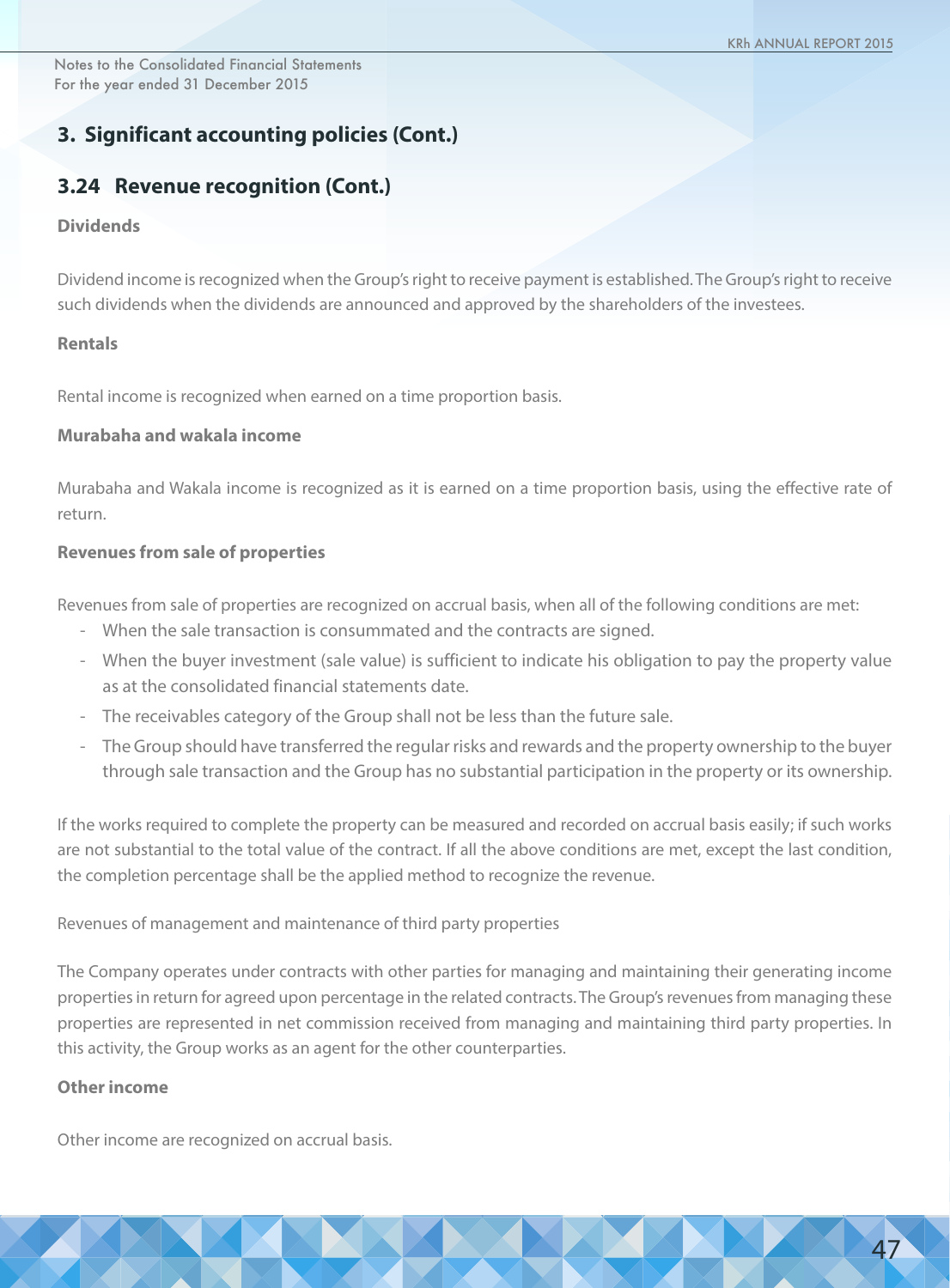## 3. Significant accounting policies (Cont.)

### 3.24 Revenue recognition (Cont.)

**Dividends**

Dividend income is recognized when the Group's right to receive payment is established. The Group's right to receive such dividends when the dividends are announced and approved by the shareholders of the investees.

**Rentals**

Rental income is recognized when earned on a time proportion basis.

**Murabaha and wakala income**

Murabaha and Wakala income is recognized as it is earned on a time proportion basis, using the effective rate of return.

**Revenues from sale of properties**

Revenues from sale of properties are recognized on accrual basis, when all of the following conditions are met:

- When the sale transaction is consummated and the contracts are signed.
- When the buyer investment (sale value) is sufficient to indicate his obligation to pay the property value as at the consolidated financial statements date.
- The receivables category of the Group shall not be less than the future sale.
- The Group should have transferred the regular risks and rewards and the property ownership to the buyer through sale transaction and the Group has no substantial participation in the property or its ownership.

If the works required to complete the property can be measured and recorded on accrual basis easily; if such works are not substantial to the total value of the contract. If all the above conditions are met, except the last condition, the completion percentage shall be the applied method to recognize the revenue.

Revenues of management and maintenance of third party properties

The Company operates under contracts with other parties for managing and maintaining their generating income properties in return for agreed upon percentage in the related contracts. The Group's revenues from managing these properties are represented in net commission received from managing and maintaining third party properties. In this activity, the Group works as an agent for the other counterparties.

**Other income**

Other income are recognized on accrual basis.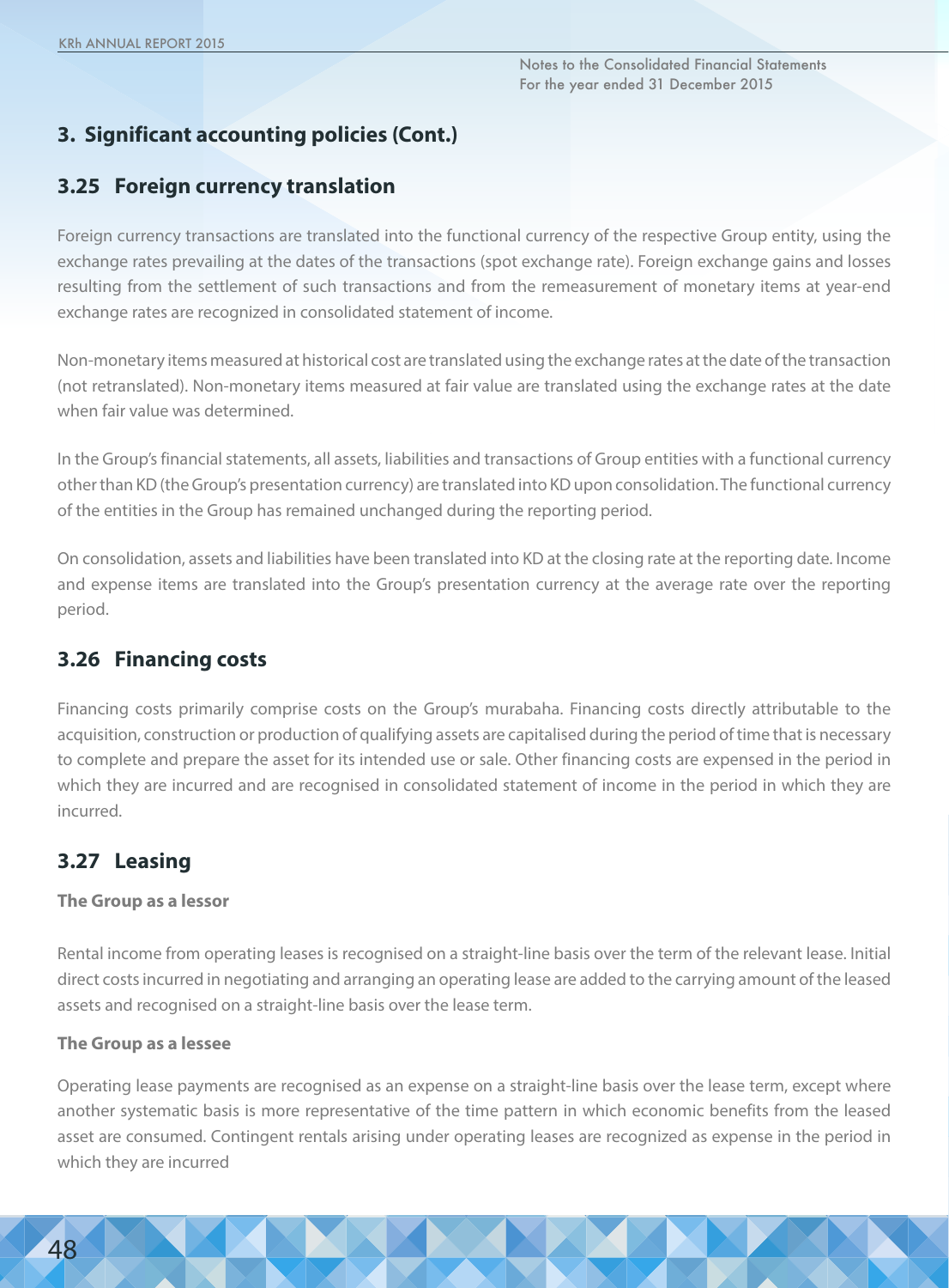## 3. Significant accounting policies (Cont.)

### 3.25 Foreign currency translation

Foreign currency transactions are translated into the functional currency of the respective Group entity, using the exchange rates prevailing at the dates of the transactions (spot exchange rate). Foreign exchange gains and losses resulting from the settlement of such transactions and from the remeasurement of monetary items at year-end exchange rates are recognized in consolidated statement of income.

Non-monetary items measured at historical cost are translated using the exchange rates at the date of the transaction (not retranslated). Non-monetary items measured at fair value are translated using the exchange rates at the date when fair value was determined.

In the Group's financial statements, all assets, liabilities and transactions of Group entities with a functional currency other than KD (the Group's presentation currency) are translated into KD upon consolidation. The functional currency of the entities in the Group has remained unchanged during the reporting period.

On consolidation, assets and liabilities have been translated into KD at the closing rate at the reporting date. Income and expense items are translated into the Group's presentation currency at the average rate over the reporting period.

### 3.26 Financing costs

Financing costs primarily comprise costs on the Group's murabaha. Financing costs directly attributable to the acquisition, construction or production of qualifying assets are capitalised during the period of time that is necessary to complete and prepare the asset for its intended use or sale. Other financing costs are expensed in the period in which they are incurred and are recognised in consolidated statement of income in the period in which they are incurred.

### 3.27 Leasing

**The Group as a lessor**

Rental income from operating leases is recognised on a straight-line basis over the term of the relevant lease. Initial direct costs incurred in negotiating and arranging an operating lease are added to the carrying amount of the leased assets and recognised on a straight-line basis over the lease term.

**The Group as a lessee**

Operating lease payments are recognised as an expense on a straight-line basis over the lease term, except where another systematic basis is more representative of the time pattern in which economic benefits from the leased asset are consumed. Contingent rentals arising under operating leases are recognized as expense in the period in which they are incurred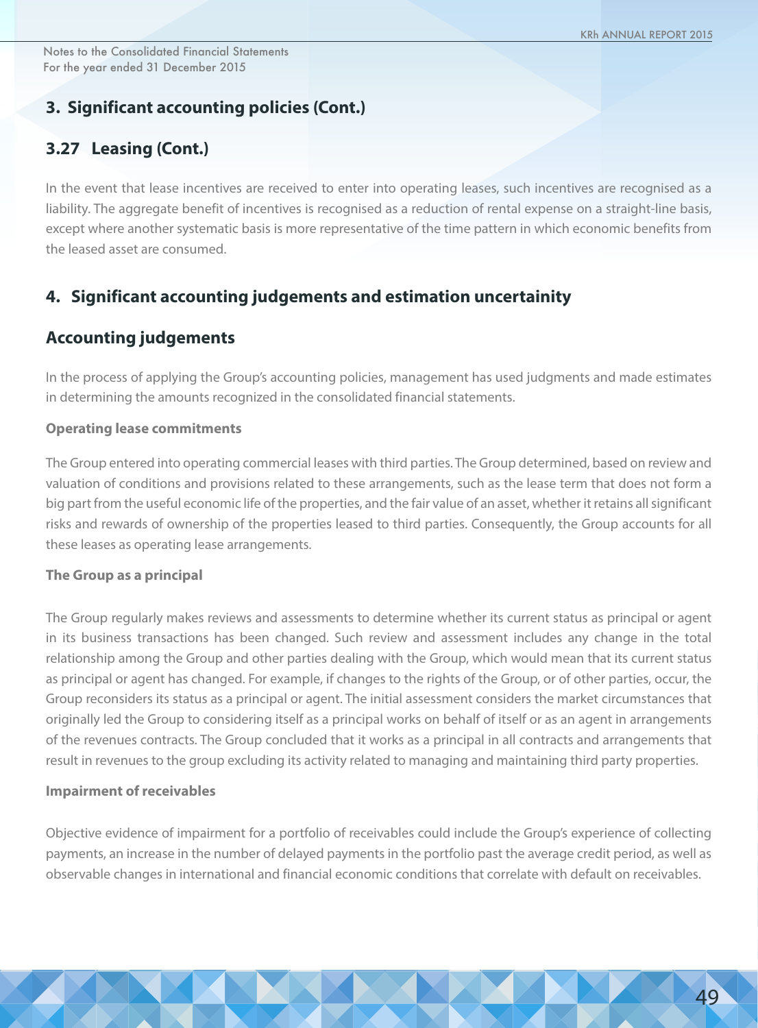## 3. Significant accounting policies (Cont.)

### 3.27 Leasing (Cont.)

In the event that lease incentives are received to enter into operating leases, such incentives are recognised as a liability. The aggregate benefit of incentives is recognised as a reduction of rental expense on a straight-line basis, except where another systematic basis is more representative of the time pattern in which economic benefits from the leased asset are consumed.

## 4. Significant accounting judgements and estimation uncertainity

### Accounting judgements

In the process of applying the Group's accounting policies, management has used judgments and made estimates in determining the amounts recognized in the consolidated financial statements.

#### Operating lease commitments

The Group entered into operating commercial leases with third parties. The Group determined, based on review and valuation of conditions and provisions related to these arrangements, such as the lease term that does not form a big part from the useful economic life of the properties, and the fair value of an asset, whether it retains all significant risks and rewards of ownership of the properties leased to third parties. Consequently, the Group accounts for all these leases as operating lease arrangements.

#### The Group as a principal

The Group regularly makes reviews and assessments to determine whether its current status as principal or agent in its business transactions has been changed. Such review and assessment includes any change in the total relationship among the Group and other parties dealing with the Group, which would mean that its current status as principal or agent has changed. For example, if changes to the rights of the Group, or of other parties, occur, the Group reconsiders its status as a principal or agent. The initial assessment considers the market circumstances that originally led the Group to considering itself as a principal works on behalf of itself or as an agent in arrangements of the revenues contracts. The Group concluded that it works as a principal in all contracts and arrangements that result in revenues to the group excluding its activity related to managing and maintaining third party properties.

#### Impairment of receivables

Objective evidence of impairment for a portfolio of receivables could include the Group's experience of collecting payments, an increase in the number of delayed payments in the portfolio past the average credit period, as well as observable changes in international and financial economic conditions that correlate with default on receivables.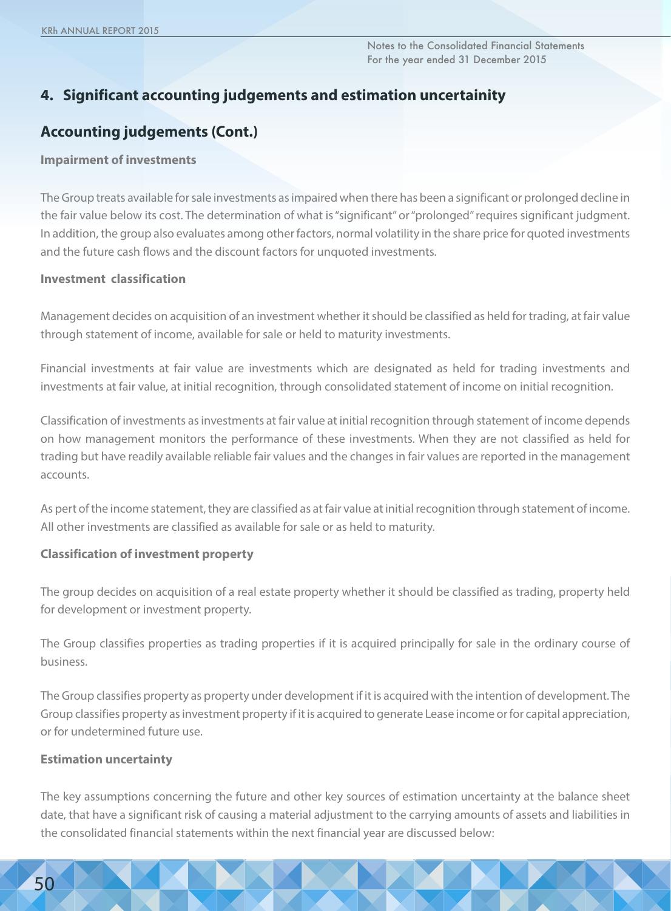## 4. Significant accounting judgements and estimation uncertainity

## Accounting judgements (Cont.)

### Impairment of investments

The Group treats available for sale investments as impaired when there has been a significant or prolonged decline in the fair value below its cost. The determination of what is "significant" or "prolonged" requires significant judgment. In addition, the group also evaluates among other factors, normal volatility in the share price for quoted investments and the future cash flows and the discount factors for unquoted investments.

### Investment classification

Management decides on acquisition of an investment whether it should be classified as held for trading, at fair value through statement of income, available for sale or held to maturity investments.

Financial investments at fair value are investments which are designated as held for trading investments and investments at fair value, at initial recognition, through consolidated statement of income on initial recognition.

Classification of investments as investments at fair value at initial recognition through statement of income depends on how management monitors the performance of these investments. When they are not classified as held for trading but have readily available reliable fair values and the changes in fair values are reported in the management accounts.

As pert of the income statement, they are classified as at fair value at initial recognition through statement of income. All other investments are classified as available for sale or as held to maturity.

### Classification of investment property

The group decides on acquisition of a real estate property whether it should be classified as trading, property held for development or investment property.

The Group classifies properties as trading properties if it is acquired principally for sale in the ordinary course of business.

The Group classifies property as property under development if it is acquired with the intention of development. The Group classifies property as investment property if it is acquired to generate Lease income or for capital appreciation, or for undetermined future use.

### Estimation uncertainty

The key assumptions concerning the future and other key sources of estimation uncertainty at the balance sheet date, that have a significant risk of causing a material adjustment to the carrying amounts of assets and liabilities in the consolidated financial statements within the next financial year are discussed below: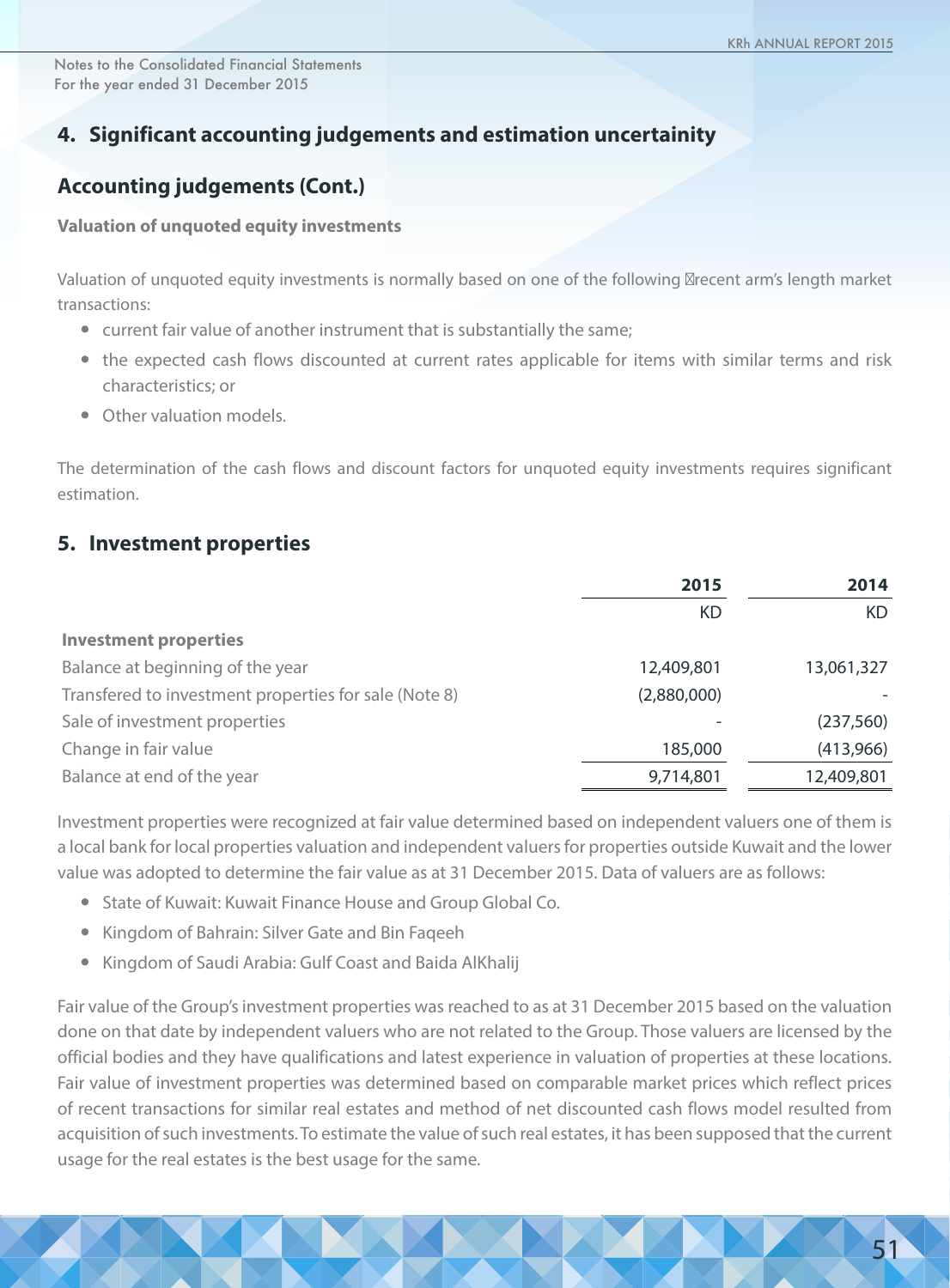## 4. Significant accounting judgements and estimation uncertainity

## Accounting judgements (Cont.)

**Valuation of unquoted equity investments**

Valuation of unquoted equity investments is normally based on one of the following recent arm's length market transactions:

- current fair value of another instrument that is substantially the same;
- the expected cash flows discounted at current rates applicable for items with similar terms and risk characteristics; or
- Other valuation models.

The determination of the cash flows and discount factors for unquoted equity investments requires significant estimation.

## 5. Investment properties

| | 2015 | 2014 |
|---|---|---|
| | KD | KD |
| **Investment properties** | | |
| Balance at beginning of the year | 12,409,801 | 13,061,327 |
| Transfered to investment properties for sale (Note 8) | (2,880,000) | - |
| Sale of investment properties | - | (237,560) |
| Change in fair value | 185,000 | (413,966) |
| Balance at end of the year | 9,714,801 | 12,409,801 |

Investment properties were recognized at fair value determined based on independent valuers one of them is a local bank for local properties valuation and independent valuers for properties outside Kuwait and the lower value was adopted to determine the fair value as at 31 December 2015. Data of valuers are as follows:

- State of Kuwait: Kuwait Finance House and Group Global Co.
- Kingdom of Bahrain: Silver Gate and Bin Faqeeh
- Kingdom of Saudi Arabia: Gulf Coast and Baida AlKhalij

Fair value of the Group's investment properties was reached to as at 31 December 2015 based on the valuation done on that date by independent valuers who are not related to the Group. Those valuers are licensed by the official bodies and they have qualifications and latest experience in valuation of properties at these locations. Fair value of investment properties was determined based on comparable market prices which reflect prices of recent transactions for similar real estates and method of net discounted cash flows model resulted from acquisition of such investments. To estimate the value of such real estates, it has been supposed that the current usage for the real estates is the best usage for the same.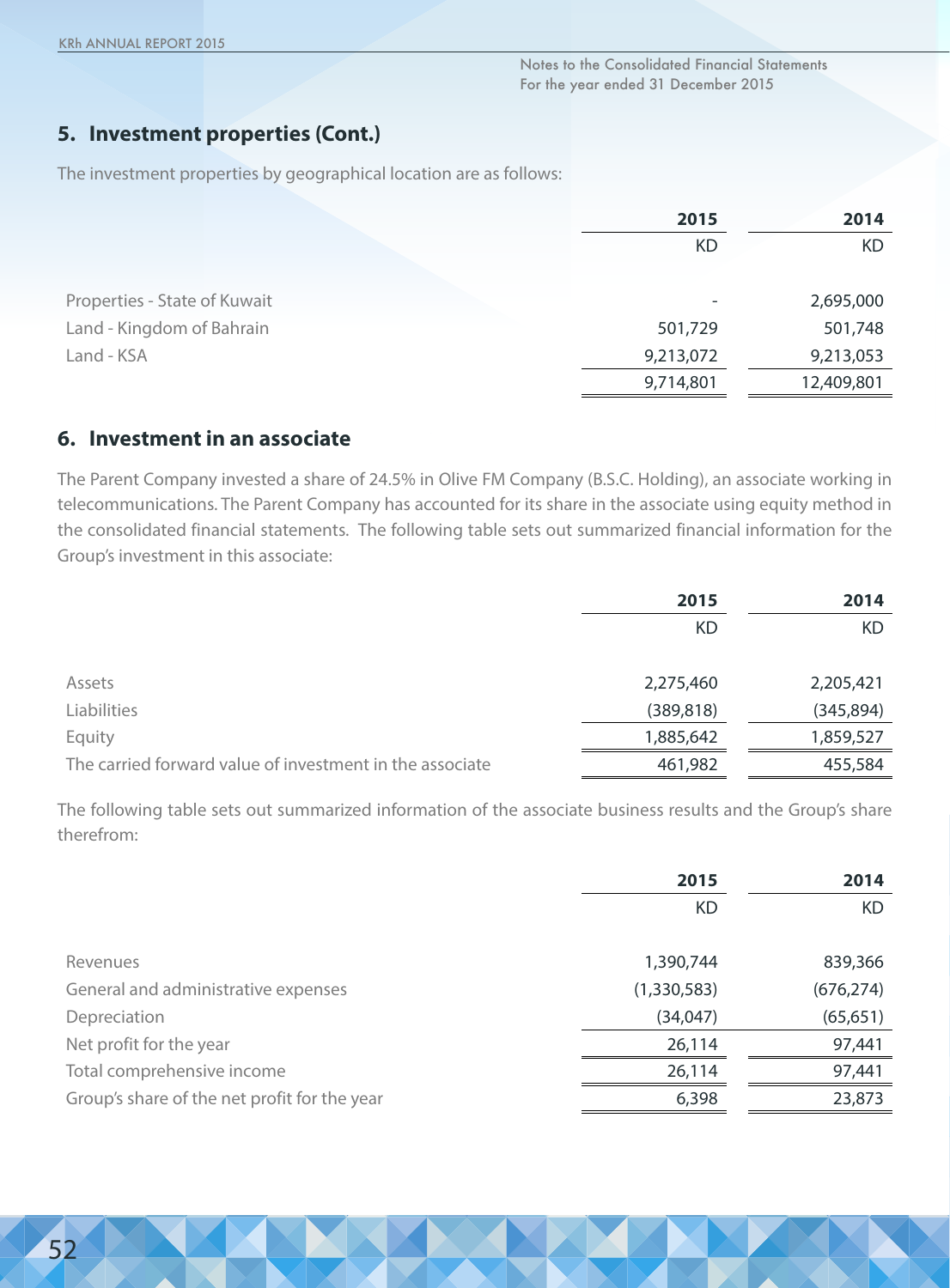## 5. Investment properties (Cont.)

The investment properties by geographical location are as follows:

| | 2015 | 2014 |
|---|---|---|
| | KD | KD |
| Properties - State of Kuwait | - | 2,695,000 |
| Land - Kingdom of Bahrain | 501,729 | 501,748 |
| Land - KSA | 9,213,072 | 9,213,053 |
| | 9,714,801 | 12,409,801 |

## 6. Investment in an associate

The Parent Company invested a share of 24.5% in Olive FM Company (B.S.C. Holding), an associate working in telecommunications. The Parent Company has accounted for its share in the associate using equity method in the consolidated financial statements. The following table sets out summarized financial information for the Group's investment in this associate:

| | 2015 | 2014 |
|---|---|---|
| | KD | KD |
| Assets | 2,275,460 | 2,205,421 |
| Liabilities | (389,818) | (345,894) |
| Equity | 1,885,642 | 1,859,527 |
| The carried forward value of investment in the associate | 461,982 | 455,584 |

The following table sets out summarized information of the associate business results and the Group's share therefrom:

| | 2015 | 2014 |
|---|---|---|
| | KD | KD |
| Revenues | 1,390,744 | 839,366 |
| General and administrative expenses | (1,330,583) | (676,274) |
| Depreciation | (34,047) | (65,651) |
| Net profit for the year | 26,114 | 97,441 |
| Total comprehensive income | 26,114 | 97,441 |
| Group's share of the net profit for the year | 6,398 | 23,873 |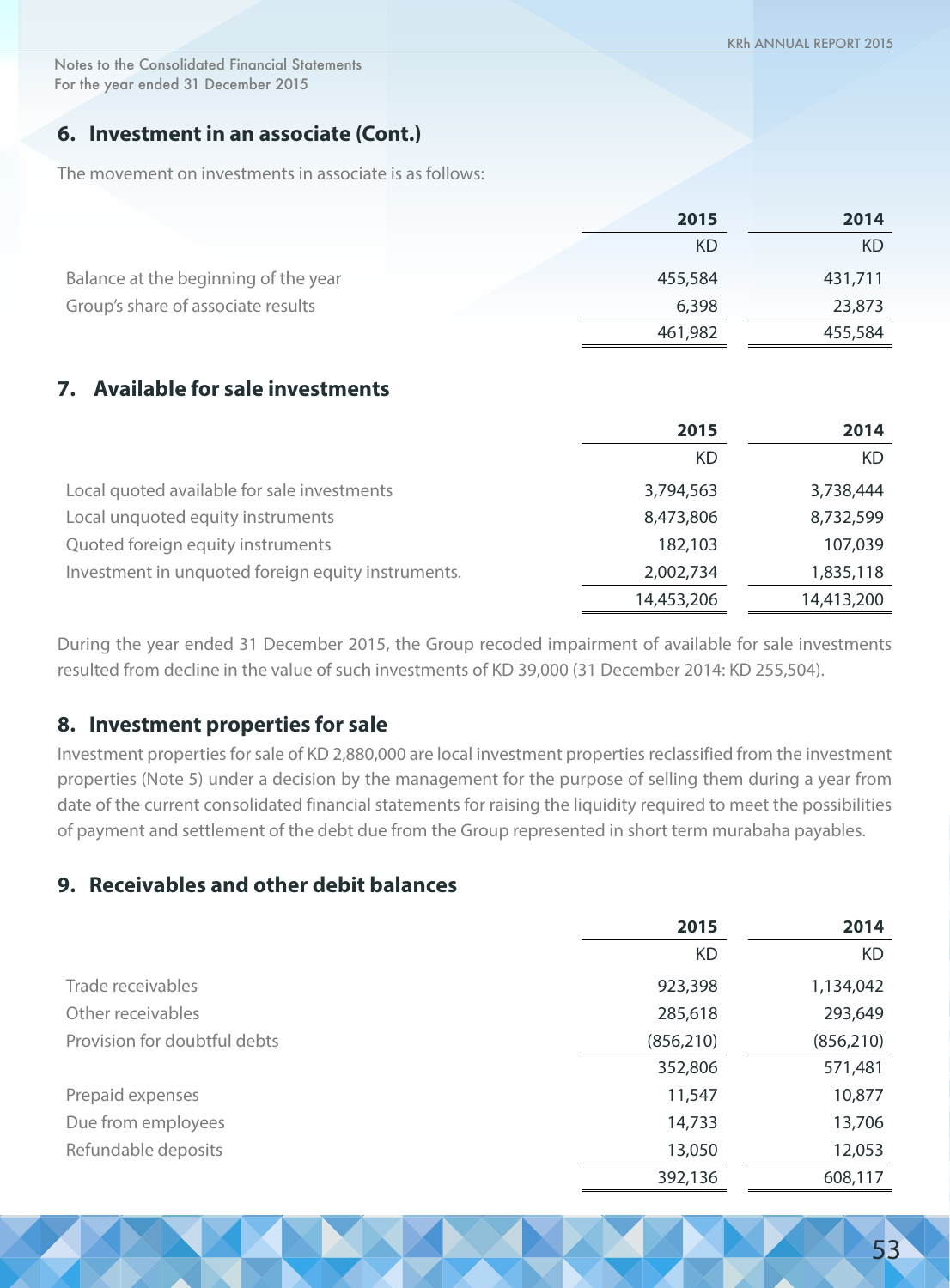## 6. Investment in an associate (Cont.)

The movement on investments in associate is as follows:

| | 2015 | 2014 |
|---|---|---|
| | KD | KD |
| Balance at the beginning of the year | 455,584 | 431,711 |
| Group's share of associate results | 6,398 | 23,873 |
| | 461,982 | 455,584 |

## 7. Available for sale investments

| | 2015 | 2014 |
|---|---|---|
| | KD | KD |
| Local quoted available for sale investments | 3,794,563 | 3,738,444 |
| Local unquoted equity instruments | 8,473,806 | 8,732,599 |
| Quoted foreign equity instruments | 182,103 | 107,039 |
| Investment in unquoted foreign equity instruments. | 2,002,734 | 1,835,118 |
| | 14,453,206 | 14,413,200 |

During the year ended 31 December 2015, the Group recoded impairment of available for sale investments resulted from decline in the value of such investments of KD 39,000 (31 December 2014: KD 255,504).

## 8. Investment properties for sale

Investment properties for sale of KD 2,880,000 are local investment properties reclassified from the investment properties (Note 5) under a decision by the management for the purpose of selling them during a year from date of the current consolidated financial statements for raising the liquidity required to meet the possibilities of payment and settlement of the debt due from the Group represented in short term murabaha payables.

## 9. Receivables and other debit balances

| | 2015 | 2014 |
|---|---|---|
| | KD | KD |
| Trade receivables | 923,398 | 1,134,042 |
| Other receivables | 285,618 | 293,649 |
| Provision for doubtful debts | (856,210) | (856,210) |
| | 352,806 | 571,481 |
| Prepaid expenses | 11,547 | 10,877 |
| Due from employees | 14,733 | 13,706 |
| Refundable deposits | 13,050 | 12,053 |
| | 392,136 | 608,117 |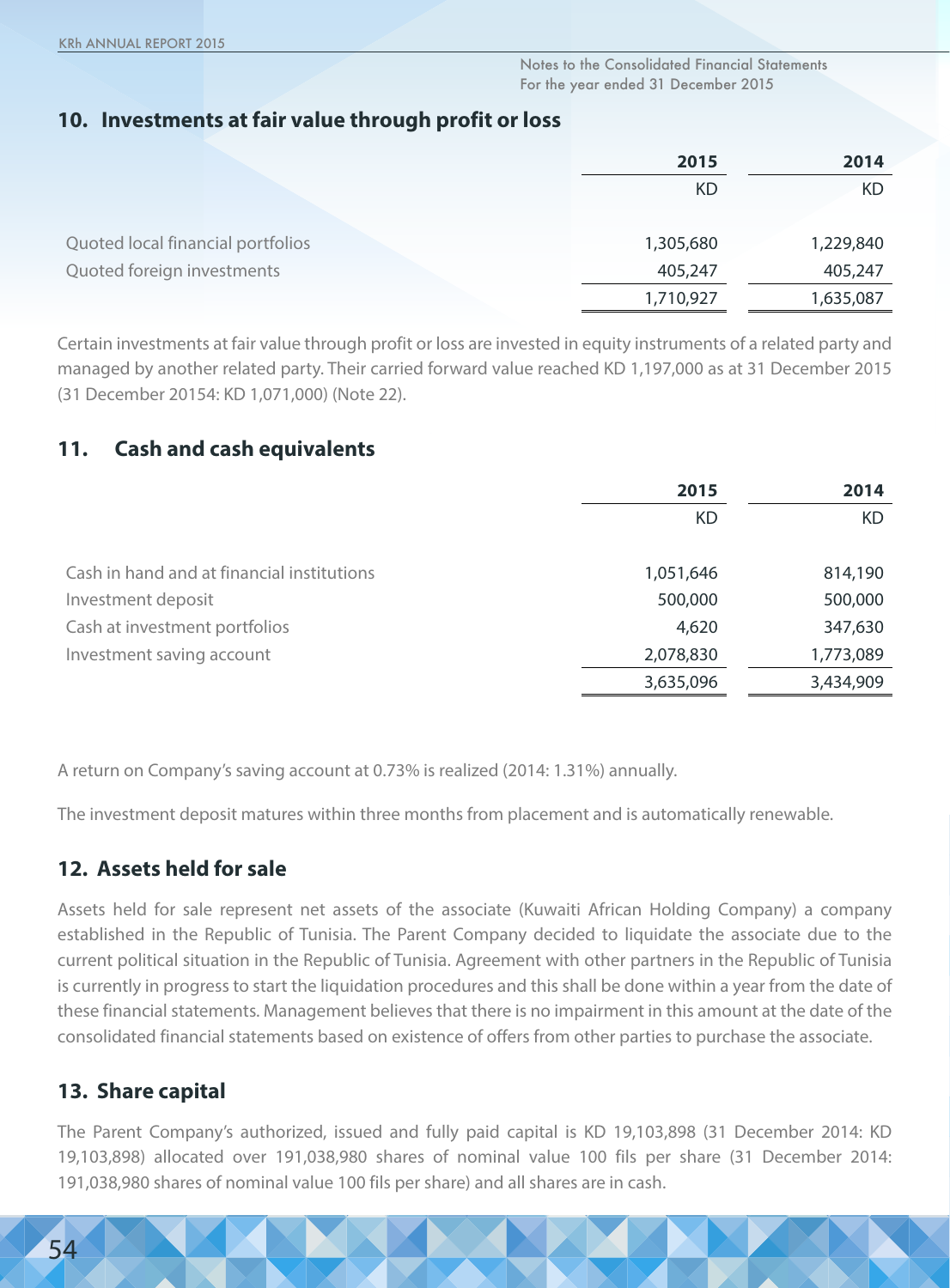## 10. Investments at fair value through profit or loss

| | 2015 | 2014 |
|---|---|---|
| | KD | KD |
| Quoted local financial portfolios | 1,305,680 | 1,229,840 |
| Quoted foreign investments | 405,247 | 405,247 |
| | 1,710,927 | 1,635,087 |

Certain investments at fair value through profit or loss are invested in equity instruments of a related party and managed by another related party. Their carried forward value reached KD 1,197,000 as at 31 December 2015 (31 December 20154: KD 1,071,000) (Note 22).

## 11. Cash and cash equivalents

| | 2015 | 2014 |
|---|---|---|
| | KD | KD |
| Cash in hand and at financial institutions | 1,051,646 | 814,190 |
| Investment deposit | 500,000 | 500,000 |
| Cash at investment portfolios | 4,620 | 347,630 |
| Investment saving account | 2,078,830 | 1,773,089 |
| | 3,635,096 | 3,434,909 |

A return on Company's saving account at 0.73% is realized (2014: 1.31%) annually.

The investment deposit matures within three months from placement and is automatically renewable.

## 12. Assets held for sale

Assets held for sale represent net assets of the associate (Kuwaiti African Holding Company) a company established in the Republic of Tunisia. The Parent Company decided to liquidate the associate due to the current political situation in the Republic of Tunisia. Agreement with other partners in the Republic of Tunisia is currently in progress to start the liquidation procedures and this shall be done within a year from the date of these financial statements. Management believes that there is no impairment in this amount at the date of the consolidated financial statements based on existence of offers from other parties to purchase the associate.

## 13. Share capital

The Parent Company's authorized, issued and fully paid capital is KD 19,103,898 (31 December 2014: KD 19,103,898) allocated over 191,038,980 shares of nominal value 100 fils per share (31 December 2014: 191,038,980 shares of nominal value 100 fils per share) and all shares are in cash.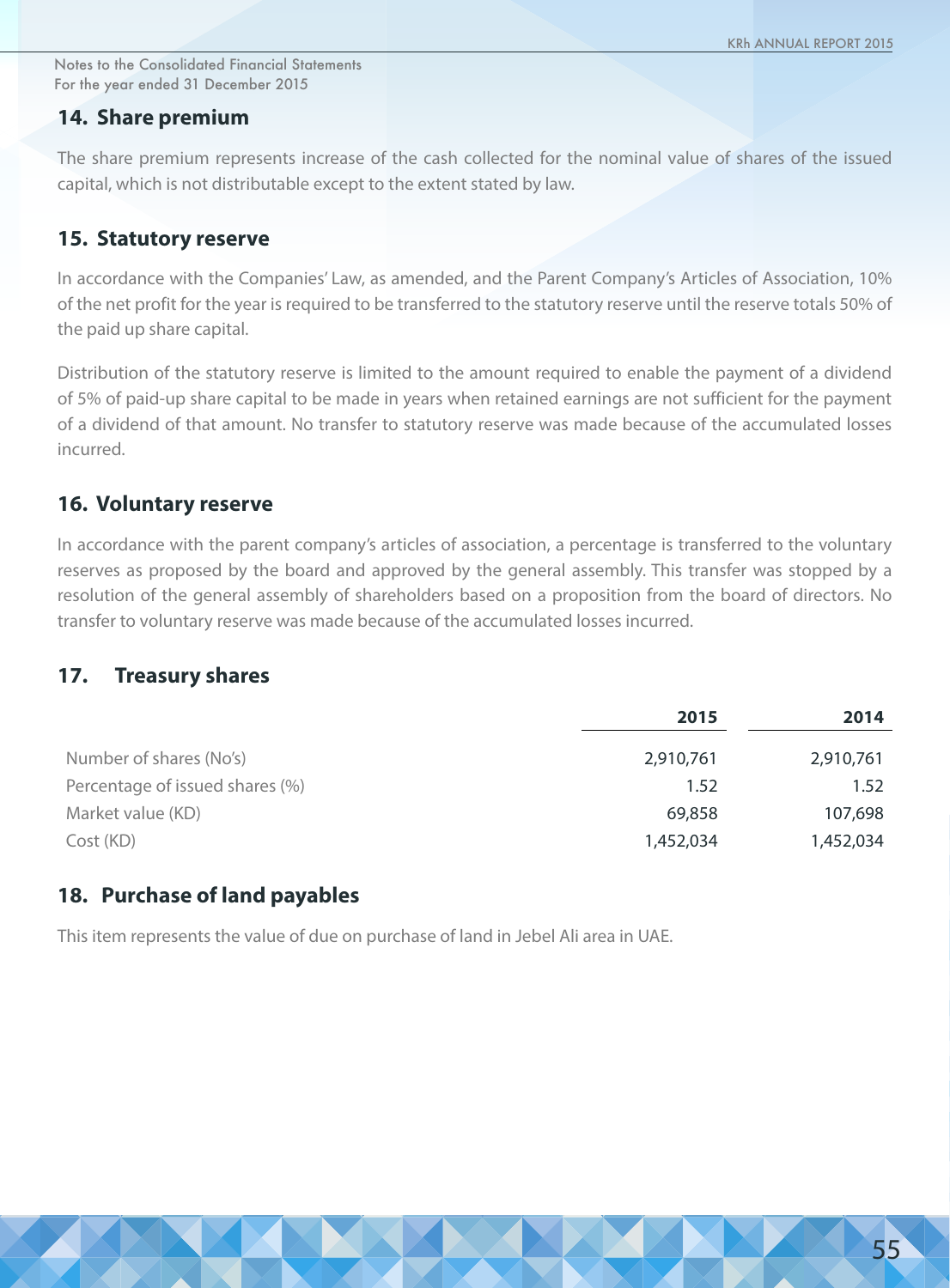## 14. Share premium

The share premium represents increase of the cash collected for the nominal value of shares of the issued capital, which is not distributable except to the extent stated by law.

## 15. Statutory reserve

In accordance with the Companies' Law, as amended, and the Parent Company's Articles of Association, 10% of the net profit for the year is required to be transferred to the statutory reserve until the reserve totals 50% of the paid up share capital.

Distribution of the statutory reserve is limited to the amount required to enable the payment of a dividend of 5% of paid-up share capital to be made in years when retained earnings are not sufficient for the payment of a dividend of that amount. No transfer to statutory reserve was made because of the accumulated losses incurred.

## 16. Voluntary reserve

In accordance with the parent company's articles of association, a percentage is transferred to the voluntary reserves as proposed by the board and approved by the general assembly. This transfer was stopped by a resolution of the general assembly of shareholders based on a proposition from the board of directors. No transfer to voluntary reserve was made because of the accumulated losses incurred.

## 17. Treasury shares

| | 2015 | 2014 |
|---|---|---|
| Number of shares (No's) | 2,910,761 | 2,910,761 |
| Percentage of issued shares (%) | 1.52 | 1.52 |
| Market value (KD) | 69,858 | 107,698 |
| Cost (KD) | 1,452,034 | 1,452,034 |

## 18. Purchase of land payables

This item represents the value of due on purchase of land in Jebel Ali area in UAE.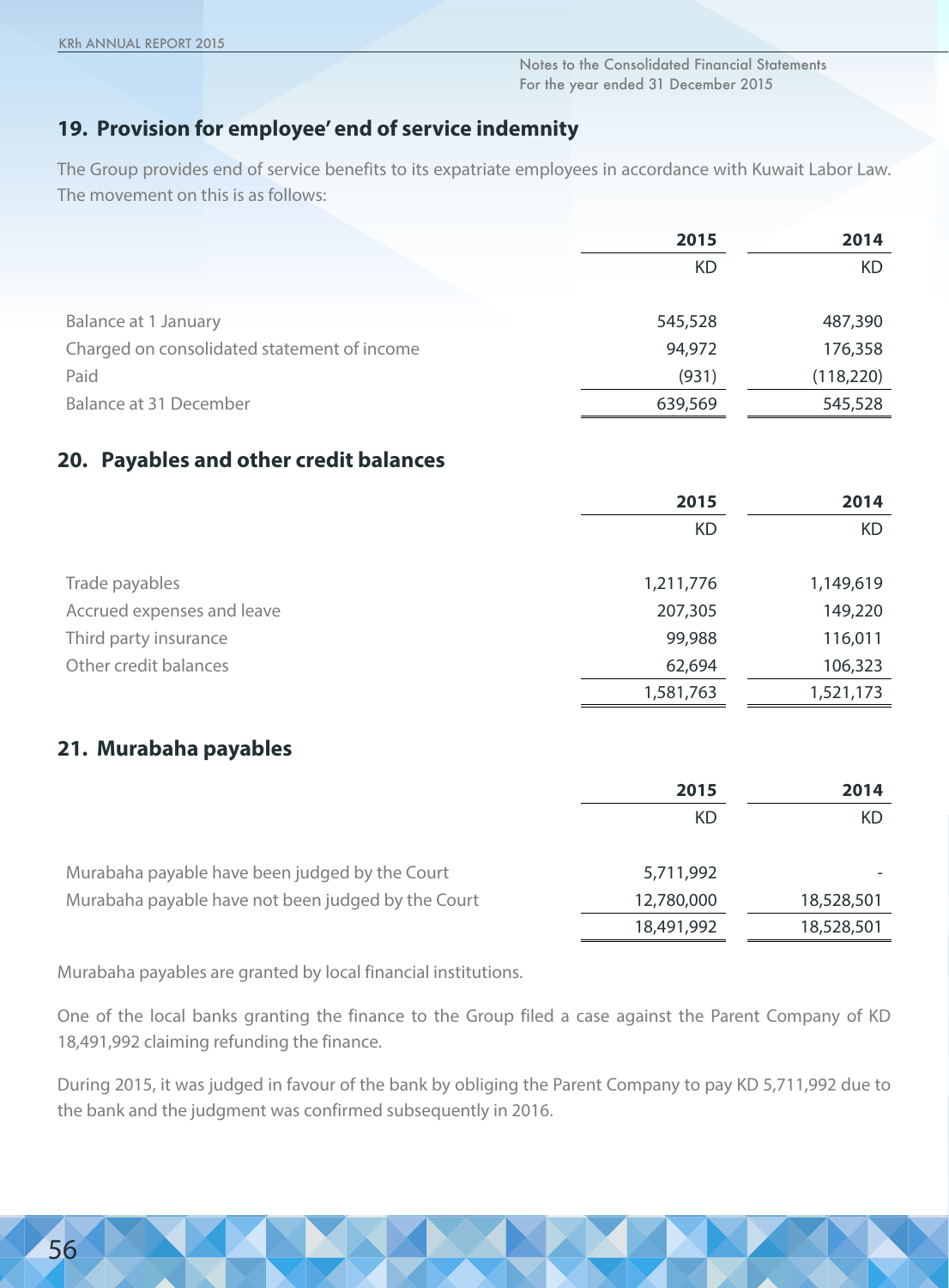## 19. Provision for employee' end of service indemnity

The Group provides end of service benefits to its expatriate employees in accordance with Kuwait Labor Law. The movement on this is as follows:

| | 2015 | 2014 |
|---|---|---|
| | KD | KD |
| Balance at 1 January | 545,528 | 487,390 |
| Charged on consolidated statement of income | 94,972 | 176,358 |
| Paid | (931) | (118,220) |
| Balance at 31 December | 639,569 | 545,528 |

## 20. Payables and other credit balances

| | 2015 | 2014 |
|---|---|---|
| | KD | KD |
| Trade payables | 1,211,776 | 1,149,619 |
| Accrued expenses and leave | 207,305 | 149,220 |
| Third party insurance | 99,988 | 116,011 |
| Other credit balances | 62,694 | 106,323 |
| | 1,581,763 | 1,521,173 |

## 21. Murabaha payables

| | 2015 | 2014 |
|---|---|---|
| | KD | KD |
| Murabaha payable have been judged by the Court | 5,711,992 | - |
| Murabaha payable have not been judged by the Court | 12,780,000 | 18,528,501 |
| | 18,491,992 | 18,528,501 |

Murabaha payables are granted by local financial institutions.

One of the local banks granting the finance to the Group filed a case against the Parent Company of KD 18,491,992 claiming refunding the finance.

During 2015, it was judged in favour of the bank by obliging the Parent Company to pay KD 5,711,992 due to the bank and the judgment was confirmed subsequently in 2016.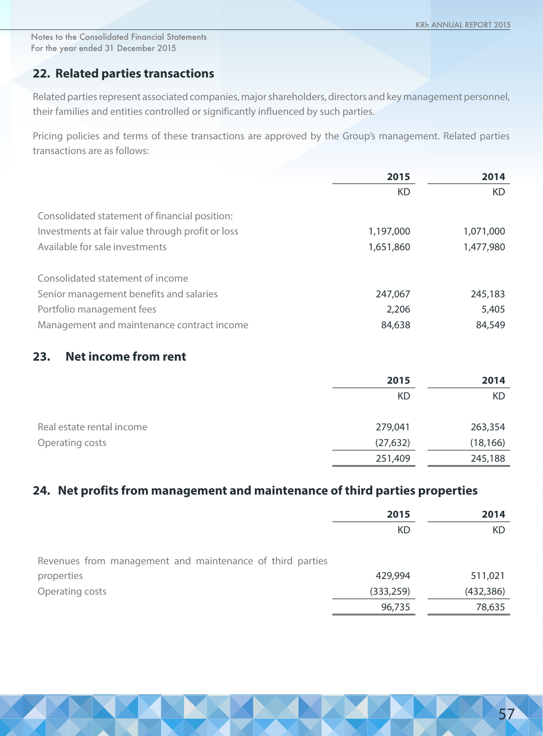## 22. Related parties transactions

Related parties represent associated companies, major shareholders, directors and key management personnel, their families and entities controlled or significantly influenced by such parties.

Pricing policies and terms of these transactions are approved by the Group's management. Related parties transactions are as follows:

| | 2015 | 2014 |
|---|---|---|
| | KD | KD |
| Consolidated statement of financial position: | | |
| Investments at fair value through profit or loss | 1,197,000 | 1,071,000 |
| Available for sale investments | 1,651,860 | 1,477,980 |
| | | |
| Consolidated statement of income | | |
| Senior management benefits and salaries | 247,067 | 245,183 |
| Portfolio management fees | 2,206 | 5,405 |
| Management and maintenance contract income | 84,638 | 84,549 |

## 23. Net income from rent

| | 2015 | 2014 |
|---|---|---|
| | KD | KD |
| Real estate rental income | 279,041 | 263,354 |
| Operating costs | (27,632) | (18,166) |
| | 251,409 | 245,188 |

## 24. Net profits from management and maintenance of third parties properties

| | 2015 | 2014 |
|---|---|---|
| | KD | KD |
| Revenues from management and maintenance of third parties properties | 429,994 | 511,021 |
| Operating costs | (333,259) | (432,386) |
| | 96,735 | 78,635 |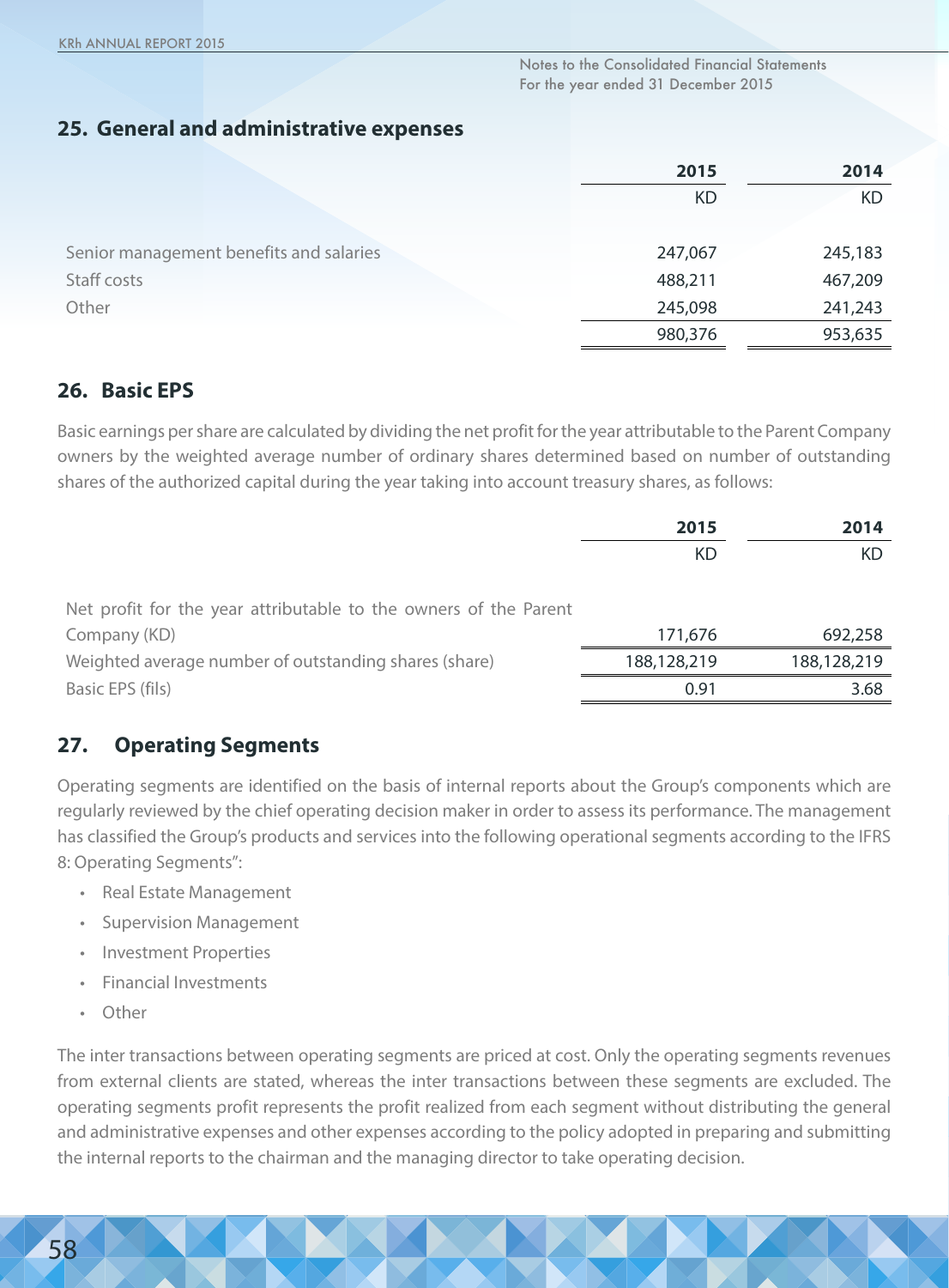Notes to the Consolidated Financial Statements
For the year ended 31 December 2015

## 25. General and administrative expenses

| | 2015 | 2014 |
|---|---|---|
| | KD | KD |
| Senior management benefits and salaries | 247,067 | 245,183 |
| Staff costs | 488,211 | 467,209 |
| Other | 245,098 | 241,243 |
| | 980,376 | 953,635 |

## 26. Basic EPS

Basic earnings per share are calculated by dividing the net profit for the year attributable to the Parent Company owners by the weighted average number of ordinary shares determined based on number of outstanding shares of the authorized capital during the year taking into account treasury shares, as follows:

| | 2015 | 2014 |
|---|---|---|
| | KD | KD |
| Net profit for the year attributable to the owners of the Parent Company (KD) | 171,676 | 692,258 |
| Weighted average number of outstanding shares (share) | 188,128,219 | 188,128,219 |
| Basic EPS (fils) | 0.91 | 3.68 |

## 27. Operating Segments

Operating segments are identified on the basis of internal reports about the Group's components which are regularly reviewed by the chief operating decision maker in order to assess its performance. The management has classified the Group's products and services into the following operational segments according to the IFRS 8: Operating Segments":

- Real Estate Management
- Supervision Management
- Investment Properties
- Financial Investments
- Other

The inter transactions between operating segments are priced at cost. Only the operating segments revenues from external clients are stated, whereas the inter transactions between these segments are excluded. The operating segments profit represents the profit realized from each segment without distributing the general and administrative expenses and other expenses according to the policy adopted in preparing and submitting the internal reports to the chairman and the managing director to take operating decision.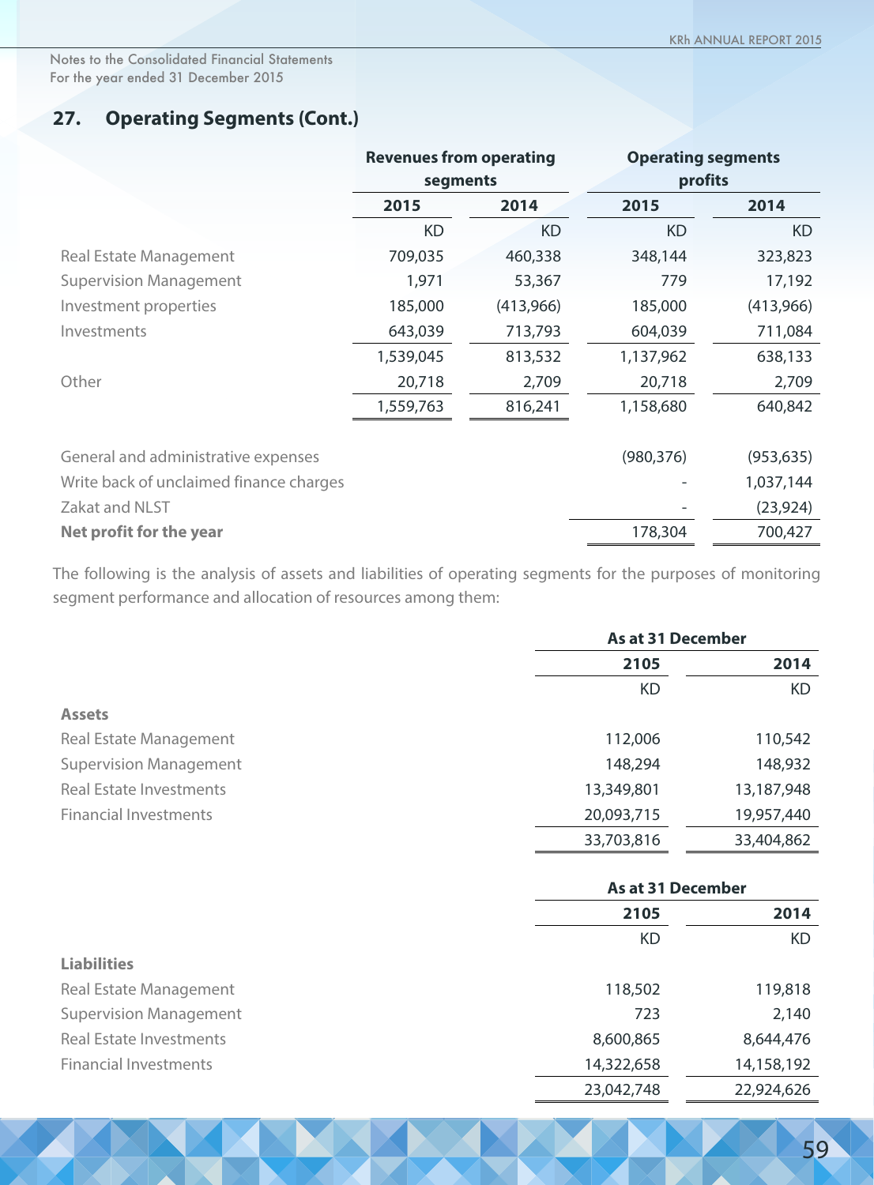Notes to the Consolidated Financial Statements
For the year ended 31 December 2015

## 27. Operating Segments (Cont.)

| | Revenues from operating segments | | Operating segments profits | |
|---|---|---|---|---|
| | 2015 | 2014 | 2015 | 2014 |
| | KD | KD | KD | KD |
| Real Estate Management | 709,035 | 460,338 | 348,144 | 323,823 |
| Supervision Management | 1,971 | 53,367 | 779 | 17,192 |
| Investment properties | 185,000 | (413,966) | 185,000 | (413,966) |
| Investments | 643,039 | 713,793 | 604,039 | 711,084 |
| | 1,539,045 | 813,532 | 1,137,962 | 638,133 |
| Other | 20,718 | 2,709 | 20,718 | 2,709 |
| | 1,559,763 | 816,241 | 1,158,680 | 640,842 |
| | | | | |
| General and administrative expenses | | | (980,376) | (953,635) |
| Write back of unclaimed finance charges | | | - | 1,037,144 |
| Zakat and NLST | | | - | (23,924) |
| **Net profit for the year** | | | 178,304 | 700,427 |

The following is the analysis of assets and liabilities of operating segments for the purposes of monitoring segment performance and allocation of resources among them:

| | As at 31 December | |
|---|---|---|
| | 2105 | 2014 |
| | KD | KD |
| **Assets** | | |
| Real Estate Management | 112,006 | 110,542 |
| Supervision Management | 148,294 | 148,932 |
| Real Estate Investments | 13,349,801 | 13,187,948 |
| Financial Investments | 20,093,715 | 19,957,440 |
| | 33,703,816 | 33,404,862 |

| | As at 31 December | |
|---|---|---|
| | 2105 | 2014 |
| | KD | KD |
| **Liabilities** | | |
| Real Estate Management | 118,502 | 119,818 |
| Supervision Management | 723 | 2,140 |
| Real Estate Investments | 8,600,865 | 8,644,476 |
| Financial Investments | 14,322,658 | 14,158,192 |
| | 23,042,748 | 22,924,626 |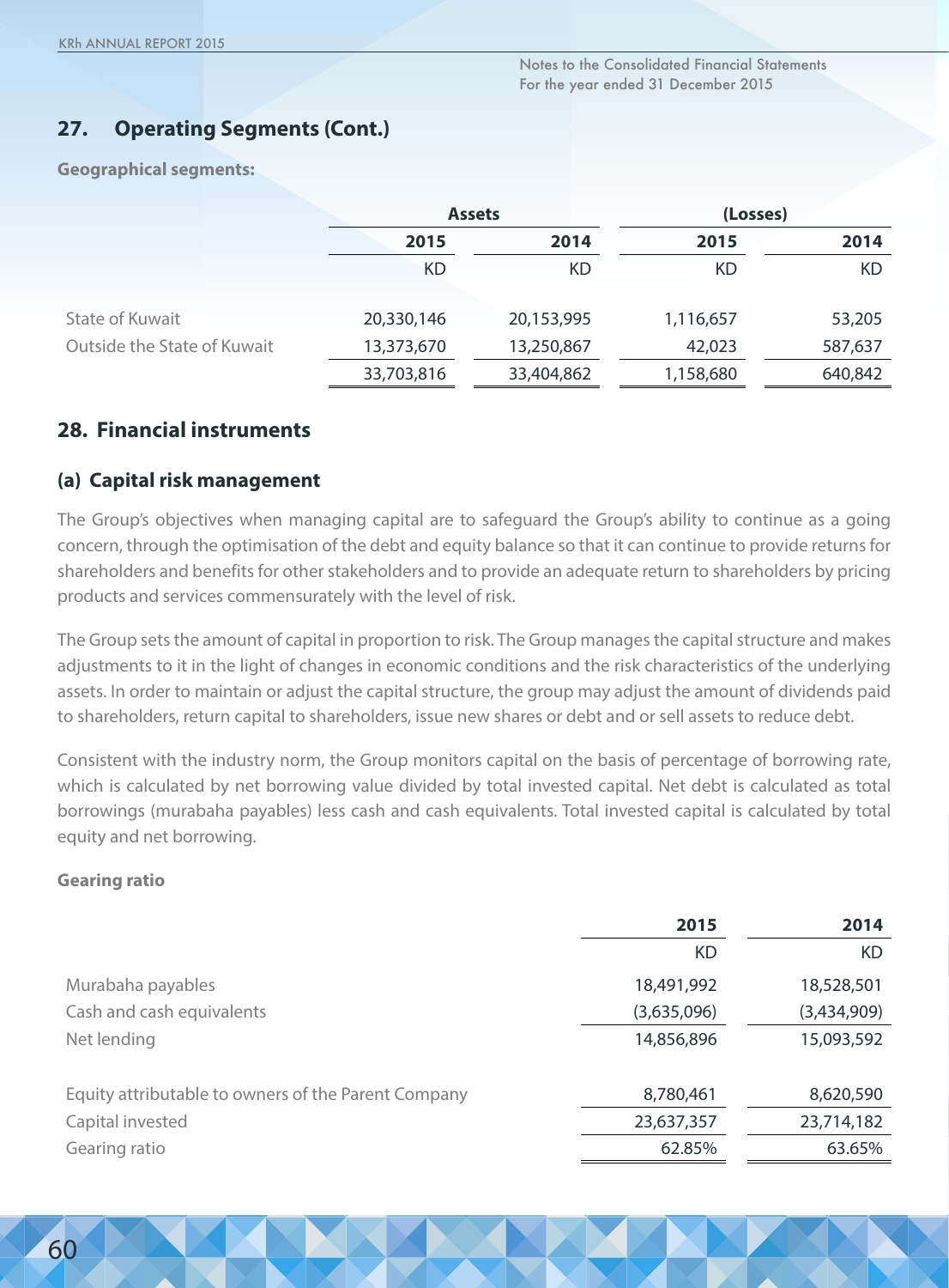## 27. Operating Segments (Cont.)

**Geographical segments:**

| | Assets | | (Losses) | |
|---|---|---|---|---|
| | 2015 | 2014 | 2015 | 2014 |
| | KD | KD | KD | KD |
| State of Kuwait | 20,330,146 | 20,153,995 | 1,116,657 | 53,205 |
| Outside the State of Kuwait | 13,373,670 | 13,250,867 | 42,023 | 587,637 |
| | 33,703,816 | 33,404,862 | 1,158,680 | 640,842 |

## 28. Financial instruments

### (a) Capital risk management

The Group's objectives when managing capital are to safeguard the Group's ability to continue as a going concern, through the optimisation of the debt and equity balance so that it can continue to provide returns for shareholders and benefits for other stakeholders and to provide an adequate return to shareholders by pricing products and services commensurately with the level of risk.

The Group sets the amount of capital in proportion to risk. The Group manages the capital structure and makes adjustments to it in the light of changes in economic conditions and the risk characteristics of the underlying assets. In order to maintain or adjust the capital structure, the group may adjust the amount of dividends paid to shareholders, return capital to shareholders, issue new shares or debt and or sell assets to reduce debt.

Consistent with the industry norm, the Group monitors capital on the basis of percentage of borrowing rate, which is calculated by net borrowing value divided by total invested capital. Net debt is calculated as total borrowings (murabaha payables) less cash and cash equivalents. Total invested capital is calculated by total equity and net borrowing.

**Gearing ratio**

| | 2015 | 2014 |
|---|---|---|
| | KD | KD |
| Murabaha payables | 18,491,992 | 18,528,501 |
| Cash and cash equivalents | (3,635,096) | (3,434,909) |
| Net lending | 14,856,896 | 15,093,592 |
| | | |
| Equity attributable to owners of the Parent Company | 8,780,461 | 8,620,590 |
| Capital invested | 23,637,357 | 23,714,182 |
| Gearing ratio | 62.85% | 63.65% |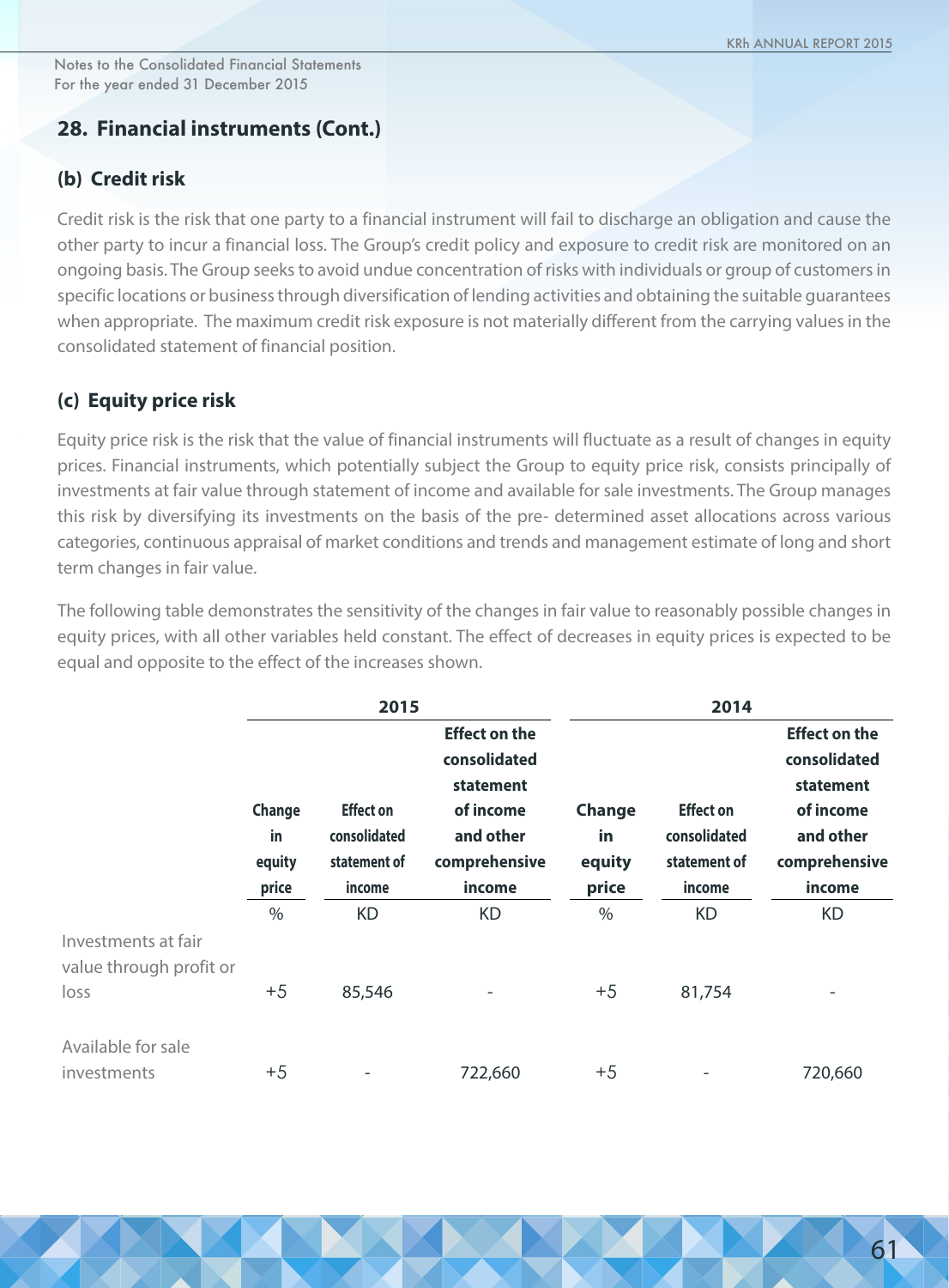Notes to the Consolidated Financial Statements
For the year ended 31 December 2015

## 28. Financial instruments (Cont.)

### (b) Credit risk

Credit risk is the risk that one party to a financial instrument will fail to discharge an obligation and cause the other party to incur a financial loss. The Group's credit policy and exposure to credit risk are monitored on an ongoing basis. The Group seeks to avoid undue concentration of risks with individuals or group of customers in specific locations or business through diversification of lending activities and obtaining the suitable guarantees when appropriate. The maximum credit risk exposure is not materially different from the carrying values in the consolidated statement of financial position.

### (c) Equity price risk

Equity price risk is the risk that the value of financial instruments will fluctuate as a result of changes in equity prices. Financial instruments, which potentially subject the Group to equity price risk, consists principally of investments at fair value through statement of income and available for sale investments. The Group manages this risk by diversifying its investments on the basis of the pre- determined asset allocations across various categories, continuous appraisal of market conditions and trends and management estimate of long and short term changes in fair value.

The following table demonstrates the sensitivity of the changes in fair value to reasonably possible changes in equity prices, with all other variables held constant. The effect of decreases in equity prices is expected to be equal and opposite to the effect of the increases shown.

| | 2015 | | | 2014 | | |
|---|---|---|---|---|---|---|
| | Change in equity price | Effect on consolidated statement of income | Effect on the consolidated statement of income and other comprehensive income | Change in equity price | Effect on consolidated statement of income | Effect on the consolidated statement of income and other comprehensive income |
| | % | KD | KD | % | KD | KD |
| Investments at fair value through profit or loss | +5 | 85,546 | - | +5 | 81,754 | - |
| Available for sale investments | +5 | - | 722,660 | +5 | - | 720,660 |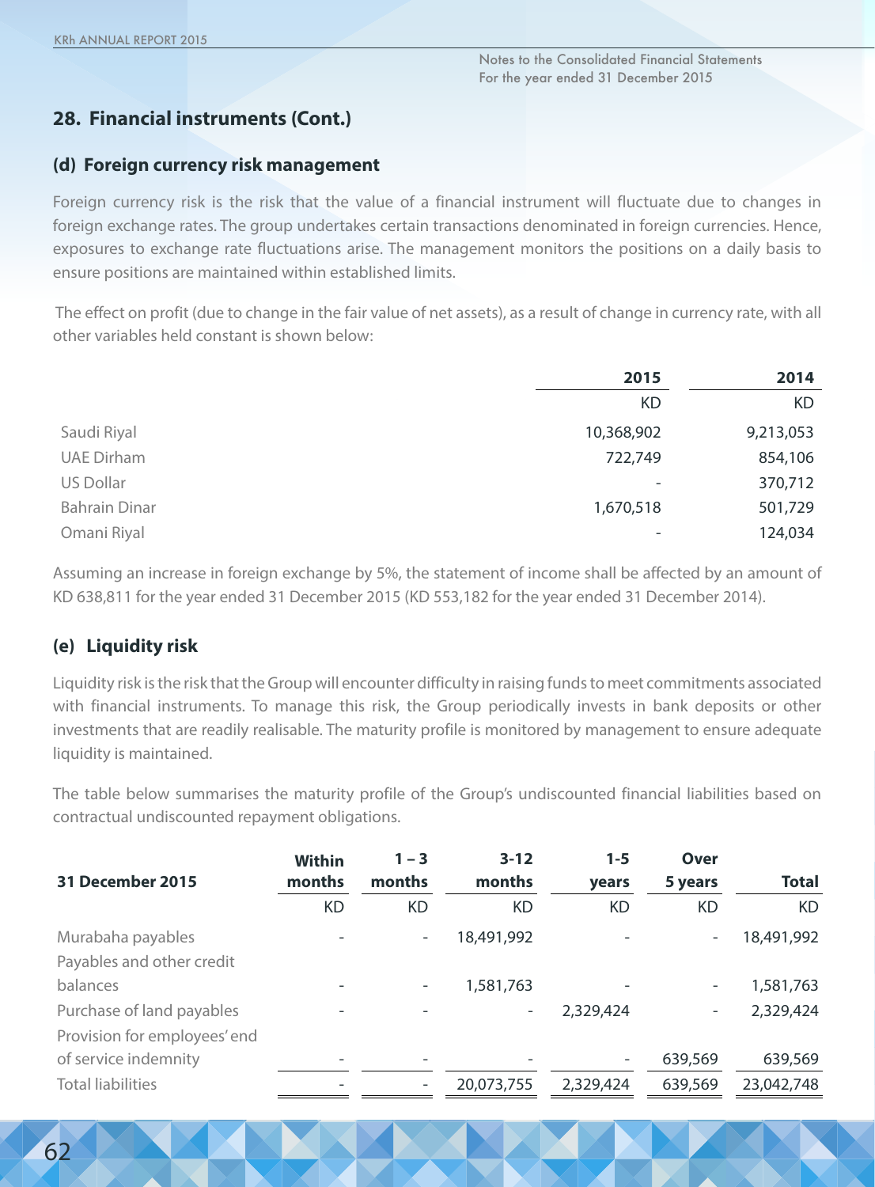## 28. Financial instruments (Cont.)

### (d) Foreign currency risk management

Foreign currency risk is the risk that the value of a financial instrument will fluctuate due to changes in foreign exchange rates. The group undertakes certain transactions denominated in foreign currencies. Hence, exposures to exchange rate fluctuations arise. The management monitors the positions on a daily basis to ensure positions are maintained within established limits.

The effect on profit (due to change in the fair value of net assets), as a result of change in currency rate, with all other variables held constant is shown below:

| | 2015 | 2014 |
|---|---|---|
| | KD | KD |
| Saudi Riyal | 10,368,902 | 9,213,053 |
| UAE Dirham | 722,749 | 854,106 |
| US Dollar | - | 370,712 |
| Bahrain Dinar | 1,670,518 | 501,729 |
| Omani Riyal | - | 124,034 |

Assuming an increase in foreign exchange by 5%, the statement of income shall be affected by an amount of KD 638,811 for the year ended 31 December 2015 (KD 553,182 for the year ended 31 December 2014).

### (e) Liquidity risk

Liquidity risk is the risk that the Group will encounter difficulty in raising funds to meet commitments associated with financial instruments. To manage this risk, the Group periodically invests in bank deposits or other investments that are readily realisable. The maturity profile is monitored by management to ensure adequate liquidity is maintained.

The table below summarises the maturity profile of the Group's undiscounted financial liabilities based on contractual undiscounted repayment obligations.

| 31 December 2015 | Within months | 1 – 3 months | 3-12 months | 1-5 years | Over 5 years | Total |
|---|---|---|---|---|---|---|
| | KD | KD | KD | KD | KD | KD |
| Murabaha payables | - | - | 18,491,992 | - | - | 18,491,992 |
| Payables and other credit balances | - | - | 1,581,763 | - | - | 1,581,763 |
| Purchase of land payables | - | - | - | 2,329,424 | - | 2,329,424 |
| Provision for employees' end of service indemnity | - | - | - | - | 639,569 | 639,569 |
| Total liabilities | - | - | 20,073,755 | 2,329,424 | 639,569 | 23,042,748 |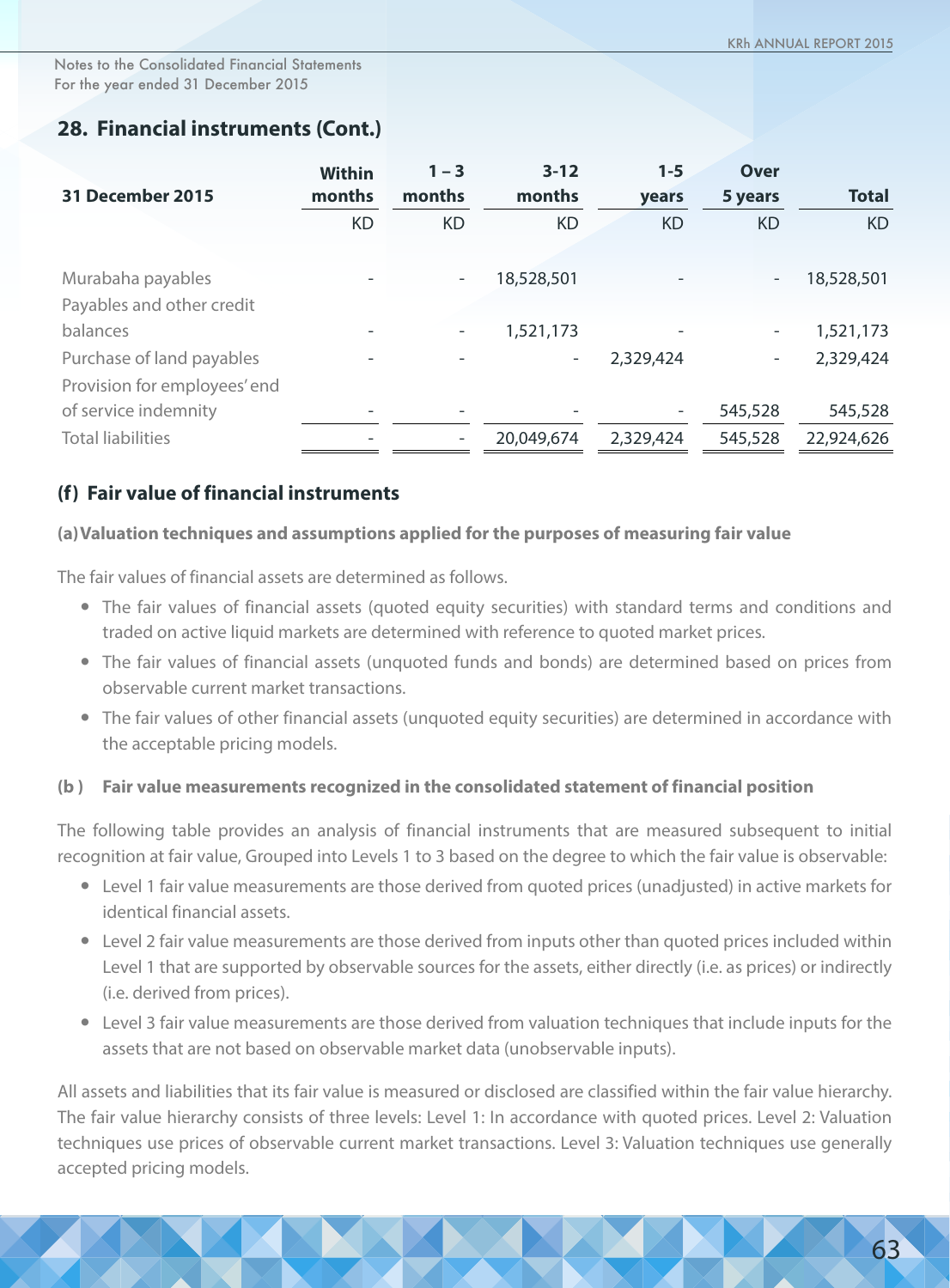## 28. Financial instruments (Cont.)

| 31 December 2015 | Within months | 1 – 3 months | 3-12 months | 1-5 years | Over 5 years | Total |
|---|---|---|---|---|---|---|
| | KD | KD | KD | KD | KD | KD |
| Murabaha payables | - | - | 18,528,501 | - | - | 18,528,501 |
| Payables and other credit balances | - | - | 1,521,173 | - | - | 1,521,173 |
| Purchase of land payables | - | - | - | 2,329,424 | - | 2,329,424 |
| Provision for employees' end of service indemnity | - | - | - | - | 545,528 | 545,528 |
| Total liabilities | - | - | 20,049,674 | 2,329,424 | 545,528 | 22,924,626 |

### (f) Fair value of financial instruments

**(a) Valuation techniques and assumptions applied for the purposes of measuring fair value**

The fair values of financial assets are determined as follows.

- The fair values of financial assets (quoted equity securities) with standard terms and conditions and traded on active liquid markets are determined with reference to quoted market prices.
- The fair values of financial assets (unquoted funds and bonds) are determined based on prices from observable current market transactions.
- The fair values of other financial assets (unquoted equity securities) are determined in accordance with the acceptable pricing models.

**(b ) Fair value measurements recognized in the consolidated statement of financial position**

The following table provides an analysis of financial instruments that are measured subsequent to initial recognition at fair value, Grouped into Levels 1 to 3 based on the degree to which the fair value is observable:

- Level 1 fair value measurements are those derived from quoted prices (unadjusted) in active markets for identical financial assets.
- Level 2 fair value measurements are those derived from inputs other than quoted prices included within Level 1 that are supported by observable sources for the assets, either directly (i.e. as prices) or indirectly (i.e. derived from prices).
- Level 3 fair value measurements are those derived from valuation techniques that include inputs for the assets that are not based on observable market data (unobservable inputs).

All assets and liabilities that its fair value is measured or disclosed are classified within the fair value hierarchy. The fair value hierarchy consists of three levels: Level 1: In accordance with quoted prices. Level 2: Valuation techniques use prices of observable current market transactions. Level 3: Valuation techniques use generally accepted pricing models.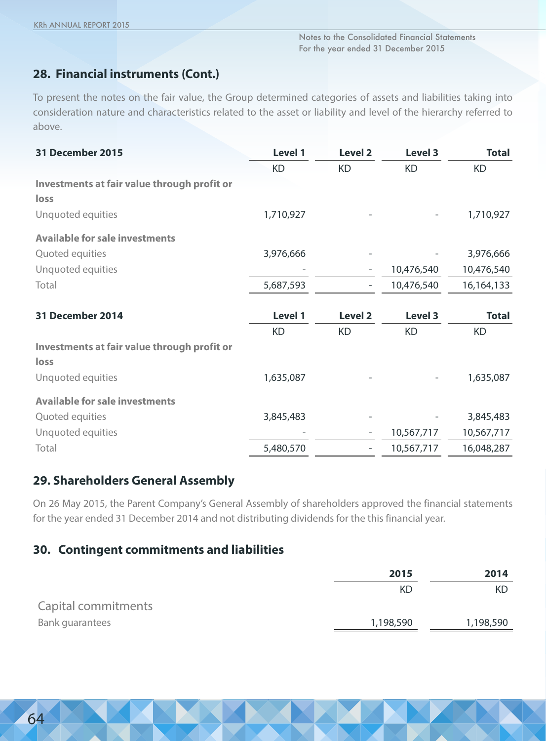## 28. Financial instruments (Cont.)

To present the notes on the fair value, the Group determined categories of assets and liabilities taking into consideration nature and characteristics related to the asset or liability and level of the hierarchy referred to above.

| 31 December 2015 | Level 1 | Level 2 | Level 3 | Total |
|---|---|---|---|---|
| | KD | KD | KD | KD |
| **Investments at fair value through profit or loss** | | | | |
| Unquoted equities | 1,710,927 | - | - | 1,710,927 |
| **Available for sale investments** | | | | |
| Quoted equities | 3,976,666 | - | - | 3,976,666 |
| Unquoted equities | - | - | 10,476,540 | 10,476,540 |
| Total | 5,687,593 | - | 10,476,540 | 16,164,133 |

| 31 December 2014 | Level 1 | Level 2 | Level 3 | Total |
|---|---|---|---|---|
| | KD | KD | KD | KD |
| **Investments at fair value through profit or loss** | | | | |
| Unquoted equities | 1,635,087 | - | - | 1,635,087 |
| **Available for sale investments** | | | | |
| Quoted equities | 3,845,483 | - | - | 3,845,483 |
| Unquoted equities | - | - | 10,567,717 | 10,567,717 |
| Total | 5,480,570 | - | 10,567,717 | 16,048,287 |

## 29. Shareholders General Assembly

On 26 May 2015, the Parent Company's General Assembly of shareholders approved the financial statements for the year ended 31 December 2014 and not distributing dividends for the this financial year.

## 30. Contingent commitments and liabilities

| | 2015 | 2014 |
|---|---|---|
| | KD | KD |
| Capital commitments | | |
| Bank guarantees | 1,198,590 | 1,198,590 |